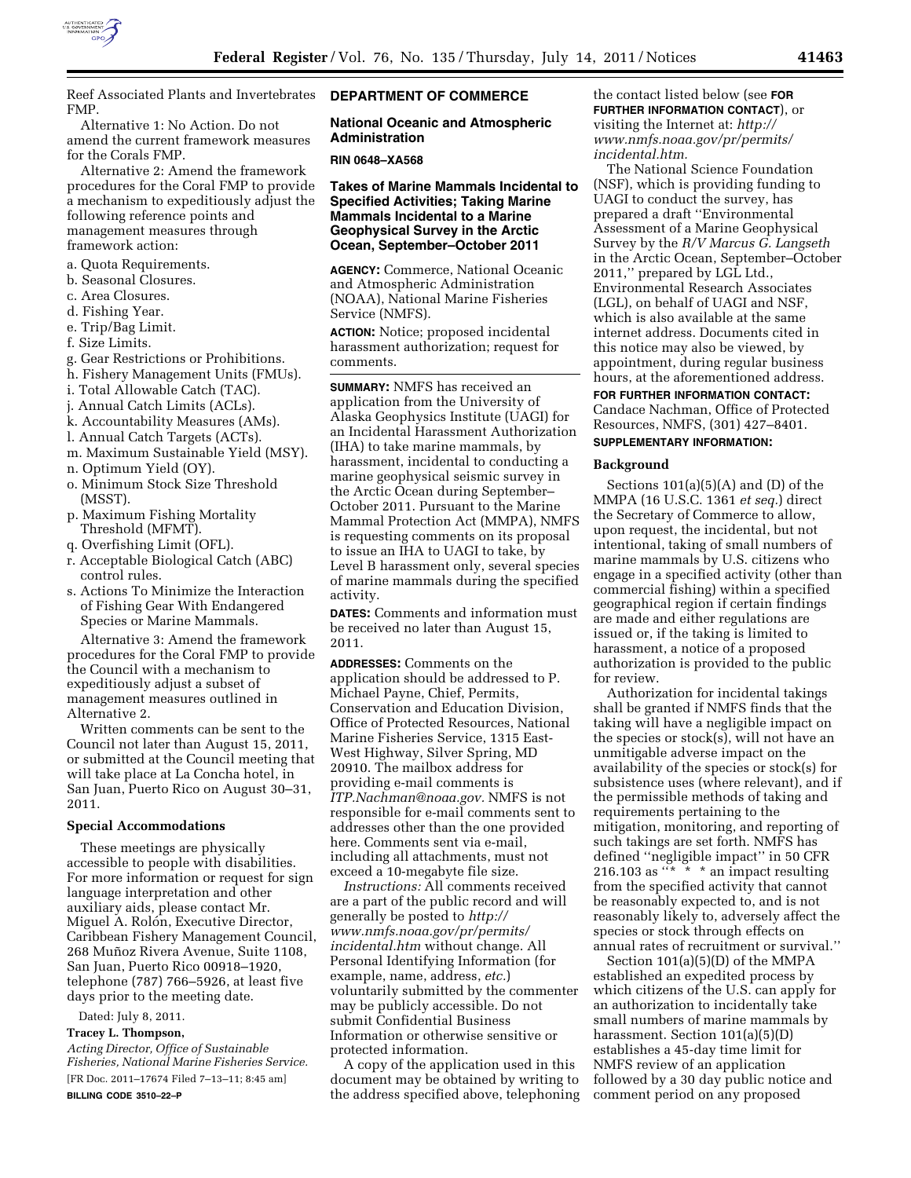Reef Associated Plants and Invertebrates FMP.

Alternative 1: No Action. Do not amend the current framework measures for the Corals FMP.

Alternative 2: Amend the framework procedures for the Coral FMP to provide a mechanism to expeditiously adjust the following reference points and management measures through framework action:

a. Quota Requirements.
b. Seasonal Closures.
c. Area Closures.
d. Fishing Year.
e. Trip/Bag Limit.
f. Size Limits.
g. Gear Restrictions or Prohibitions.
h. Fishery Management Units (FMUs).
i. Total Allowable Catch (TAC).
j. Annual Catch Limits (ACLs).
k. Accountability Measures (AMs).
l. Annual Catch Targets (ACTs).
m. Maximum Sustainable Yield (MSY).
n. Optimum Yield (OY).
o. Minimum Stock Size Threshold (MSST).
p. Maximum Fishing Mortality Threshold (MFMT).
q. Overfishing Limit (OFL).
r. Acceptable Biological Catch (ABC) control rules.
s. Actions To Minimize the Interaction of Fishing Gear With Endangered Species or Marine Mammals.

Alternative 3: Amend the framework procedures for the Coral FMP to provide the Council with a mechanism to expeditiously adjust a subset of management measures outlined in Alternative 2.

Written comments can be sent to the Council not later than August 15, 2011, or submitted at the Council meeting that will take place at La Concha hotel, in San Juan, Puerto Rico on August 30–31, 2011.

### Special Accommodations

These meetings are physically accessible to people with disabilities. For more information or request for sign language interpretation and other auxiliary aids, please contact Mr. Miguel A. Rolón, Executive Director, Caribbean Fishery Management Council, 268 Muñoz Rivera Avenue, Suite 1108, San Juan, Puerto Rico 00918–1920, telephone (787) 766–5926, at least five days prior to the meeting date.

Dated: July 8, 2011.

**Tracey L. Thompson,**

*Acting Director, Office of Sustainable Fisheries, National Marine Fisheries Service.*

[FR Doc. 2011–17674 Filed 7–13–11; 8:45 am]

**BILLING CODE 3510–22–P**

## DEPARTMENT OF COMMERCE

### National Oceanic and Atmospheric Administration

**RIN 0648–XA568**

### Takes of Marine Mammals Incidental to Specified Activities; Taking Marine Mammals Incidental to a Marine Geophysical Survey in the Arctic Ocean, September–October 2011

**AGENCY:** Commerce, National Oceanic and Atmospheric Administration (NOAA), National Marine Fisheries Service (NMFS).

**ACTION:** Notice; proposed incidental harassment authorization; request for comments.

**SUMMARY:** NMFS has received an application from the University of Alaska Geophysics Institute (UAGI) for an Incidental Harassment Authorization (IHA) to take marine mammals, by harassment, incidental to conducting a marine geophysical seismic survey in the Arctic Ocean during September–October 2011. Pursuant to the Marine Mammal Protection Act (MMPA), NMFS is requesting comments on its proposal to issue an IHA to UAGI to take, by Level B harassment only, several species of marine mammals during the specified activity.

**DATES:** Comments and information must be received no later than August 15, 2011.

**ADDRESSES:** Comments on the application should be addressed to P. Michael Payne, Chief, Permits, Conservation and Education Division, Office of Protected Resources, National Marine Fisheries Service, 1315 East-West Highway, Silver Spring, MD 20910. The mailbox address for providing e-mail comments is *ITP.Nachman@noaa.gov.* NMFS is not responsible for e-mail comments sent to addresses other than the one provided here. Comments sent via e-mail, including all attachments, must not exceed a 10-megabyte file size.

*Instructions:* All comments received are a part of the public record and will generally be posted to *http://www.nmfs.noaa.gov/pr/permits/incidental.htm* without change. All Personal Identifying Information (for example, name, address, *etc.*) voluntarily submitted by the commenter may be publicly accessible. Do not submit Confidential Business Information or otherwise sensitive or protected information.

A copy of the application used in this document may be obtained by writing to the address specified above, telephoning the contact listed below (see **FOR FURTHER INFORMATION CONTACT**), or visiting the Internet at: *http://www.nmfs.noaa.gov/pr/permits/incidental.htm.*

The National Science Foundation (NSF), which is providing funding to UAGI to conduct the survey, has prepared a draft "Environmental Assessment of a Marine Geophysical Survey by the *R/V Marcus G. Langseth* in the Arctic Ocean, September–October 2011," prepared by LGL Ltd., Environmental Research Associates (LGL), on behalf of UAGI and NSF, which is also available at the same internet address. Documents cited in this notice may also be viewed, by appointment, during regular business hours, at the aforementioned address.

**FOR FURTHER INFORMATION CONTACT:** Candace Nachman, Office of Protected Resources, NMFS, (301) 427–8401.

**SUPPLEMENTARY INFORMATION:**

### Background

Sections 101(a)(5)(A) and (D) of the MMPA (16 U.S.C. 1361 *et seq.*) direct the Secretary of Commerce to allow, upon request, the incidental, but not intentional, taking of small numbers of marine mammals by U.S. citizens who engage in a specified activity (other than commercial fishing) within a specified geographical region if certain findings are made and either regulations are issued or, if the taking is limited to harassment, a notice of a proposed authorization is provided to the public for review.

Authorization for incidental takings shall be granted if NMFS finds that the taking will have a negligible impact on the species or stock(s), will not have an unmitigable adverse impact on the availability of the species or stock(s) for subsistence uses (where relevant), and if the permissible methods of taking and requirements pertaining to the mitigation, monitoring, and reporting of such takings are set forth. NMFS has defined "negligible impact" in 50 CFR 216.103 as "* * * an impact resulting from the specified activity that cannot be reasonably expected to, and is not reasonably likely to, adversely affect the species or stock through effects on annual rates of recruitment or survival."

Section 101(a)(5)(D) of the MMPA established an expedited process by which citizens of the U.S. can apply for an authorization to incidentally take small numbers of marine mammals by harassment. Section 101(a)(5)(D) establishes a 45-day time limit for NMFS review of an application followed by a 30 day public notice and comment period on any proposed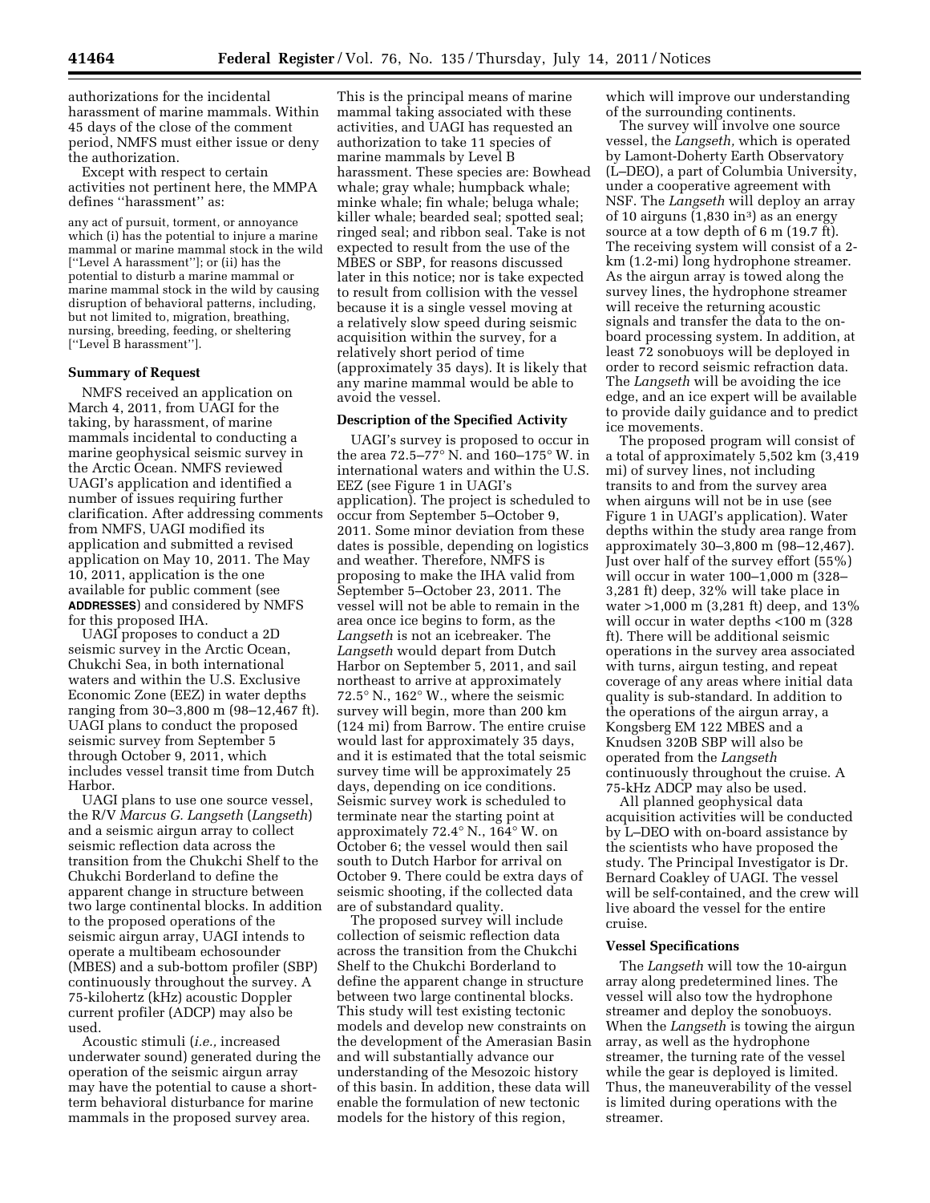authorizations for the incidental harassment of marine mammals. Within 45 days of the close of the comment period, NMFS must either issue or deny the authorization.

Except with respect to certain activities not pertinent here, the MMPA defines ''harassment'' as:

any act of pursuit, torment, or annoyance which (i) has the potential to injure a marine mammal or marine mammal stock in the wild [''Level A harassment'']; or (ii) has the potential to disturb a marine mammal or marine mammal stock in the wild by causing disruption of behavioral patterns, including, but not limited to, migration, breathing, nursing, breeding, feeding, or sheltering [''Level B harassment''].

**Summary of Request**

NMFS received an application on March 4, 2011, from UAGI for the taking, by harassment, of marine mammals incidental to conducting a marine geophysical seismic survey in the Arctic Ocean. NMFS reviewed UAGI's application and identified a number of issues requiring further clarification. After addressing comments from NMFS, UAGI modified its application and submitted a revised application on May 10, 2011. The May 10, 2011, application is the one available for public comment (see **ADDRESSES**) and considered by NMFS for this proposed IHA.

UAGI proposes to conduct a 2D seismic survey in the Arctic Ocean, Chukchi Sea, in both international waters and within the U.S. Exclusive Economic Zone (EEZ) in water depths ranging from 30–3,800 m (98–12,467 ft). UAGI plans to conduct the proposed seismic survey from September 5 through October 9, 2011, which includes vessel transit time from Dutch Harbor.

UAGI plans to use one source vessel, the R/V *Marcus G. Langseth* (*Langseth*) and a seismic airgun array to collect seismic reflection data across the transition from the Chukchi Shelf to the Chukchi Borderland to define the apparent change in structure between two large continental blocks. In addition to the proposed operations of the seismic airgun array, UAGI intends to operate a multibeam echosounder (MBES) and a sub-bottom profiler (SBP) continuously throughout the survey. A 75-kilohertz (kHz) acoustic Doppler current profiler (ADCP) may also be used.

Acoustic stimuli (*i.e.,* increased underwater sound) generated during the operation of the seismic airgun array may have the potential to cause a short-term behavioral disturbance for marine mammals in the proposed survey area. This is the principal means of marine mammal taking associated with these activities, and UAGI has requested an authorization to take 11 species of marine mammals by Level B harassment. These species are: Bowhead whale; gray whale; humpback whale; minke whale; fin whale; beluga whale; killer whale; bearded seal; spotted seal; ringed seal; and ribbon seal. Take is not expected to result from the use of the MBES or SBP, for reasons discussed later in this notice; nor is take expected to result from collision with the vessel because it is a single vessel moving at a relatively slow speed during seismic acquisition within the survey, for a relatively short period of time (approximately 35 days). It is likely that any marine mammal would be able to avoid the vessel.

**Description of the Specified Activity**

UAGI's survey is proposed to occur in the area 72.5–77° N. and 160–175° W. in international waters and within the U.S. EEZ (see Figure 1 in UAGI's application). The project is scheduled to occur from September 5–October 9, 2011. Some minor deviation from these dates is possible, depending on logistics and weather. Therefore, NMFS is proposing to make the IHA valid from September 5–October 23, 2011. The vessel will not be able to remain in the area once ice begins to form, as the *Langseth* is not an icebreaker. The *Langseth* would depart from Dutch Harbor on September 5, 2011, and sail northeast to arrive at approximately 72.5° N., 162° W., where the seismic survey will begin, more than 200 km (124 mi) from Barrow. The entire cruise would last for approximately 35 days, and it is estimated that the total seismic survey time will be approximately 25 days, depending on ice conditions. Seismic survey work is scheduled to terminate near the starting point at approximately 72.4° N., 164° W. on October 6; the vessel would then sail south to Dutch Harbor for arrival on October 9. There could be extra days of seismic shooting, if the collected data are of substandard quality.

The proposed survey will include collection of seismic reflection data across the transition from the Chukchi Shelf to the Chukchi Borderland to define the apparent change in structure between two large continental blocks. This study will test existing tectonic models and develop new constraints on the development of the Amerasian Basin and will substantially advance our understanding of the Mesozoic history of this basin. In addition, these data will enable the formulation of new tectonic models for the history of this region, which will improve our understanding of the surrounding continents.

The survey will involve one source vessel, the *Langseth,* which is operated by Lamont-Doherty Earth Observatory (L–DEO), a part of Columbia University, under a cooperative agreement with NSF. The *Langseth* will deploy an array of 10 airguns (1,830 $in^3$) as an energy source at a tow depth of 6 m (19.7 ft). The receiving system will consist of a 2-km (1.2-mi) long hydrophone streamer. As the airgun array is towed along the survey lines, the hydrophone streamer will receive the returning acoustic signals and transfer the data to the on-board processing system. In addition, at least 72 sonobuoys will be deployed in order to record seismic refraction data. The *Langseth* will be avoiding the ice edge, and an ice expert will be available to provide daily guidance and to predict ice movements.

The proposed program will consist of a total of approximately 5,502 km (3,419 mi) of survey lines, not including transits to and from the survey area when airguns will not be in use (see Figure 1 in UAGI's application). Water depths within the study area range from approximately 30–3,800 m (98–12,467). Just over half of the survey effort (55%) will occur in water 100–1,000 m (328–3,281 ft) deep, 32% will take place in water >1,000 m (3,281 ft) deep, and 13% will occur in water depths <100 m (328 ft). There will be additional seismic operations in the survey area associated with turns, airgun testing, and repeat coverage of any areas where initial data quality is sub-standard. In addition to the operations of the airgun array, a Kongsberg EM 122 MBES and a Knudsen 320B SBP will also be operated from the *Langseth* continuously throughout the cruise. A 75-kHz ADCP may also be used.

All planned geophysical data acquisition activities will be conducted by L–DEO with on-board assistance by the scientists who have proposed the study. The Principal Investigator is Dr. Bernard Coakley of UAGI. The vessel will be self-contained, and the crew will live aboard the vessel for the entire cruise.

**Vessel Specifications**

The *Langseth* will tow the 10-airgun array along predetermined lines. The vessel will also tow the hydrophone streamer and deploy the sonobuoys. When the *Langseth* is towing the airgun array, as well as the hydrophone streamer, the turning rate of the vessel while the gear is deployed is limited. Thus, the maneuverability of the vessel is limited during operations with the streamer.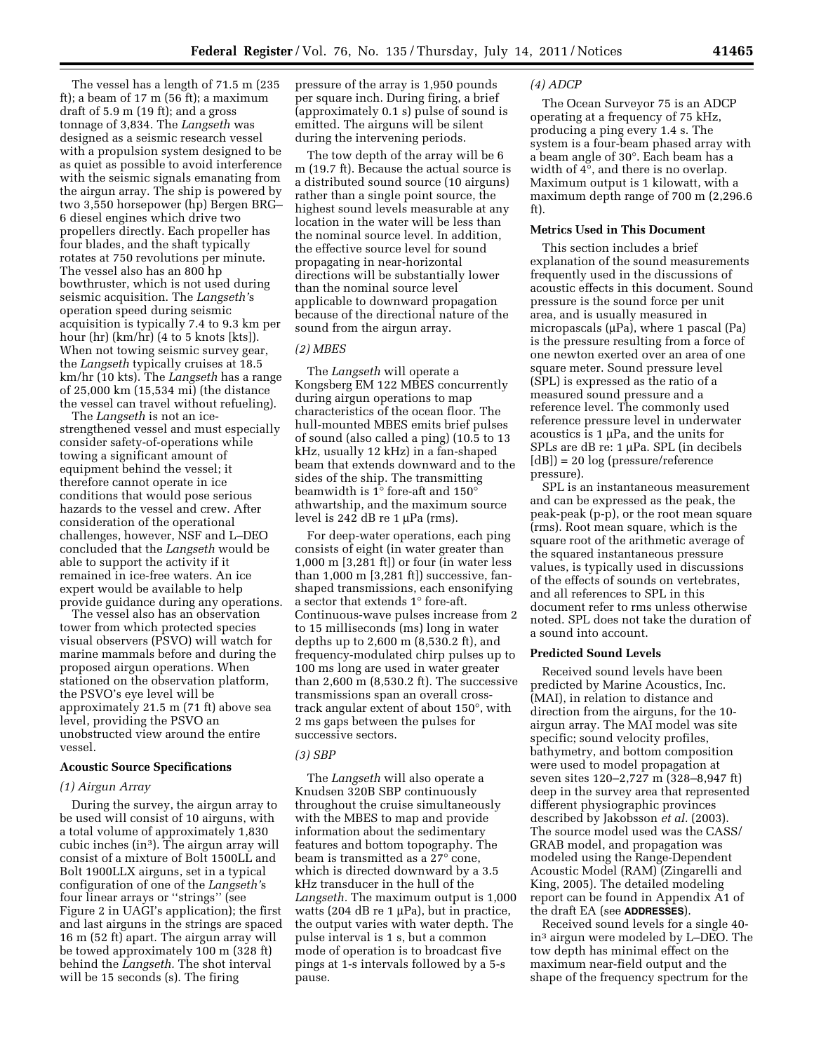The vessel has a length of 71.5 m (235 ft); a beam of 17 m (56 ft); a maximum draft of 5.9 m (19 ft); and a gross tonnage of 3,834. The *Langseth* was designed as a seismic research vessel with a propulsion system designed to be as quiet as possible to avoid interference with the seismic signals emanating from the airgun array. The ship is powered by two 3,550 horsepower (hp) Bergen BRG–6 diesel engines which drive two propellers directly. Each propeller has four blades, and the shaft typically rotates at 750 revolutions per minute. The vessel also has an 800 hp bowthruster, which is not used during seismic acquisition. The *Langseth's* operation speed during seismic acquisition is typically 7.4 to 9.3 km per hour (hr) (km/hr) (4 to 5 knots [kts]). When not towing seismic survey gear, the *Langseth* typically cruises at 18.5 km/hr (10 kts). The *Langseth* has a range of 25,000 km (15,534 mi) (the distance the vessel can travel without refueling).

The *Langseth* is not an ice-strengthened vessel and must especially consider safety-of-operations while towing a significant amount of equipment behind the vessel; it therefore cannot operate in ice conditions that would pose serious hazards to the vessel and crew. After consideration of the operational challenges, however, NSF and L–DEO concluded that the *Langseth* would be able to support the activity if it remained in ice-free waters. An ice expert would be available to help provide guidance during any operations.

The vessel also has an observation tower from which protected species visual observers (PSVO) will watch for marine mammals before and during the proposed airgun operations. When stationed on the observation platform, the PSVO's eye level will be approximately 21.5 m (71 ft) above sea level, providing the PSVO an unobstructed view around the entire vessel.

### Acoustic Source Specifications

#### *(1) Airgun Array*

During the survey, the airgun array to be used will consist of 10 airguns, with a total volume of approximately 1,830 cubic inches ($in^3$). The airgun array will consist of a mixture of Bolt 1500LL and Bolt 1900LLX airguns, set in a typical configuration of one of the *Langseth's* four linear arrays or ''strings'' (see Figure 2 in UAGI's application); the first and last airguns in the strings are spaced 16 m (52 ft) apart. The airgun array will be towed approximately 100 m (328 ft) behind the *Langseth.* The shot interval will be 15 seconds (s). The firing pressure of the array is 1,950 pounds per square inch. During firing, a brief (approximately 0.1 s) pulse of sound is emitted. The airguns will be silent during the intervening periods.

The tow depth of the array will be 6 m (19.7 ft). Because the actual source is a distributed sound source (10 airguns) rather than a single point source, the highest sound levels measurable at any location in the water will be less than the nominal source level. In addition, the effective source level for sound propagating in near-horizontal directions will be substantially lower than the nominal source level applicable to downward propagation because of the directional nature of the sound from the airgun array.

#### *(2) MBES*

The *Langseth* will operate a Kongsberg EM 122 MBES concurrently during airgun operations to map characteristics of the ocean floor. The hull-mounted MBES emits brief pulses of sound (also called a ping) (10.5 to 13 kHz, usually 12 kHz) in a fan-shaped beam that extends downward and to the sides of the ship. The transmitting beamwidth is 1° fore-aft and 150° athwartship, and the maximum source level is 242 dB re 1 μPa (rms).

For deep-water operations, each ping consists of eight (in water greater than 1,000 m [3,281 ft]) or four (in water less than 1,000 m [3,281 ft]) successive, fan-shaped transmissions, each ensonifying a sector that extends 1° fore-aft. Continuous-wave pulses increase from 2 to 15 milliseconds (ms) long in water depths up to 2,600 m (8,530.2 ft), and frequency-modulated chirp pulses up to 100 ms long are used in water greater than 2,600 m (8,530.2 ft). The successive transmissions span an overall cross-track angular extent of about 150°, with 2 ms gaps between the pulses for successive sectors.

#### *(3) SBP*

The *Langseth* will also operate a Knudsen 320B SBP continuously throughout the cruise simultaneously with the MBES to map and provide information about the sedimentary features and bottom topography. The beam is transmitted as a 27° cone, which is directed downward by a 3.5 kHz transducer in the hull of the *Langseth.* The maximum output is 1,000 watts (204 dB re 1 μPa), but in practice, the output varies with water depth. The pulse interval is 1 s, but a common mode of operation is to broadcast five pings at 1-s intervals followed by a 5-s pause.

#### *(4) ADCP*

The Ocean Surveyor 75 is an ADCP operating at a frequency of 75 kHz, producing a ping every 1.4 s. The system is a four-beam phased array with a beam angle of 30°. Each beam has a width of 4°, and there is no overlap. Maximum output is 1 kilowatt, with a maximum depth range of 700 m (2,296.6 ft).

### Metrics Used in This Document

This section includes a brief explanation of the sound measurements frequently used in the discussions of acoustic effects in this document. Sound pressure is the sound force per unit area, and is usually measured in micropascals (μPa), where 1 pascal (Pa) is the pressure resulting from a force of one newton exerted over an area of one square meter. Sound pressure level (SPL) is expressed as the ratio of a measured sound pressure and a reference level. The commonly used reference pressure level in underwater acoustics is 1 μPa, and the units for SPLs are dB re: 1 μPa. SPL (in decibels [dB]) = 20 log (pressure/reference pressure).

SPL is an instantaneous measurement and can be expressed as the peak, the peak-peak (p-p), or the root mean square (rms). Root mean square, which is the square root of the arithmetic average of the squared instantaneous pressure values, is typically used in discussions of the effects of sounds on vertebrates, and all references to SPL in this document refer to rms unless otherwise noted. SPL does not take the duration of a sound into account.

### Predicted Sound Levels

Received sound levels have been predicted by Marine Acoustics, Inc. (MAI), in relation to distance and direction from the airguns, for the 10-airgun array. The MAI model was site specific; sound velocity profiles, bathymetry, and bottom composition were used to model propagation at seven sites 120–2,727 m (328–8,947 ft) deep in the survey area that represented different physiographic provinces described by Jakobsson *et al.* (2003). The source model used was the CASS/GRAB model, and propagation was modeled using the Range-Dependent Acoustic Model (RAM) (Zingarelli and King, 2005). The detailed modeling report can be found in Appendix A1 of the draft EA (see **ADDRESSES**).

Received sound levels for a single 40-$in^3$ airgun were modeled by L–DEO. The tow depth has minimal effect on the maximum near-field output and the shape of the frequency spectrum for the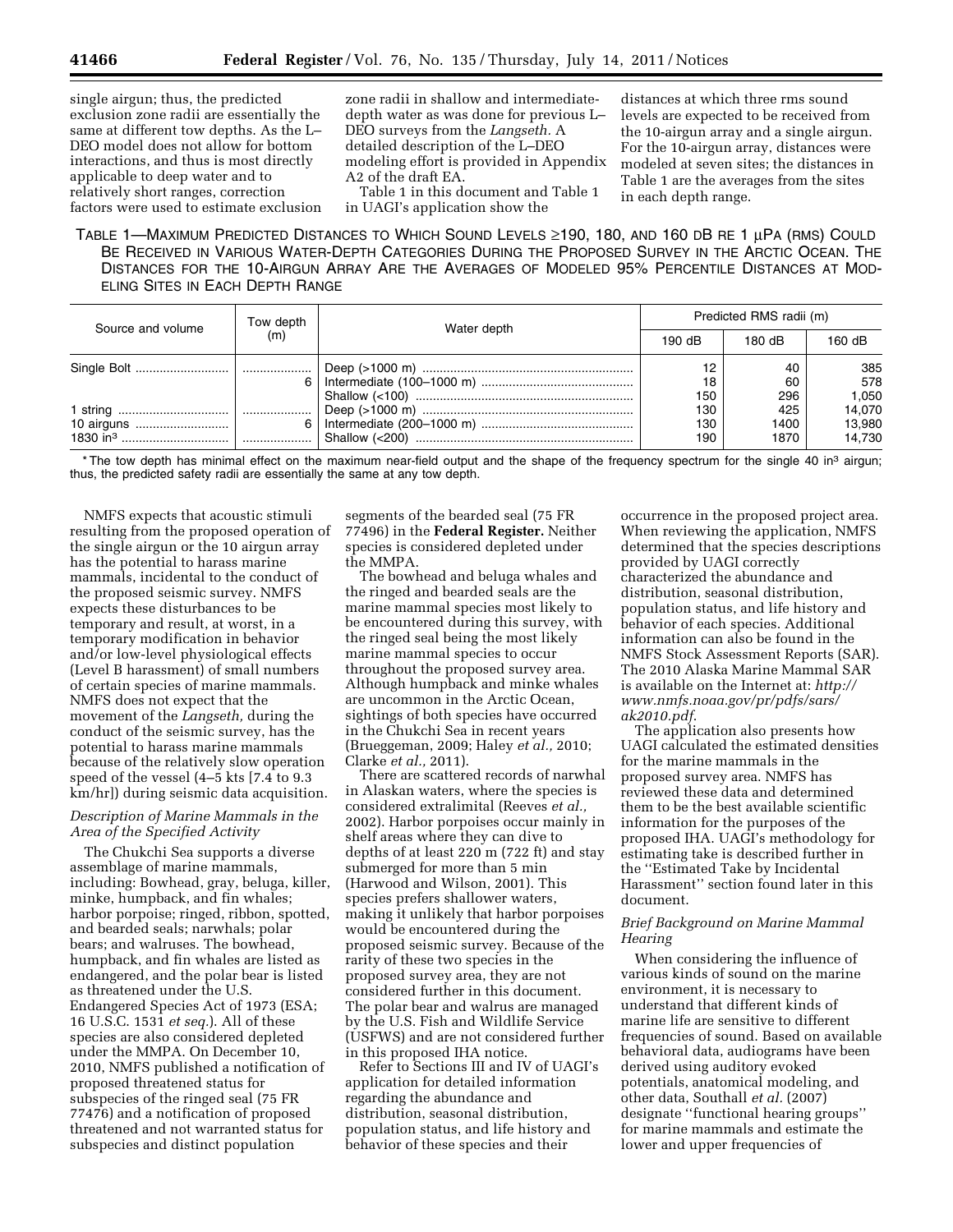single airgun; thus, the predicted exclusion zone radii are essentially the same at different tow depths. As the L–DEO model does not allow for bottom interactions, and thus is most directly applicable to deep water and to relatively short ranges, correction factors were used to estimate exclusion zone radii in shallow and intermediate-depth water as was done for previous L–DEO surveys from the *Langseth.* A detailed description of the L–DEO modeling effort is provided in Appendix A2 of the draft EA.

Table 1 in this document and Table 1 in UAGI's application show the distances at which three rms sound levels are expected to be received from the 10-airgun array and a single airgun. For the 10-airgun array, distances were modeled at seven sites; the distances in Table 1 are the averages from the sites in each depth range.

TABLE 1—MAXIMUM PREDICTED DISTANCES TO WHICH SOUND LEVELS ≥190, 180, AND 160 DB RE 1 μPA (RMS) COULD BE RECEIVED IN VARIOUS WATER-DEPTH CATEGORIES DURING THE PROPOSED SURVEY IN THE ARCTIC OCEAN. THE DISTANCES FOR THE 10-AIRGUN ARRAY ARE THE AVERAGES OF MODELED 95% PERCENTILE DISTANCES AT MODELING SITES IN EACH DEPTH RANGE

| Source and volume | Tow depth (m) | Water depth | Predicted RMS radii (m) | | |
|---|---|---|---|---|---|
| | | | 190 dB | 180 dB | 160 dB |
| Single Bolt | | Deep (>1000 m) | 12 | 40 | 385 |
| | 6 | Intermediate (100–1000 m) | 18 | 60 | 578 |
| | | Shallow (<100) | 150 | 296 | 1,050 |
| 1 string | | Deep (>1000 m) | 130 | 425 | 14,070 |
| 10 airguns | 6 | Intermediate (200–1000 m) | 130 | 1400 | 13,980 |
| 1830 in³ | | Shallow (<200) | 190 | 1870 | 14,730 |

* The tow depth has minimal effect on the maximum near-field output and the shape of the frequency spectrum for the single 40 in³ airgun; thus, the predicted safety radii are essentially the same at any tow depth.

NMFS expects that acoustic stimuli resulting from the proposed operation of the single airgun or the 10 airgun array has the potential to harass marine mammals, incidental to the conduct of the proposed seismic survey. NMFS expects these disturbances to be temporary and result, at worst, in a temporary modification in behavior and/or low-level physiological effects (Level B harassment) of small numbers of certain species of marine mammals. NMFS does not expect that the movement of the *Langseth,* during the conduct of the seismic survey, has the potential to harass marine mammals because of the relatively slow operation speed of the vessel (4–5 kts [7.4 to 9.3 km/hr]) during seismic data acquisition.

### *Description of Marine Mammals in the Area of the Specified Activity*

The Chukchi Sea supports a diverse assemblage of marine mammals, including: Bowhead, gray, beluga, killer, minke, humpback, and fin whales; harbor porpoise; ringed, ribbon, spotted, and bearded seals; narwhals; polar bears; and walruses. The bowhead, humpback, and fin whales are listed as endangered, and the polar bear is listed as threatened under the U.S. Endangered Species Act of 1973 (ESA; 16 U.S.C. 1531 *et seq.*). All of these species are also considered depleted under the MMPA. On December 10, 2010, NMFS published a notification of proposed threatened status for subspecies of the ringed seal (75 FR 77476) and a notification of proposed threatened and not warranted status for subspecies and distinct population segments of the bearded seal (75 FR 77496) in the **Federal Register.** Neither species is considered depleted under the MMPA.

The bowhead and beluga whales and the ringed and bearded seals are the marine mammal species most likely to be encountered during this survey, with the ringed seal being the most likely marine mammal species to occur throughout the proposed survey area. Although humpback and minke whales are uncommon in the Arctic Ocean, sightings of both species have occurred in the Chukchi Sea in recent years (Brueggeman, 2009; Haley *et al.,* 2010; Clarke *et al.,* 2011).

There are scattered records of narwhal in Alaskan waters, where the species is considered extralimital (Reeves *et al.,* 2002). Harbor porpoises occur mainly in shelf areas where they can dive to depths of at least 220 m (722 ft) and stay submerged for more than 5 min (Harwood and Wilson, 2001). This species prefers shallower waters, making it unlikely that harbor porpoises would be encountered during the proposed seismic survey. Because of the rarity of these two species in the proposed survey area, they are not considered further in this document. The polar bear and walrus are managed by the U.S. Fish and Wildlife Service (USFWS) and are not considered further in this proposed IHA notice.

Refer to Sections III and IV of UAGI's application for detailed information regarding the abundance and distribution, seasonal distribution, population status, and life history and behavior of these species and their occurrence in the proposed project area. When reviewing the application, NMFS determined that the species descriptions provided by UAGI correctly characterized the abundance and distribution, seasonal distribution, population status, and life history and behavior of each species. Additional information can also be found in the NMFS Stock Assessment Reports (SAR). The 2010 Alaska Marine Mammal SAR is available on the Internet at: *http://www.nmfs.noaa.gov/pr/pdfs/sars/ak2010.pdf.*

The application also presents how UAGI calculated the estimated densities for the marine mammals in the proposed survey area. NMFS has reviewed these data and determined them to be the best available scientific information for the purposes of the proposed IHA. UAGI's methodology for estimating take is described further in the "Estimated Take by Incidental Harassment" section found later in this document.

### *Brief Background on Marine Mammal Hearing*

When considering the influence of various kinds of sound on the marine environment, it is necessary to understand that different kinds of marine life are sensitive to different frequencies of sound. Based on available behavioral data, audiograms have been derived using auditory evoked potentials, anatomical modeling, and other data, Southall *et al.* (2007) designate "functional hearing groups" for marine mammals and estimate the lower and upper frequencies of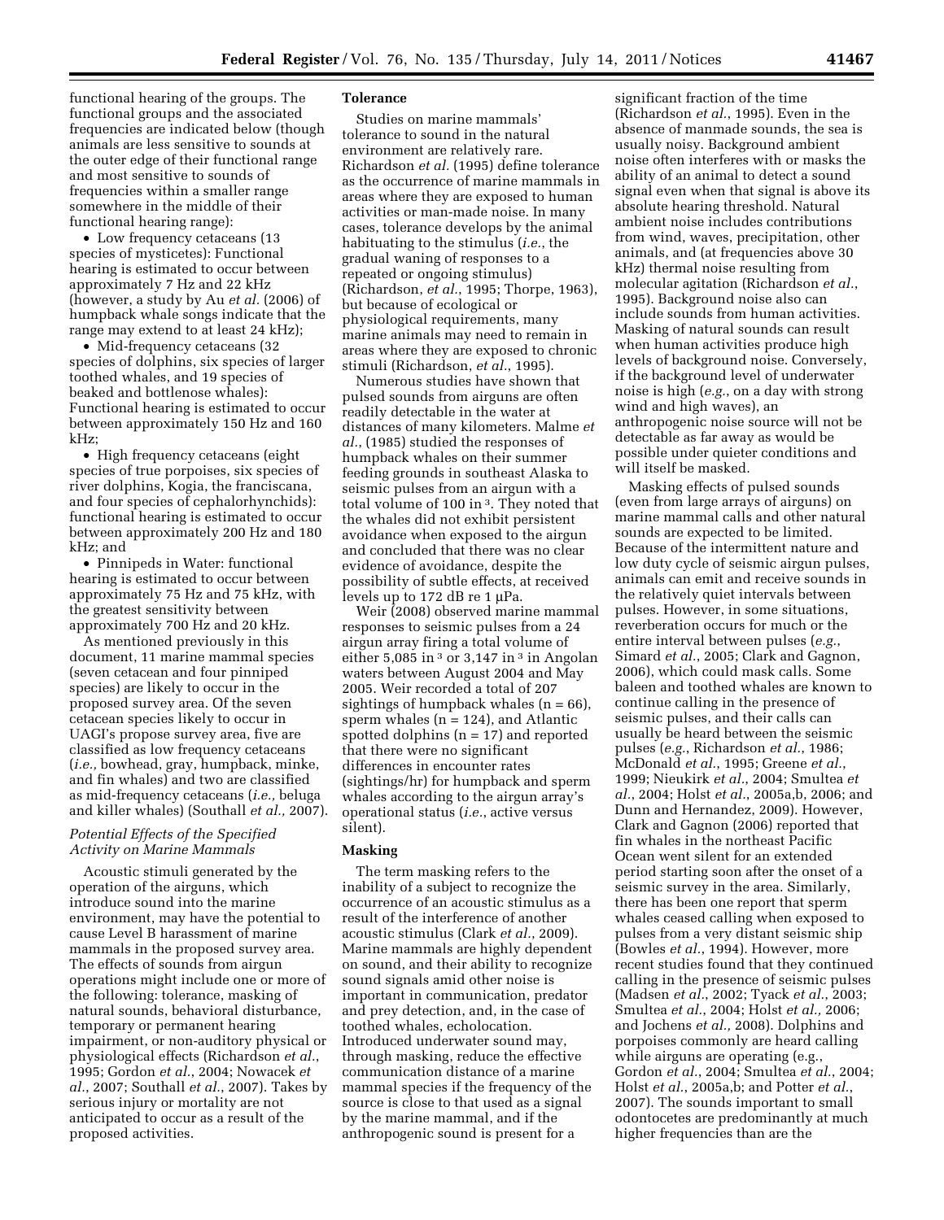functional hearing of the groups. The functional groups and the associated frequencies are indicated below (though animals are less sensitive to sounds at the outer edge of their functional range and most sensitive to sounds of frequencies within a smaller range somewhere in the middle of their functional hearing range):

- Low frequency cetaceans (13 species of mysticetes): Functional hearing is estimated to occur between approximately 7 Hz and 22 kHz (however, a study by Au *et al.* (2006) of humpback whale songs indicate that the range may extend to at least 24 kHz);
- Mid-frequency cetaceans (32 species of dolphins, six species of larger toothed whales, and 19 species of beaked and bottlenose whales): Functional hearing is estimated to occur between approximately 150 Hz and 160 kHz;
- High frequency cetaceans (eight species of true porpoises, six species of river dolphins, Kogia, the franciscana, and four species of cephalorhynchids): functional hearing is estimated to occur between approximately 200 Hz and 180 kHz; and
- Pinnipeds in Water: functional hearing is estimated to occur between approximately 75 Hz and 75 kHz, with the greatest sensitivity between approximately 700 Hz and 20 kHz.

As mentioned previously in this document, 11 marine mammal species (seven cetacean and four pinniped species) are likely to occur in the proposed survey area. Of the seven cetacean species likely to occur in UAGI's propose survey area, five are classified as low frequency cetaceans (*i.e.,* bowhead, gray, humpback, minke, and fin whales) and two are classified as mid-frequency cetaceans (*i.e.,* beluga and killer whales) (Southall *et al.,* 2007).

### *Potential Effects of the Specified Activity on Marine Mammals*

Acoustic stimuli generated by the operation of the airguns, which introduce sound into the marine environment, may have the potential to cause Level B harassment of marine mammals in the proposed survey area. The effects of sounds from airgun operations might include one or more of the following: tolerance, masking of natural sounds, behavioral disturbance, temporary or permanent hearing impairment, or non-auditory physical or physiological effects (Richardson *et al.*, 1995; Gordon *et al.*, 2004; Nowacek *et al.,* 2007; Southall *et al.*, 2007). Takes by serious injury or mortality are not anticipated to occur as a result of the proposed activities.

#### Tolerance

Studies on marine mammals' tolerance to sound in the natural environment are relatively rare. Richardson *et al.* (1995) define tolerance as the occurrence of marine mammals in areas where they are exposed to human activities or man-made noise. In many cases, tolerance develops by the animal habituating to the stimulus (*i.e.*, the gradual waning of responses to a repeated or ongoing stimulus) (Richardson, *et al.*, 1995; Thorpe, 1963), but because of ecological or physiological requirements, many marine animals may need to remain in areas where they are exposed to chronic stimuli (Richardson, *et al.*, 1995).

Numerous studies have shown that pulsed sounds from airguns are often readily detectable in the water at distances of many kilometers. Malme *et al.*, (1985) studied the responses of humpback whales on their summer feeding grounds in southeast Alaska to seismic pulses from an airgun with a total volume of 100 in $^3$. They noted that the whales did not exhibit persistent avoidance when exposed to the airgun and concluded that there was no clear evidence of avoidance, despite the possibility of subtle effects, at received levels up to 172 dB re 1 μPa.

Weir (2008) observed marine mammal responses to seismic pulses from a 24 airgun array firing a total volume of either 5,085 in $^3$ or 3,147 in $^3$ in Angolan waters between August 2004 and May 2005. Weir recorded a total of 207 sightings of humpback whales (n = 66), sperm whales (n = 124), and Atlantic spotted dolphins (n = 17) and reported that there were no significant differences in encounter rates (sightings/hr) for humpback and sperm whales according to the airgun array's operational status (*i.e.*, active versus silent).

#### Masking

The term masking refers to the inability of a subject to recognize the occurrence of an acoustic stimulus as a result of the interference of another acoustic stimulus (Clark *et al.*, 2009). Marine mammals are highly dependent on sound, and their ability to recognize sound signals amid other noise is important in communication, predator and prey detection, and, in the case of toothed whales, echolocation. Introduced underwater sound may, through masking, reduce the effective communication distance of a marine mammal species if the frequency of the source is close to that used as a signal by the marine mammal, and if the anthropogenic sound is present for a significant fraction of the time (Richardson *et al.*, 1995). Even in the absence of manmade sounds, the sea is usually noisy. Background ambient noise often interferes with or masks the ability of an animal to detect a sound signal even when that signal is above its absolute hearing threshold. Natural ambient noise includes contributions from wind, waves, precipitation, other animals, and (at frequencies above 30 kHz) thermal noise resulting from molecular agitation (Richardson *et al.*, 1995). Background noise also can include sounds from human activities. Masking of natural sounds can result when human activities produce high levels of background noise. Conversely, if the background level of underwater noise is high (*e.g.*, on a day with strong wind and high waves), an anthropogenic noise source will not be detectable as far away as would be possible under quieter conditions and will itself be masked.

Masking effects of pulsed sounds (even from large arrays of airguns) on marine mammal calls and other natural sounds are expected to be limited. Because of the intermittent nature and low duty cycle of seismic airgun pulses, animals can emit and receive sounds in the relatively quiet intervals between pulses. However, in some situations, reverberation occurs for much or the entire interval between pulses (*e.g.*, Simard *et al.*, 2005; Clark and Gagnon, 2006), which could mask calls. Some baleen and toothed whales are known to continue calling in the presence of seismic pulses, and their calls can usually be heard between the seismic pulses (*e.g.*, Richardson *et al.*, 1986; McDonald *et al.*, 1995; Greene *et al.*, 1999; Nieukirk *et al.*, 2004; Smultea *et al.*, 2004; Holst *et al.*, 2005a,b, 2006; and Dunn and Hernandez, 2009). However, Clark and Gagnon (2006) reported that fin whales in the northeast Pacific Ocean went silent for an extended period starting soon after the onset of a seismic survey in the area. Similarly, there has been one report that sperm whales ceased calling when exposed to pulses from a very distant seismic ship (Bowles *et al.*, 1994). However, more recent studies found that they continued calling in the presence of seismic pulses (Madsen *et al.*, 2002; Tyack *et al.*, 2003; Smultea *et al.*, 2004; Holst *et al.,* 2006; and Jochens *et al.,* 2008). Dolphins and porpoises commonly are heard calling while airguns are operating (e.g., Gordon *et al.*, 2004; Smultea *et al.*, 2004; Holst *et al.*, 2005a,b; and Potter *et al.*, 2007). The sounds important to small odontocetes are predominantly at much higher frequencies than are the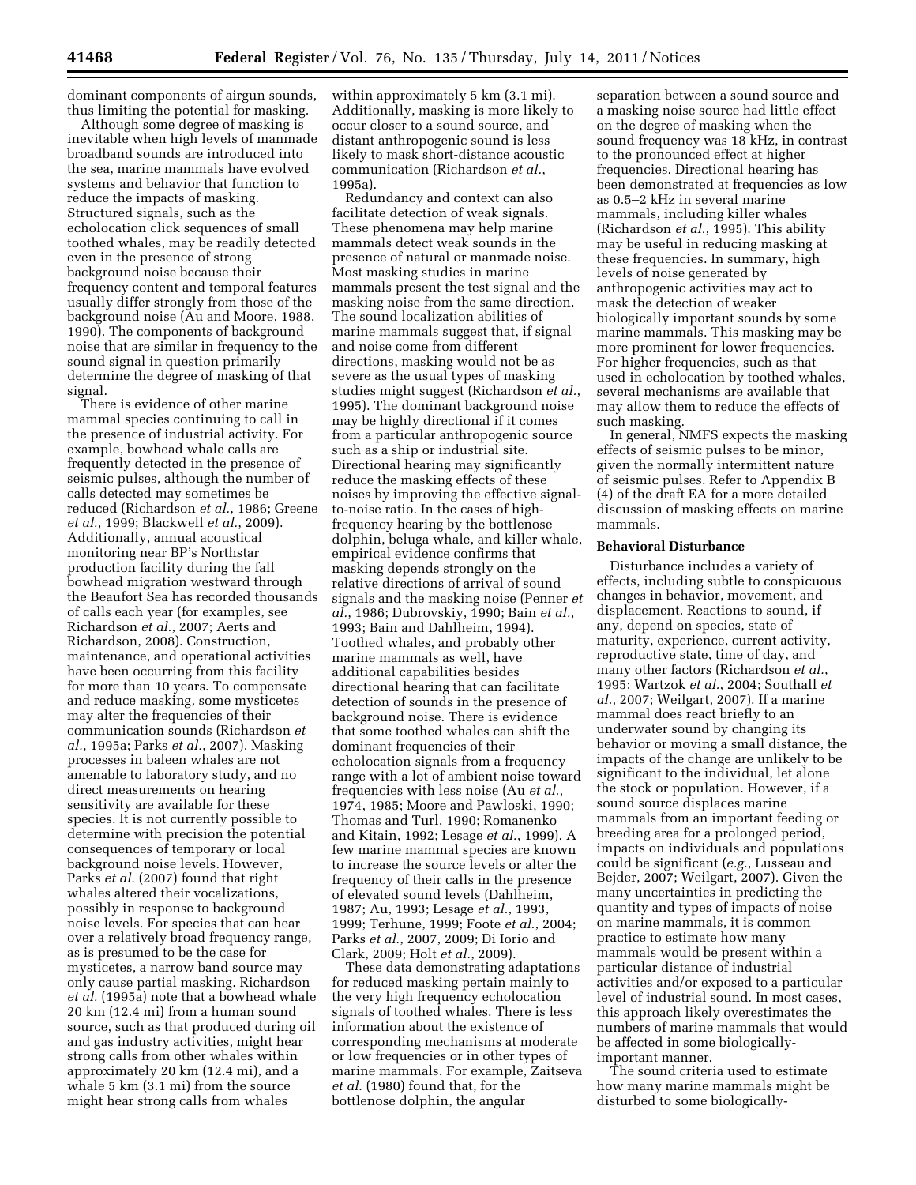dominant components of airgun sounds, thus limiting the potential for masking.

Although some degree of masking is inevitable when high levels of manmade broadband sounds are introduced into the sea, marine mammals have evolved systems and behavior that function to reduce the impacts of masking. Structured signals, such as the echolocation click sequences of small toothed whales, may be readily detected even in the presence of strong background noise because their frequency content and temporal features usually differ strongly from those of the background noise (Au and Moore, 1988, 1990). The components of background noise that are similar in frequency to the sound signal in question primarily determine the degree of masking of that signal.

There is evidence of other marine mammal species continuing to call in the presence of industrial activity. For example, bowhead whale calls are frequently detected in the presence of seismic pulses, although the number of calls detected may sometimes be reduced (Richardson *et al.*, 1986; Greene *et al.*, 1999; Blackwell *et al.*, 2009). Additionally, annual acoustical monitoring near BP's Northstar production facility during the fall bowhead migration westward through the Beaufort Sea has recorded thousands of calls each year (for examples, see Richardson *et al.*, 2007; Aerts and Richardson, 2008). Construction, maintenance, and operational activities have been occurring from this facility for more than 10 years. To compensate and reduce masking, some mysticetes may alter the frequencies of their communication sounds (Richardson *et al.*, 1995a; Parks *et al.*, 2007). Masking processes in baleen whales are not amenable to laboratory study, and no direct measurements on hearing sensitivity are available for these species. It is not currently possible to determine with precision the potential consequences of temporary or local background noise levels. However, Parks *et al.* (2007) found that right whales altered their vocalizations, possibly in response to background noise levels. For species that can hear over a relatively broad frequency range, as is presumed to be the case for mysticetes, a narrow band source may only cause partial masking. Richardson *et al.* (1995a) note that a bowhead whale 20 km (12.4 mi) from a human sound source, such as that produced during oil and gas industry activities, might hear strong calls from other whales within approximately 20 km (12.4 mi), and a whale 5 km (3.1 mi) from the source might hear strong calls from whales within approximately 5 km (3.1 mi). Additionally, masking is more likely to occur closer to a sound source, and distant anthropogenic sound is less likely to mask short-distance acoustic communication (Richardson *et al.*, 1995a).

Redundancy and context can also facilitate detection of weak signals. These phenomena may help marine mammals detect weak sounds in the presence of natural or manmade noise. Most masking studies in marine mammals present the test signal and the masking noise from the same direction. The sound localization abilities of marine mammals suggest that, if signal and noise come from different directions, masking would not be as severe as the usual types of masking studies might suggest (Richardson *et al.*, 1995). The dominant background noise may be highly directional if it comes from a particular anthropogenic source such as a ship or industrial site. Directional hearing may significantly reduce the masking effects of these noises by improving the effective signal-to-noise ratio. In the cases of high-frequency hearing by the bottlenose dolphin, beluga whale, and killer whale, empirical evidence confirms that masking depends strongly on the relative directions of arrival of sound signals and the masking noise (Penner *et al.*, 1986; Dubrovskiy, 1990; Bain *et al.*, 1993; Bain and Dahlheim, 1994). Toothed whales, and probably other marine mammals as well, have additional capabilities besides directional hearing that can facilitate detection of sounds in the presence of background noise. There is evidence that some toothed whales can shift the dominant frequencies of their echolocation signals from a frequency range with a lot of ambient noise toward frequencies with less noise (Au *et al.*, 1974, 1985; Moore and Pawloski, 1990; Thomas and Turl, 1990; Romanenko and Kitain, 1992; Lesage *et al.*, 1999). A few marine mammal species are known to increase the source levels or alter the frequency of their calls in the presence of elevated sound levels (Dahlheim, 1987; Au, 1993; Lesage *et al.*, 1993, 1999; Terhune, 1999; Foote *et al.*, 2004; Parks *et al.*, 2007, 2009; Di Iorio and Clark, 2009; Holt *et al.*, 2009).

These data demonstrating adaptations for reduced masking pertain mainly to the very high frequency echolocation signals of toothed whales. There is less information about the existence of corresponding mechanisms at moderate or low frequencies or in other types of marine mammals. For example, Zaitseva *et al.* (1980) found that, for the bottlenose dolphin, the angular separation between a sound source and a masking noise source had little effect on the degree of masking when the sound frequency was 18 kHz, in contrast to the pronounced effect at higher frequencies. Directional hearing has been demonstrated at frequencies as low as 0.5–2 kHz in several marine mammals, including killer whales (Richardson *et al.*, 1995). This ability may be useful in reducing masking at these frequencies. In summary, high levels of noise generated by anthropogenic activities may act to mask the detection of weaker biologically important sounds by some marine mammals. This masking may be more prominent for lower frequencies. For higher frequencies, such as that used in echolocation by toothed whales, several mechanisms are available that may allow them to reduce the effects of such masking.

In general, NMFS expects the masking effects of seismic pulses to be minor, given the normally intermittent nature of seismic pulses. Refer to Appendix B (4) of the draft EA for a more detailed discussion of masking effects on marine mammals.

**Behavioral Disturbance**

Disturbance includes a variety of effects, including subtle to conspicuous changes in behavior, movement, and displacement. Reactions to sound, if any, depend on species, state of maturity, experience, current activity, reproductive state, time of day, and many other factors (Richardson *et al.*, 1995; Wartzok *et al.*, 2004; Southall *et al.*, 2007; Weilgart, 2007). If a marine mammal does react briefly to an underwater sound by changing its behavior or moving a small distance, the impacts of the change are unlikely to be significant to the individual, let alone the stock or population. However, if a sound source displaces marine mammals from an important feeding or breeding area for a prolonged period, impacts on individuals and populations could be significant (*e.g.*, Lusseau and Bejder, 2007; Weilgart, 2007). Given the many uncertainties in predicting the quantity and types of impacts of noise on marine mammals, it is common practice to estimate how many mammals would be present within a particular distance of industrial activities and/or exposed to a particular level of industrial sound. In most cases, this approach likely overestimates the numbers of marine mammals that would be affected in some biologically-important manner.

The sound criteria used to estimate how many marine mammals might be disturbed to some biologically-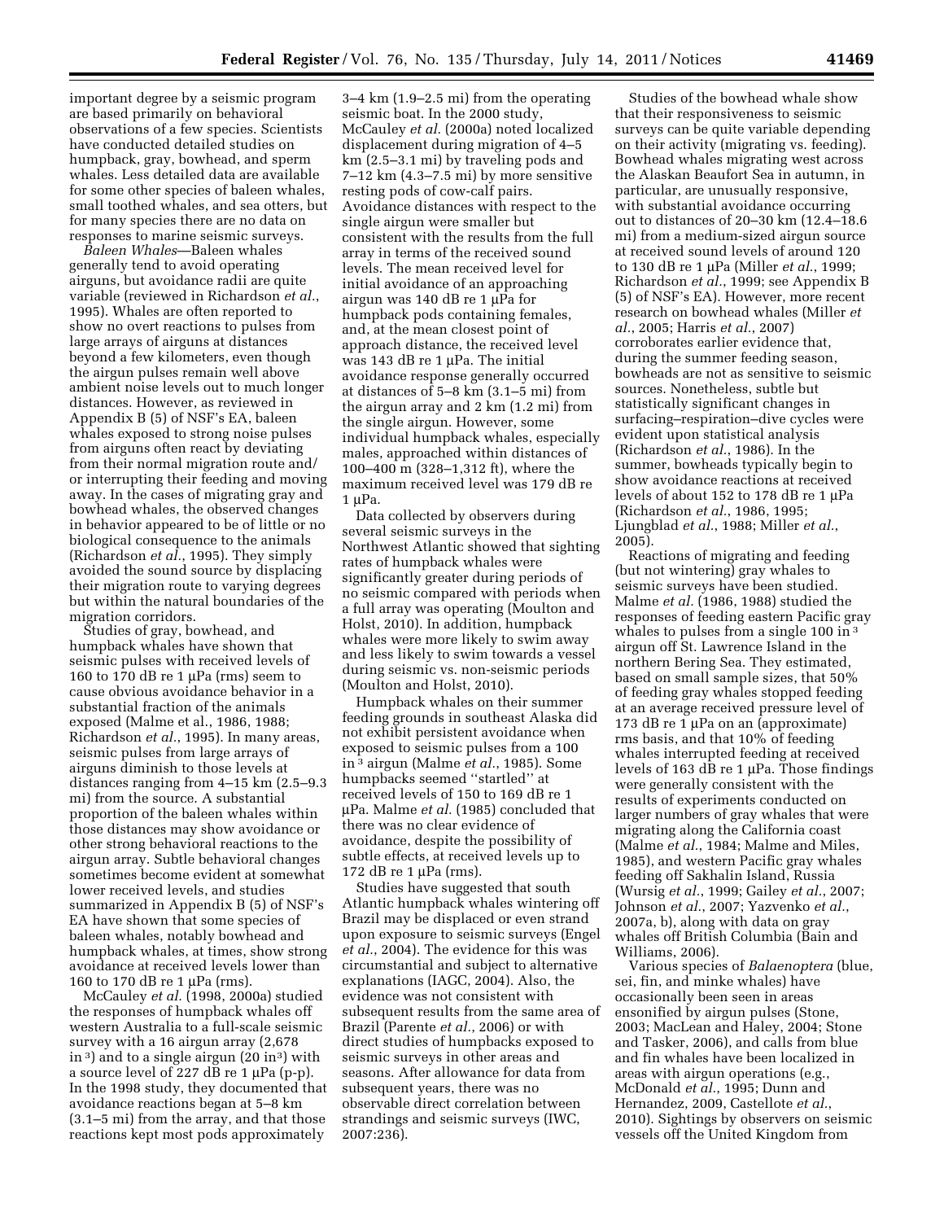important degree by a seismic program are based primarily on behavioral observations of a few species. Scientists have conducted detailed studies on humpback, gray, bowhead, and sperm whales. Less detailed data are available for some other species of baleen whales, small toothed whales, and sea otters, but for many species there are no data on responses to marine seismic surveys.

*Baleen Whales*—Baleen whales generally tend to avoid operating airguns, but avoidance radii are quite variable (reviewed in Richardson *et al.*, 1995). Whales are often reported to show no overt reactions to pulses from large arrays of airguns at distances beyond a few kilometers, even though the airgun pulses remain well above ambient noise levels out to much longer distances. However, as reviewed in Appendix B (5) of NSF's EA, baleen whales exposed to strong noise pulses from airguns often react by deviating from their normal migration route and/or interrupting their feeding and moving away. In the cases of migrating gray and bowhead whales, the observed changes in behavior appeared to be of little or no biological consequence to the animals (Richardson *et al.*, 1995). They simply avoided the sound source by displacing their migration route to varying degrees but within the natural boundaries of the migration corridors.

Studies of gray, bowhead, and humpback whales have shown that seismic pulses with received levels of 160 to 170 dB re 1 μPa (rms) seem to cause obvious avoidance behavior in a substantial fraction of the animals exposed (Malme et al., 1986, 1988; Richardson *et al.*, 1995). In many areas, seismic pulses from large arrays of airguns diminish to those levels at distances ranging from 4–15 km (2.5–9.3 mi) from the source. A substantial proportion of the baleen whales within those distances may show avoidance or other strong behavioral reactions to the airgun array. Subtle behavioral changes sometimes become evident at somewhat lower received levels, and studies summarized in Appendix B (5) of NSF's EA have shown that some species of baleen whales, notably bowhead and humpback whales, at times, show strong avoidance at received levels lower than 160 to 170 dB re 1 μPa (rms).

McCauley *et al.* (1998, 2000a) studied the responses of humpback whales off western Australia to a full-scale seismic survey with a 16 airgun array (2,678 in$^3$) and to a single airgun (20 in$^3$) with a source level of 227 dB re 1 μPa (p-p). In the 1998 study, they documented that avoidance reactions began at 5–8 km (3.1–5 mi) from the array, and that those reactions kept most pods approximately 3–4 km (1.9–2.5 mi) from the operating seismic boat. In the 2000 study, McCauley *et al.* (2000a) noted localized displacement during migration of 4–5 km (2.5–3.1 mi) by traveling pods and 7–12 km (4.3–7.5 mi) by more sensitive resting pods of cow-calf pairs. Avoidance distances with respect to the single airgun were smaller but consistent with the results from the full array in terms of the received sound levels. The mean received level for initial avoidance of an approaching airgun was 140 dB re 1 μPa for humpback pods containing females, and, at the mean closest point of approach distance, the received level was 143 dB re 1 μPa. The initial avoidance response generally occurred at distances of 5–8 km (3.1–5 mi) from the airgun array and 2 km (1.2 mi) from the single airgun. However, some individual humpback whales, especially males, approached within distances of 100–400 m (328–1,312 ft), where the maximum received level was 179 dB re 1 μPa.

Data collected by observers during several seismic surveys in the Northwest Atlantic showed that sighting rates of humpback whales were significantly greater during periods of no seismic compared with periods when a full array was operating (Moulton and Holst, 2010). In addition, humpback whales were more likely to swim away and less likely to swim towards a vessel during seismic vs. non-seismic periods (Moulton and Holst, 2010).

Humpback whales on their summer feeding grounds in southeast Alaska did not exhibit persistent avoidance when exposed to seismic pulses from a 100 in$^3$ airgun (Malme *et al.*, 1985). Some humpbacks seemed ''startled'' at received levels of 150 to 169 dB re 1 μPa. Malme *et al.* (1985) concluded that there was no clear evidence of avoidance, despite the possibility of subtle effects, at received levels up to 172 dB re 1 μPa (rms).

Studies have suggested that south Atlantic humpback whales wintering off Brazil may be displaced or even strand upon exposure to seismic surveys (Engel *et al.*, 2004). The evidence for this was circumstantial and subject to alternative explanations (IAGC, 2004). Also, the evidence was not consistent with subsequent results from the same area of Brazil (Parente *et al.*, 2006) or with direct studies of humpbacks exposed to seismic surveys in other areas and seasons. After allowance for data from subsequent years, there was no observable direct correlation between strandings and seismic surveys (IWC, 2007:236).

Studies of the bowhead whale show that their responsiveness to seismic surveys can be quite variable depending on their activity (migrating vs. feeding). Bowhead whales migrating west across the Alaskan Beaufort Sea in autumn, in particular, are unusually responsive, with substantial avoidance occurring out to distances of 20–30 km (12.4–18.6 mi) from a medium-sized airgun source at received sound levels of around 120 to 130 dB re 1 μPa (Miller *et al.*, 1999; Richardson *et al.*, 1999; see Appendix B (5) of NSF's EA). However, more recent research on bowhead whales (Miller *et al.*, 2005; Harris *et al.*, 2007) corroborates earlier evidence that, during the summer feeding season, bowheads are not as sensitive to seismic sources. Nonetheless, subtle but statistically significant changes in surfacing–respiration–dive cycles were evident upon statistical analysis (Richardson *et al.*, 1986). In the summer, bowheads typically begin to show avoidance reactions at received levels of about 152 to 178 dB re 1 μPa (Richardson *et al.*, 1986, 1995; Ljungblad *et al.*, 1988; Miller *et al.*, 2005).

Reactions of migrating and feeding (but not wintering) gray whales to seismic surveys have been studied. Malme *et al.* (1986, 1988) studied the responses of feeding eastern Pacific gray whales to pulses from a single 100 in$^3$ airgun off St. Lawrence Island in the northern Bering Sea. They estimated, based on small sample sizes, that 50% of feeding gray whales stopped feeding at an average received pressure level of 173 dB re 1 μPa on an (approximate) rms basis, and that 10% of feeding whales interrupted feeding at received levels of 163 dB re 1 μPa. Those findings were generally consistent with the results of experiments conducted on larger numbers of gray whales that were migrating along the California coast (Malme *et al.*, 1984; Malme and Miles, 1985), and western Pacific gray whales feeding off Sakhalin Island, Russia (Wursig *et al.*, 1999; Gailey *et al.*, 2007; Johnson *et al.*, 2007; Yazvenko *et al.*, 2007a, b), along with data on gray whales off British Columbia (Bain and Williams, 2006).

Various species of *Balaenoptera* (blue, sei, fin, and minke whales) have occasionally been seen in areas ensonified by airgun pulses (Stone, 2003; MacLean and Haley, 2004; Stone and Tasker, 2006), and calls from blue and fin whales have been localized in areas with airgun operations (e.g., McDonald *et al.*, 1995; Dunn and Hernandez, 2009, Castellote *et al.*, 2010). Sightings by observers on seismic vessels off the United Kingdom from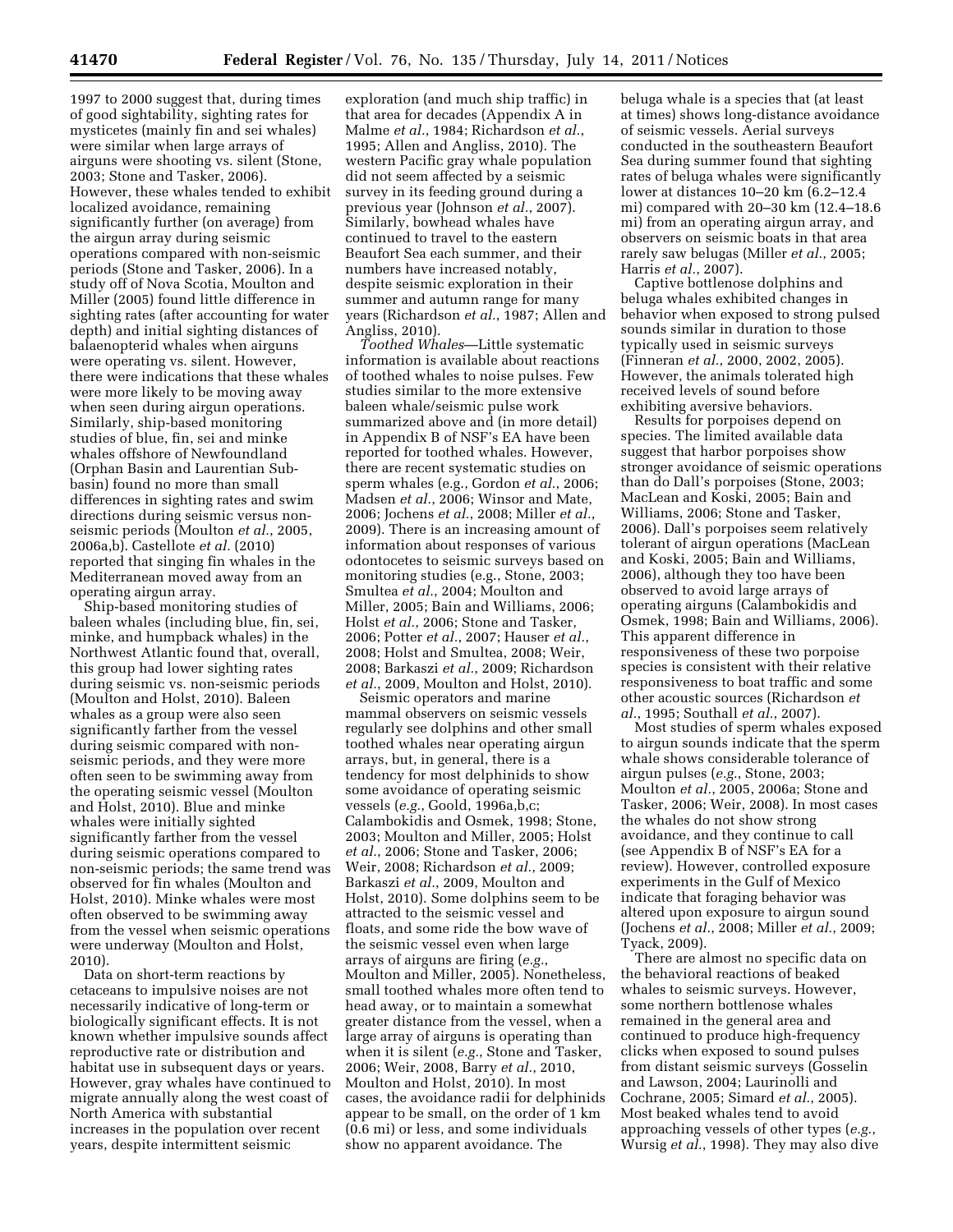1997 to 2000 suggest that, during times of good sightability, sighting rates for mysticetes (mainly fin and sei whales) were similar when large arrays of airguns were shooting vs. silent (Stone, 2003; Stone and Tasker, 2006). However, these whales tended to exhibit localized avoidance, remaining significantly further (on average) from the airgun array during seismic operations compared with non-seismic periods (Stone and Tasker, 2006). In a study off of Nova Scotia, Moulton and Miller (2005) found little difference in sighting rates (after accounting for water depth) and initial sighting distances of balaenopterid whales when airguns were operating vs. silent. However, there were indications that these whales were more likely to be moving away when seen during airgun operations. Similarly, ship-based monitoring studies of blue, fin, sei and minke whales offshore of Newfoundland (Orphan Basin and Laurentian Sub-basin) found no more than small differences in sighting rates and swim directions during seismic versus non-seismic periods (Moulton *et al.*, 2005, 2006a,b). Castellote *et al.* (2010) reported that singing fin whales in the Mediterranean moved away from an operating airgun array.

Ship-based monitoring studies of baleen whales (including blue, fin, sei, minke, and humpback whales) in the Northwest Atlantic found that, overall, this group had lower sighting rates during seismic vs. non-seismic periods (Moulton and Holst, 2010). Baleen whales as a group were also seen significantly farther from the vessel during seismic compared with non-seismic periods, and they were more often seen to be swimming away from the operating seismic vessel (Moulton and Holst, 2010). Blue and minke whales were initially sighted significantly farther from the vessel during seismic operations compared to non-seismic periods; the same trend was observed for fin whales (Moulton and Holst, 2010). Minke whales were most often observed to be swimming away from the vessel when seismic operations were underway (Moulton and Holst, 2010).

Data on short-term reactions by cetaceans to impulsive noises are not necessarily indicative of long-term or biologically significant effects. It is not known whether impulsive sounds affect reproductive rate or distribution and habitat use in subsequent days or years. However, gray whales have continued to migrate annually along the west coast of North America with substantial increases in the population over recent years, despite intermittent seismic exploration (and much ship traffic) in that area for decades (Appendix A in Malme *et al.*, 1984; Richardson *et al.*, 1995; Allen and Angliss, 2010). The western Pacific gray whale population did not seem affected by a seismic survey in its feeding ground during a previous year (Johnson *et al.*, 2007). Similarly, bowhead whales have continued to travel to the eastern Beaufort Sea each summer, and their numbers have increased notably, despite seismic exploration in their summer and autumn range for many years (Richardson *et al.*, 1987; Allen and Angliss, 2010).

*Toothed Whales*—Little systematic information is available about reactions of toothed whales to noise pulses. Few studies similar to the more extensive baleen whale/seismic pulse work summarized above and (in more detail) in Appendix B of NSF's EA have been reported for toothed whales. However, there are recent systematic studies on sperm whales (e.g., Gordon *et al.*, 2006; Madsen *et al.*, 2006; Winsor and Mate, 2006; Jochens *et al.*, 2008; Miller *et al.*, 2009). There is an increasing amount of information about responses of various odontocetes to seismic surveys based on monitoring studies (e.g., Stone, 2003; Smultea *et al.*, 2004; Moulton and Miller, 2005; Bain and Williams, 2006; Holst *et al.*, 2006; Stone and Tasker, 2006; Potter *et al.*, 2007; Hauser *et al.*, 2008; Holst and Smultea, 2008; Weir, 2008; Barkaszi *et al.*, 2009; Richardson *et al.*, 2009, Moulton and Holst, 2010).

Seismic operators and marine mammal observers on seismic vessels regularly see dolphins and other small toothed whales near operating airgun arrays, but, in general, there is a tendency for most delphinids to show some avoidance of operating seismic vessels (*e.g.*, Goold, 1996a,b,c; Calambokidis and Osmek, 1998; Stone, 2003; Moulton and Miller, 2005; Holst *et al.*, 2006; Stone and Tasker, 2006; Weir, 2008; Richardson *et al.*, 2009; Barkaszi *et al.*, 2009, Moulton and Holst, 2010). Some dolphins seem to be attracted to the seismic vessel and floats, and some ride the bow wave of the seismic vessel even when large arrays of airguns are firing (*e.g.*, Moulton and Miller, 2005). Nonetheless, small toothed whales more often tend to head away, or to maintain a somewhat greater distance from the vessel, when a large array of airguns is operating than when it is silent (*e.g.*, Stone and Tasker, 2006; Weir, 2008, Barry *et al.*, 2010, Moulton and Holst, 2010). In most cases, the avoidance radii for delphinids appear to be small, on the order of 1 km (0.6 mi) or less, and some individuals show no apparent avoidance. The beluga whale is a species that (at least at times) shows long-distance avoidance of seismic vessels. Aerial surveys conducted in the southeastern Beaufort Sea during summer found that sighting rates of beluga whales were significantly lower at distances 10–20 km (6.2–12.4 mi) compared with 20–30 km (12.4–18.6 mi) from an operating airgun array, and observers on seismic boats in that area rarely saw belugas (Miller *et al.*, 2005; Harris *et al.*, 2007).

Captive bottlenose dolphins and beluga whales exhibited changes in behavior when exposed to strong pulsed sounds similar in duration to those typically used in seismic surveys (Finneran *et al.*, 2000, 2002, 2005). However, the animals tolerated high received levels of sound before exhibiting aversive behaviors.

Results for porpoises depend on species. The limited available data suggest that harbor porpoises show stronger avoidance of seismic operations than do Dall's porpoises (Stone, 2003; MacLean and Koski, 2005; Bain and Williams, 2006; Stone and Tasker, 2006). Dall's porpoises seem relatively tolerant of airgun operations (MacLean and Koski, 2005; Bain and Williams, 2006), although they too have been observed to avoid large arrays of operating airguns (Calambokidis and Osmek, 1998; Bain and Williams, 2006). This apparent difference in responsiveness of these two porpoise species is consistent with their relative responsiveness to boat traffic and some other acoustic sources (Richardson *et al.*, 1995; Southall *et al.*, 2007).

Most studies of sperm whales exposed to airgun sounds indicate that the sperm whale shows considerable tolerance of airgun pulses (*e.g.*, Stone, 2003; Moulton *et al.*, 2005, 2006a; Stone and Tasker, 2006; Weir, 2008). In most cases the whales do not show strong avoidance, and they continue to call (see Appendix B of NSF's EA for a review). However, controlled exposure experiments in the Gulf of Mexico indicate that foraging behavior was altered upon exposure to airgun sound (Jochens *et al.*, 2008; Miller *et al.*, 2009; Tyack, 2009).

There are almost no specific data on the behavioral reactions of beaked whales to seismic surveys. However, some northern bottlenose whales remained in the general area and continued to produce high-frequency clicks when exposed to sound pulses from distant seismic surveys (Gosselin and Lawson, 2004; Laurinolli and Cochrane, 2005; Simard *et al.*, 2005). Most beaked whales tend to avoid approaching vessels of other types (*e.g.*, Wursig *et al.*, 1998). They may also dive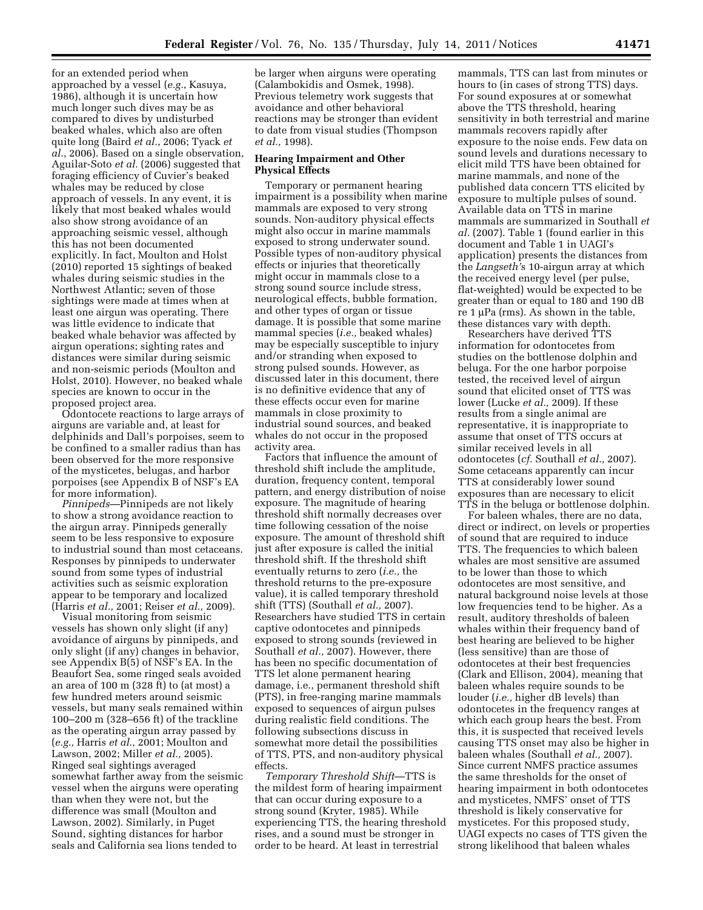for an extended period when approached by a vessel (*e.g.*, Kasuya, 1986), although it is uncertain how much longer such dives may be as compared to dives by undisturbed beaked whales, which also are often quite long (Baird *et al.*, 2006; Tyack *et al.*, 2006). Based on a single observation, Aguilar-Soto *et al.* (2006) suggested that foraging efficiency of Cuvier's beaked whales may be reduced by close approach of vessels. In any event, it is likely that most beaked whales would also show strong avoidance of an approaching seismic vessel, although this has not been documented explicitly. In fact, Moulton and Holst (2010) reported 15 sightings of beaked whales during seismic studies in the Northwest Atlantic; seven of those sightings were made at times when at least one airgun was operating. There was little evidence to indicate that beaked whale behavior was affected by airgun operations; sighting rates and distances were similar during seismic and non-seismic periods (Moulton and Holst, 2010). However, no beaked whale species are known to occur in the proposed project area.

Odontocete reactions to large arrays of airguns are variable and, at least for delphinids and Dall's porpoises, seem to be confined to a smaller radius than has been observed for the more responsive of the mysticetes, belugas, and harbor porpoises (see Appendix B of NSF's EA for more information).

*Pinnipeds*—Pinnipeds are not likely to show a strong avoidance reaction to the airgun array. Pinnipeds generally seem to be less responsive to exposure to industrial sound than most cetaceans. Responses by pinnipeds to underwater sound from some types of industrial activities such as seismic exploration appear to be temporary and localized (Harris *et al.,* 2001; Reiser *et al.,* 2009).

Visual monitoring from seismic vessels has shown only slight (if any) avoidance of airguns by pinnipeds, and only slight (if any) changes in behavior, see Appendix B(5) of NSF's EA. In the Beaufort Sea, some ringed seals avoided an area of 100 m (328 ft) to (at most) a few hundred meters around seismic vessels, but many seals remained within 100–200 m (328–656 ft) of the trackline as the operating airgun array passed by (*e.g.,* Harris *et al.,* 2001; Moulton and Lawson, 2002; Miller *et al.,* 2005). Ringed seal sightings averaged somewhat farther away from the seismic vessel when the airguns were operating than when they were not, but the difference was small (Moulton and Lawson, 2002). Similarly, in Puget Sound, sighting distances for harbor seals and California sea lions tended to be larger when airguns were operating (Calambokidis and Osmek, 1998). Previous telemetry work suggests that avoidance and other behavioral reactions may be stronger than evident to date from visual studies (Thompson *et al.,* 1998).

**Hearing Impairment and Other Physical Effects**

Temporary or permanent hearing impairment is a possibility when marine mammals are exposed to very strong sounds. Non-auditory physical effects might also occur in marine mammals exposed to strong underwater sound. Possible types of non-auditory physical effects or injuries that theoretically might occur in mammals close to a strong sound source include stress, neurological effects, bubble formation, and other types of organ or tissue damage. It is possible that some marine mammal species (*i.e.,* beaked whales) may be especially susceptible to injury and/or stranding when exposed to strong pulsed sounds. However, as discussed later in this document, there is no definitive evidence that any of these effects occur even for marine mammals in close proximity to industrial sound sources, and beaked whales do not occur in the proposed activity area.

Factors that influence the amount of threshold shift include the amplitude, duration, frequency content, temporal pattern, and energy distribution of noise exposure. The magnitude of hearing threshold shift normally decreases over time following cessation of the noise exposure. The amount of threshold shift just after exposure is called the initial threshold shift. If the threshold shift eventually returns to zero (*i.e.,* the threshold returns to the pre-exposure value), it is called temporary threshold shift (TTS) (Southall *et al.,* 2007). Researchers have studied TTS in certain captive odontocetes and pinnipeds exposed to strong sounds (reviewed in Southall *et al.,* 2007). However, there has been no specific documentation of TTS let alone permanent hearing damage, i.e., permanent threshold shift (PTS), in free-ranging marine mammals exposed to sequences of airgun pulses during realistic field conditions. The following subsections discuss in somewhat more detail the possibilities of TTS, PTS, and non-auditory physical effects.

*Temporary Threshold Shift*—TTS is the mildest form of hearing impairment that can occur during exposure to a strong sound (Kryter, 1985). While experiencing TTS, the hearing threshold rises, and a sound must be stronger in order to be heard. At least in terrestrial mammals, TTS can last from minutes or hours to (in cases of strong TTS) days. For sound exposures at or somewhat above the TTS threshold, hearing sensitivity in both terrestrial and marine mammals recovers rapidly after exposure to the noise ends. Few data on sound levels and durations necessary to elicit mild TTS have been obtained for marine mammals, and none of the published data concern TTS elicited by exposure to multiple pulses of sound. Available data on TTS in marine mammals are summarized in Southall *et al.* (2007). Table 1 (found earlier in this document and Table 1 in UAGI's application) presents the distances from the *Langseth's* 10-airgun array at which the received energy level (per pulse, flat-weighted) would be expected to be greater than or equal to 180 and 190 dB re 1 μPa (rms). As shown in the table, these distances vary with depth.

Researchers have derived TTS information for odontocetes from studies on the bottlenose dolphin and beluga. For the one harbor porpoise tested, the received level of airgun sound that elicited onset of TTS was lower (Lucke *et al.,* 2009). If these results from a single animal are representative, it is inappropriate to assume that onset of TTS occurs at similar received levels in all odontocetes (*cf.* Southall *et al.,* 2007). Some cetaceans apparently can incur TTS at considerably lower sound exposures than are necessary to elicit TTS in the beluga or bottlenose dolphin.

For baleen whales, there are no data, direct or indirect, on levels or properties of sound that are required to induce TTS. The frequencies to which baleen whales are most sensitive are assumed to be lower than those to which odontocetes are most sensitive, and natural background noise levels at those low frequencies tend to be higher. As a result, auditory thresholds of baleen whales within their frequency band of best hearing are believed to be higher (less sensitive) than are those of odontocetes at their best frequencies (Clark and Ellison, 2004), meaning that baleen whales require sounds to be louder (*i.e.,* higher dB levels) than odontocetes in the frequency ranges at which each group hears the best. From this, it is suspected that received levels causing TTS onset may also be higher in baleen whales (Southall *et al.,* 2007). Since current NMFS practice assumes the same thresholds for the onset of hearing impairment in both odontocetes and mysticetes, NMFS' onset of TTS threshold is likely conservative for mysticetes. For this proposed study, UAGI expects no cases of TTS given the strong likelihood that baleen whales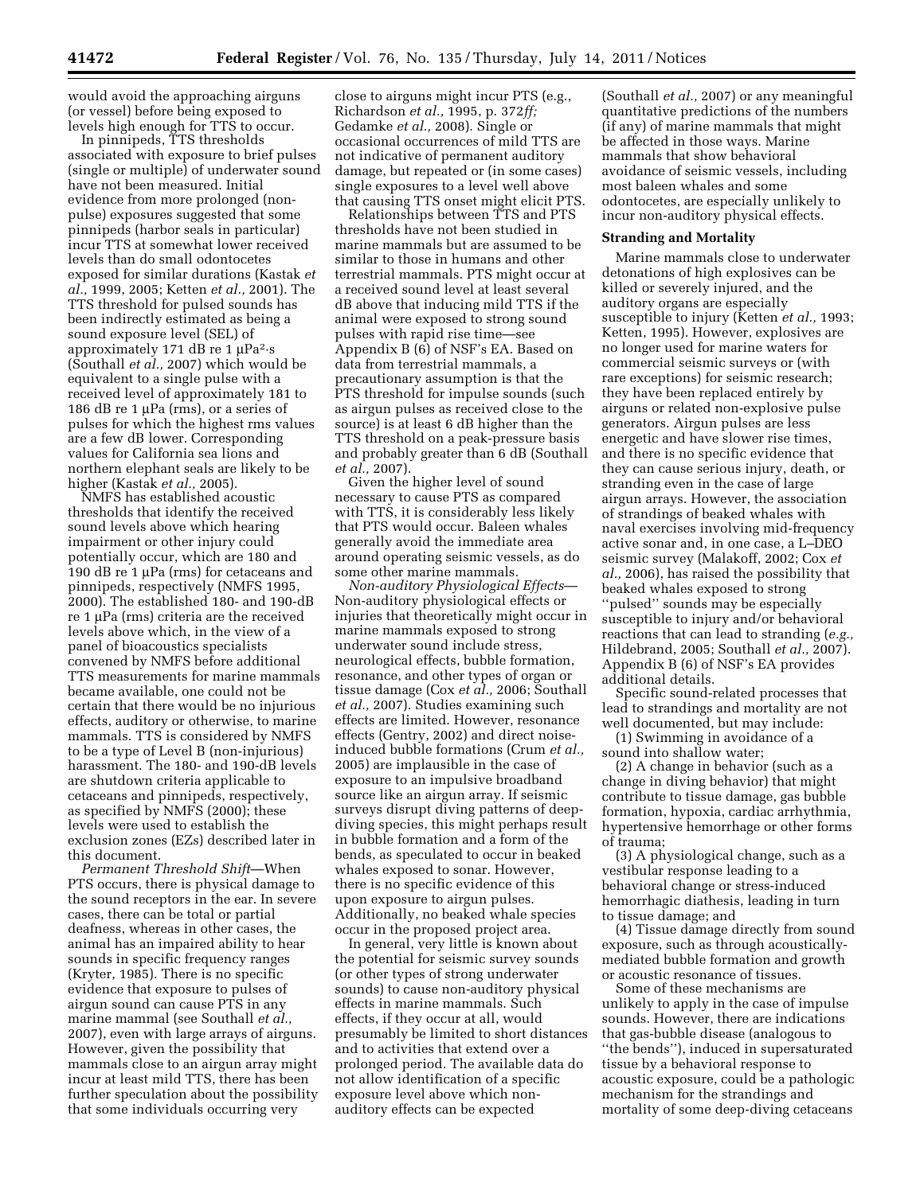would avoid the approaching airguns (or vessel) before being exposed to levels high enough for TTS to occur.

In pinnipeds, TTS thresholds associated with exposure to brief pulses (single or multiple) of underwater sound have not been measured. Initial evidence from more prolonged (non-pulse) exposures suggested that some pinnipeds (harbor seals in particular) incur TTS at somewhat lower received levels than do small odontocetes exposed for similar durations (Kastak *et al.,* 1999, 2005; Ketten *et al.,* 2001). The TTS threshold for pulsed sounds has been indirectly estimated as being a sound exposure level (SEL) of approximately 171 dB re 1 $\mu Pa^2 \cdot s$ (Southall *et al.,* 2007) which would be equivalent to a single pulse with a received level of approximately 181 to 186 dB re 1 μPa (rms), or a series of pulses for which the highest rms values are a few dB lower. Corresponding values for California sea lions and northern elephant seals are likely to be higher (Kastak *et al.,* 2005).

NMFS has established acoustic thresholds that identify the received sound levels above which hearing impairment or other injury could potentially occur, which are 180 and 190 dB re 1 μPa (rms) for cetaceans and pinnipeds, respectively (NMFS 1995, 2000). The established 180- and 190-dB re 1 μPa (rms) criteria are the received levels above which, in the view of a panel of bioacoustics specialists convened by NMFS before additional TTS measurements for marine mammals became available, one could not be certain that there would be no injurious effects, auditory or otherwise, to marine mammals. TTS is considered by NMFS to be a type of Level B (non-injurious) harassment. The 180- and 190-dB levels are shutdown criteria applicable to cetaceans and pinnipeds, respectively, as specified by NMFS (2000); these levels were used to establish the exclusion zones (EZs) described later in this document.

*Permanent Threshold Shift*—When PTS occurs, there is physical damage to the sound receptors in the ear. In severe cases, there can be total or partial deafness, whereas in other cases, the animal has an impaired ability to hear sounds in specific frequency ranges (Kryter, 1985). There is no specific evidence that exposure to pulses of airgun sound can cause PTS in any marine mammal (see Southall *et al.,* 2007), even with large arrays of airguns. However, given the possibility that mammals close to an airgun array might incur at least mild TTS, there has been further speculation about the possibility that some individuals occurring very close to airguns might incur PTS (e.g., Richardson *et al.,* 1995, p. 372*ff;* Gedamke *et al.,* 2008). Single or occasional occurrences of mild TTS are not indicative of permanent auditory damage, but repeated or (in some cases) single exposures to a level well above that causing TTS onset might elicit PTS.

Relationships between TTS and PTS thresholds have not been studied in marine mammals but are assumed to be similar to those in humans and other terrestrial mammals. PTS might occur at a received sound level at least several dB above that inducing mild TTS if the animal were exposed to strong sound pulses with rapid rise time—see Appendix B (6) of NSF's EA. Based on data from terrestrial mammals, a precautionary assumption is that the PTS threshold for impulse sounds (such as airgun pulses as received close to the source) is at least 6 dB higher than the TTS threshold on a peak-pressure basis and probably greater than 6 dB (Southall *et al.,* 2007).

Given the higher level of sound necessary to cause PTS as compared with TTS, it is considerably less likely that PTS would occur. Baleen whales generally avoid the immediate area around operating seismic vessels, as do some other marine mammals.

*Non-auditory Physiological Effects*—Non-auditory physiological effects or injuries that theoretically might occur in marine mammals exposed to strong underwater sound include stress, neurological effects, bubble formation, resonance, and other types of organ or tissue damage (Cox *et al.,* 2006; Southall *et al.,* 2007). Studies examining such effects are limited. However, resonance effects (Gentry, 2002) and direct noise-induced bubble formations (Crum *et al.,* 2005) are implausible in the case of exposure to an impulsive broadband source like an airgun array. If seismic surveys disrupt diving patterns of deep-diving species, this might perhaps result in bubble formation and a form of the bends, as speculated to occur in beaked whales exposed to sonar. However, there is no specific evidence of this upon exposure to airgun pulses. Additionally, no beaked whale species occur in the proposed project area.

In general, very little is known about the potential for seismic survey sounds (or other types of strong underwater sounds) to cause non-auditory physical effects in marine mammals. Such effects, if they occur at all, would presumably be limited to short distances and to activities that extend over a prolonged period. The available data do not allow identification of a specific exposure level above which non-auditory effects can be expected (Southall *et al.,* 2007) or any meaningful quantitative predictions of the numbers (if any) of marine mammals that might be affected in those ways. Marine mammals that show behavioral avoidance of seismic vessels, including most baleen whales and some odontocetes, are especially unlikely to incur non-auditory physical effects.

**Stranding and Mortality**

Marine mammals close to underwater detonations of high explosives can be killed or severely injured, and the auditory organs are especially susceptible to injury (Ketten *et al.,* 1993; Ketten, 1995). However, explosives are no longer used for marine waters for commercial seismic surveys or (with rare exceptions) for seismic research; they have been replaced entirely by airguns or related non-explosive pulse generators. Airgun pulses are less energetic and have slower rise times, and there is no specific evidence that they can cause serious injury, death, or stranding even in the case of large airgun arrays. However, the association of strandings of beaked whales with naval exercises involving mid-frequency active sonar and, in one case, a L–DEO seismic survey (Malakoff, 2002; Cox *et al.,* 2006), has raised the possibility that beaked whales exposed to strong "pulsed" sounds may be especially susceptible to injury and/or behavioral reactions that can lead to stranding (*e.g.,* Hildebrand, 2005; Southall *et al.,* 2007). Appendix B (6) of NSF's EA provides additional details.

Specific sound-related processes that lead to strandings and mortality are not well documented, but may include:

(1) Swimming in avoidance of a sound into shallow water;

(2) A change in behavior (such as a change in diving behavior) that might contribute to tissue damage, gas bubble formation, hypoxia, cardiac arrhythmia, hypertensive hemorrhage or other forms of trauma;

(3) A physiological change, such as a vestibular response leading to a behavioral change or stress-induced hemorrhagic diathesis, leading in turn to tissue damage; and

(4) Tissue damage directly from sound exposure, such as through acoustically-mediated bubble formation and growth or acoustic resonance of tissues.

Some of these mechanisms are unlikely to apply in the case of impulse sounds. However, there are indications that gas-bubble disease (analogous to "the bends"), induced in supersaturated tissue by a behavioral response to acoustic exposure, could be a pathologic mechanism for the strandings and mortality of some deep-diving cetaceans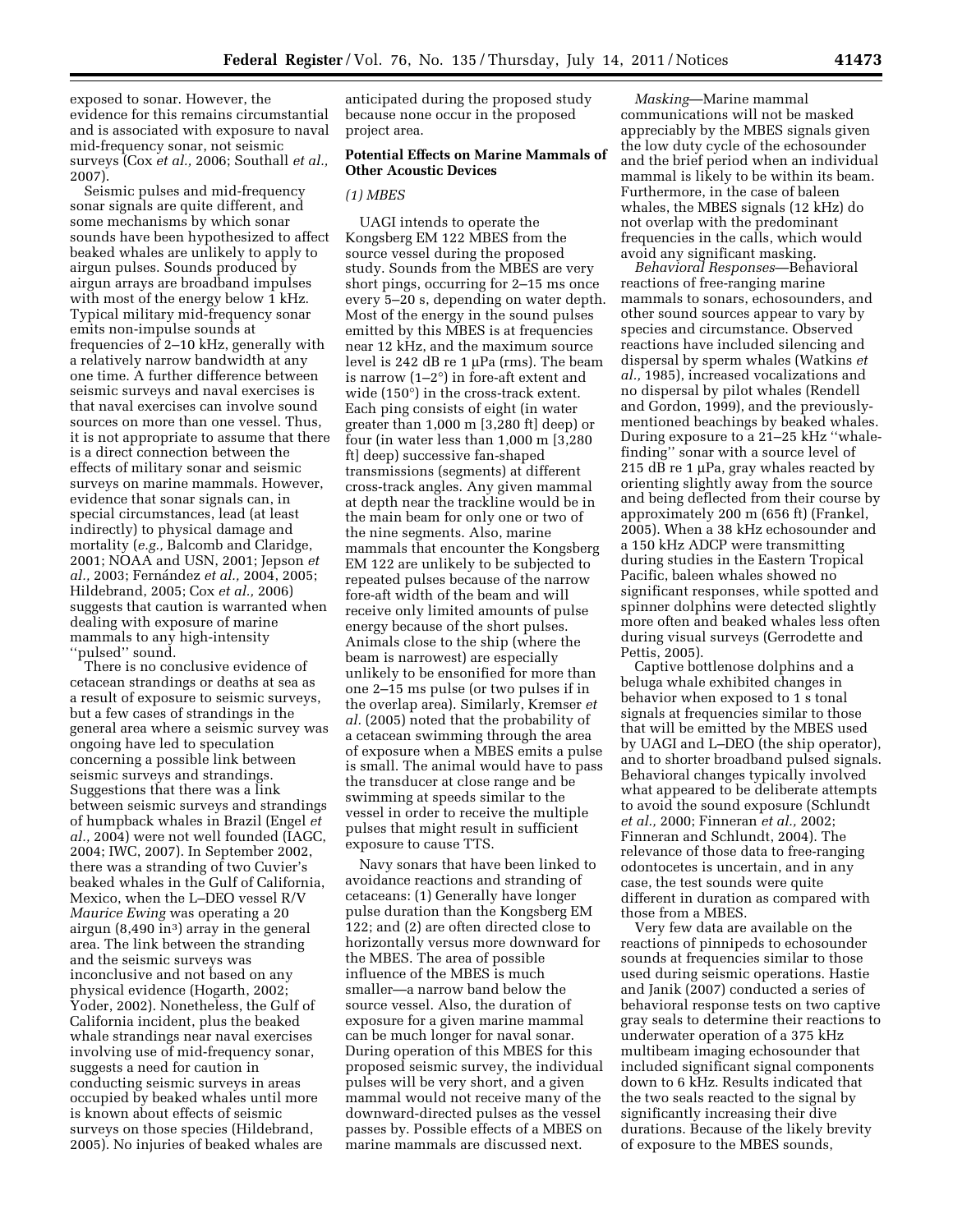exposed to sonar. However, the evidence for this remains circumstantial and is associated with exposure to naval mid-frequency sonar, not seismic surveys (Cox *et al.,* 2006; Southall *et al.,* 2007).

Seismic pulses and mid-frequency sonar signals are quite different, and some mechanisms by which sonar sounds have been hypothesized to affect beaked whales are unlikely to apply to airgun pulses. Sounds produced by airgun arrays are broadband impulses with most of the energy below 1 kHz. Typical military mid-frequency sonar emits non-impulse sounds at frequencies of 2–10 kHz, generally with a relatively narrow bandwidth at any one time. A further difference between seismic surveys and naval exercises is that naval exercises can involve sound sources on more than one vessel. Thus, it is not appropriate to assume that there is a direct connection between the effects of military sonar and seismic surveys on marine mammals. However, evidence that sonar signals can, in special circumstances, lead (at least indirectly) to physical damage and mortality (*e.g.,* Balcomb and Claridge, 2001; NOAA and USN, 2001; Jepson *et al.,* 2003; Fernández *et al.,* 2004, 2005; Hildebrand, 2005; Cox *et al.,* 2006) suggests that caution is warranted when dealing with exposure of marine mammals to any high-intensity "pulsed" sound.

There is no conclusive evidence of cetacean strandings or deaths at sea as a result of exposure to seismic surveys, but a few cases of strandings in the general area where a seismic survey was ongoing have led to speculation concerning a possible link between seismic surveys and strandings. Suggestions that there was a link between seismic surveys and strandings of humpback whales in Brazil (Engel *et al.,* 2004) were not well founded (IAGC, 2004; IWC, 2007). In September 2002, there was a stranding of two Cuvier's beaked whales in the Gulf of California, Mexico, when the L–DEO vessel R/V *Maurice Ewing* was operating a 20 airgun (8,490 in³) array in the general area. The link between the stranding and the seismic surveys was inconclusive and not based on any physical evidence (Hogarth, 2002; Yoder, 2002). Nonetheless, the Gulf of California incident, plus the beaked whale strandings near naval exercises involving use of mid-frequency sonar, suggests a need for caution in conducting seismic surveys in areas occupied by beaked whales until more is known about effects of seismic surveys on those species (Hildebrand, 2005). No injuries of beaked whales are anticipated during the proposed study because none occur in the proposed project area.

**Potential Effects on Marine Mammals of Other Acoustic Devices**

*(1) MBES*

UAGI intends to operate the Kongsberg EM 122 MBES from the source vessel during the proposed study. Sounds from the MBES are very short pings, occurring for 2–15 ms once every 5–20 s, depending on water depth. Most of the energy in the sound pulses emitted by this MBES is at frequencies near 12 kHz, and the maximum source level is 242 dB re 1 µPa (rms). The beam is narrow (1–2°) in fore-aft extent and wide (150°) in the cross-track extent. Each ping consists of eight (in water greater than 1,000 m [3,280 ft] deep) or four (in water less than 1,000 m [3,280 ft] deep) successive fan-shaped transmissions (segments) at different cross-track angles. Any given mammal at depth near the trackline would be in the main beam for only one or two of the nine segments. Also, marine mammals that encounter the Kongsberg EM 122 are unlikely to be subjected to repeated pulses because of the narrow fore-aft width of the beam and will receive only limited amounts of pulse energy because of the short pulses. Animals close to the ship (where the beam is narrowest) are especially unlikely to be ensonified for more than one 2–15 ms pulse (or two pulses if in the overlap area). Similarly, Kremser *et al.* (2005) noted that the probability of a cetacean swimming through the area of exposure when a MBES emits a pulse is small. The animal would have to pass the transducer at close range and be swimming at speeds similar to the vessel in order to receive the multiple pulses that might result in sufficient exposure to cause TTS.

Navy sonars that have been linked to avoidance reactions and stranding of cetaceans: (1) Generally have longer pulse duration than the Kongsberg EM 122; and (2) are often directed close to horizontally versus more downward for the MBES. The area of possible influence of the MBES is much smaller—a narrow band below the source vessel. Also, the duration of exposure for a given marine mammal can be much longer for naval sonar. During operation of this MBES for this proposed seismic survey, the individual pulses will be very short, and a given mammal would not receive many of the downward-directed pulses as the vessel passes by. Possible effects of a MBES on marine mammals are discussed next.

*Masking*—Marine mammal communications will not be masked appreciably by the MBES signals given the low duty cycle of the echosounder and the brief period when an individual mammal is likely to be within its beam. Furthermore, in the case of baleen whales, the MBES signals (12 kHz) do not overlap with the predominant frequencies in the calls, which would avoid any significant masking.

*Behavioral Responses*—Behavioral reactions of free-ranging marine mammals to sonars, echosounders, and other sound sources appear to vary by species and circumstance. Observed reactions have included silencing and dispersal by sperm whales (Watkins *et al.,* 1985), increased vocalizations and no dispersal by pilot whales (Rendell and Gordon, 1999), and the previously-mentioned beachings by beaked whales. During exposure to a 21–25 kHz "whale-finding" sonar with a source level of 215 dB re 1 µPa, gray whales reacted by orienting slightly away from the source and being deflected from their course by approximately 200 m (656 ft) (Frankel, 2005). When a 38 kHz echosounder and a 150 kHz ADCP were transmitting during studies in the Eastern Tropical Pacific, baleen whales showed no significant responses, while spotted and spinner dolphins were detected slightly more often and beaked whales less often during visual surveys (Gerrodette and Pettis, 2005).

Captive bottlenose dolphins and a beluga whale exhibited changes in behavior when exposed to 1 s tonal signals at frequencies similar to those that will be emitted by the MBES used by UAGI and L–DEO (the ship operator), and to shorter broadband pulsed signals. Behavioral changes typically involved what appeared to be deliberate attempts to avoid the sound exposure (Schlundt *et al.,* 2000; Finneran *et al.,* 2002; Finneran and Schlundt, 2004). The relevance of those data to free-ranging odontocetes is uncertain, and in any case, the test sounds were quite different in duration as compared with those from a MBES.

Very few data are available on the reactions of pinnipeds to echosounder sounds at frequencies similar to those used during seismic operations. Hastie and Janik (2007) conducted a series of behavioral response tests on two captive gray seals to determine their reactions to underwater operation of a 375 kHz multibeam imaging echosounder that included significant signal components down to 6 kHz. Results indicated that the two seals reacted to the signal by significantly increasing their dive durations. Because of the likely brevity of exposure to the MBES sounds,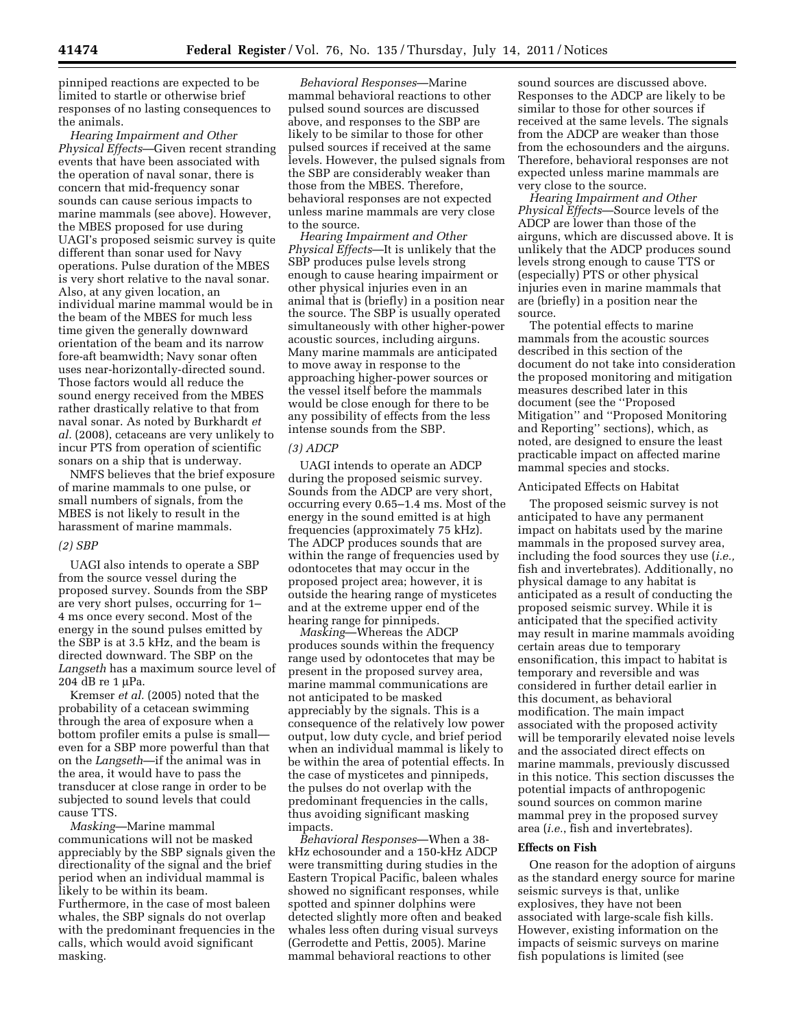pinniped reactions are expected to be limited to startle or otherwise brief responses of no lasting consequences to the animals.

*Hearing Impairment and Other Physical Effects*—Given recent stranding events that have been associated with the operation of naval sonar, there is concern that mid-frequency sonar sounds can cause serious impacts to marine mammals (see above). However, the MBES proposed for use during UAGI's proposed seismic survey is quite different than sonar used for Navy operations. Pulse duration of the MBES is very short relative to the naval sonar. Also, at any given location, an individual marine mammal would be in the beam of the MBES for much less time given the generally downward orientation of the beam and its narrow fore-aft beamwidth; Navy sonar often uses near-horizontally-directed sound. Those factors would all reduce the sound energy received from the MBES rather drastically relative to that from naval sonar. As noted by Burkhardt *et al.* (2008), cetaceans are very unlikely to incur PTS from operation of scientific sonars on a ship that is underway.

NMFS believes that the brief exposure of marine mammals to one pulse, or small numbers of signals, from the MBES is not likely to result in the harassment of marine mammals.

*(2) SBP*

UAGI also intends to operate a SBP from the source vessel during the proposed survey. Sounds from the SBP are very short pulses, occurring for 1–4 ms once every second. Most of the energy in the sound pulses emitted by the SBP is at 3.5 kHz, and the beam is directed downward. The SBP on the *Langseth* has a maximum source level of 204 dB re 1 μPa.

Kremser *et al.* (2005) noted that the probability of a cetacean swimming through the area of exposure when a bottom profiler emits a pulse is small—even for a SBP more powerful than that on the *Langseth*—if the animal was in the area, it would have to pass the transducer at close range in order to be subjected to sound levels that could cause TTS.

*Masking*—Marine mammal communications will not be masked appreciably by the SBP signals given the directionality of the signal and the brief period when an individual mammal is likely to be within its beam. Furthermore, in the case of most baleen whales, the SBP signals do not overlap with the predominant frequencies in the calls, which would avoid significant masking.

*Behavioral Responses*—Marine mammal behavioral reactions to other pulsed sound sources are discussed above, and responses to the SBP are likely to be similar to those for other pulsed sources if received at the same levels. However, the pulsed signals from the SBP are considerably weaker than those from the MBES. Therefore, behavioral responses are not expected unless marine mammals are very close to the source.

*Hearing Impairment and Other Physical Effects*—It is unlikely that the SBP produces pulse levels strong enough to cause hearing impairment or other physical injuries even in an animal that is (briefly) in a position near the source. The SBP is usually operated simultaneously with other higher-power acoustic sources, including airguns. Many marine mammals are anticipated to move away in response to the approaching higher-power sources or the vessel itself before the mammals would be close enough for there to be any possibility of effects from the less intense sounds from the SBP.

*(3) ADCP*

UAGI intends to operate an ADCP during the proposed seismic survey. Sounds from the ADCP are very short, occurring every 0.65–1.4 ms. Most of the energy in the sound emitted is at high frequencies (approximately 75 kHz). The ADCP produces sounds that are within the range of frequencies used by odontocetes that may occur in the proposed project area; however, it is outside the hearing range of mysticetes and at the extreme upper end of the hearing range for pinnipeds.

*Masking*—Whereas the ADCP produces sounds within the frequency range used by odontocetes that may be present in the proposed survey area, marine mammal communications are not anticipated to be masked appreciably by the signals. This is a consequence of the relatively low power output, low duty cycle, and brief period when an individual mammal is likely to be within the area of potential effects. In the case of mysticetes and pinnipeds, the pulses do not overlap with the predominant frequencies in the calls, thus avoiding significant masking impacts.

*Behavioral Responses*—When a 38-kHz echosounder and a 150-kHz ADCP were transmitting during studies in the Eastern Tropical Pacific, baleen whales showed no significant responses, while spotted and spinner dolphins were detected slightly more often and beaked whales less often during visual surveys (Gerrodette and Pettis, 2005). Marine mammal behavioral reactions to other sound sources are discussed above. Responses to the ADCP are likely to be similar to those for other sources if received at the same levels. The signals from the ADCP are weaker than those from the echosounders and the airguns. Therefore, behavioral responses are not expected unless marine mammals are very close to the source.

*Hearing Impairment and Other Physical Effects*—Source levels of the ADCP are lower than those of the airguns, which are discussed above. It is unlikely that the ADCP produces sound levels strong enough to cause TTS or (especially) PTS or other physical injuries even in marine mammals that are (briefly) in a position near the source.

The potential effects to marine mammals from the acoustic sources described in this section of the document do not take into consideration the proposed monitoring and mitigation measures described later in this document (see the ''Proposed Mitigation'' and ''Proposed Monitoring and Reporting'' sections), which, as noted, are designed to ensure the least practicable impact on affected marine mammal species and stocks.

Anticipated Effects on Habitat

The proposed seismic survey is not anticipated to have any permanent impact on habitats used by the marine mammals in the proposed survey area, including the food sources they use (*i.e.,* fish and invertebrates). Additionally, no physical damage to any habitat is anticipated as a result of conducting the proposed seismic survey. While it is anticipated that the specified activity may result in marine mammals avoiding certain areas due to temporary ensonification, this impact to habitat is temporary and reversible and was considered in further detail earlier in this document, as behavioral modification. The main impact associated with the proposed activity will be temporarily elevated noise levels and the associated direct effects on marine mammals, previously discussed in this notice. This section discusses the potential impacts of anthropogenic sound sources on common marine mammal prey in the proposed survey area (*i.e.*, fish and invertebrates).

**Effects on Fish**

One reason for the adoption of airguns as the standard energy source for marine seismic surveys is that, unlike explosives, they have not been associated with large-scale fish kills. However, existing information on the impacts of seismic surveys on marine fish populations is limited (see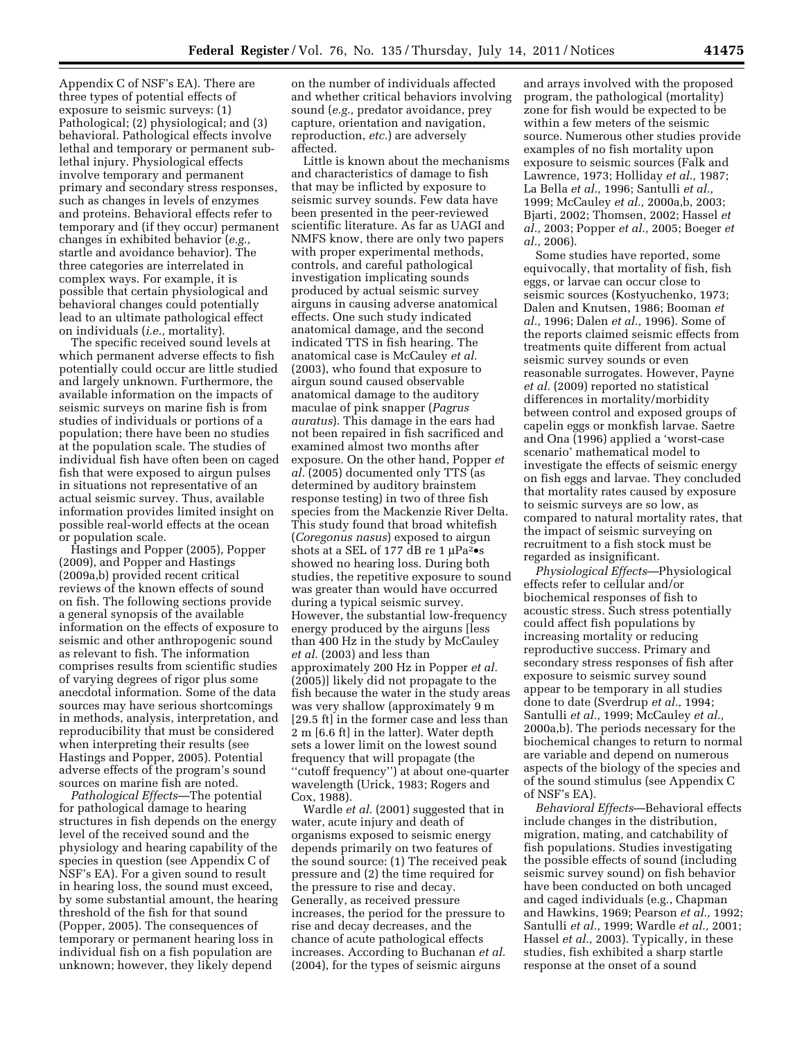Appendix C of NSF's EA). There are three types of potential effects of exposure to seismic surveys: (1) Pathological; (2) physiological; and (3) behavioral. Pathological effects involve lethal and temporary or permanent sub-lethal injury. Physiological effects involve temporary and permanent primary and secondary stress responses, such as changes in levels of enzymes and proteins. Behavioral effects refer to temporary and (if they occur) permanent changes in exhibited behavior (*e.g.,* startle and avoidance behavior). The three categories are interrelated in complex ways. For example, it is possible that certain physiological and behavioral changes could potentially lead to an ultimate pathological effect on individuals (*i.e.,* mortality).

The specific received sound levels at which permanent adverse effects to fish potentially could occur are little studied and largely unknown. Furthermore, the available information on the impacts of seismic surveys on marine fish is from studies of individuals or portions of a population; there have been no studies at the population scale. The studies of individual fish have often been on caged fish that were exposed to airgun pulses in situations not representative of an actual seismic survey. Thus, available information provides limited insight on possible real-world effects at the ocean or population scale.

Hastings and Popper (2005), Popper (2009), and Popper and Hastings (2009a,b) provided recent critical reviews of the known effects of sound on fish. The following sections provide a general synopsis of the available information on the effects of exposure to seismic and other anthropogenic sound as relevant to fish. The information comprises results from scientific studies of varying degrees of rigor plus some anecdotal information. Some of the data sources may have serious shortcomings in methods, analysis, interpretation, and reproducibility that must be considered when interpreting their results (see Hastings and Popper, 2005). Potential adverse effects of the program's sound sources on marine fish are noted.

*Pathological Effects*—The potential for pathological damage to hearing structures in fish depends on the energy level of the received sound and the physiology and hearing capability of the species in question (see Appendix C of NSF's EA). For a given sound to result in hearing loss, the sound must exceed, by some substantial amount, the hearing threshold of the fish for that sound (Popper, 2005). The consequences of temporary or permanent hearing loss in individual fish on a fish population are unknown; however, they likely depend on the number of individuals affected and whether critical behaviors involving sound (*e.g.,* predator avoidance, prey capture, orientation and navigation, reproduction, *etc.*) are adversely affected.

Little is known about the mechanisms and characteristics of damage to fish that may be inflicted by exposure to seismic survey sounds. Few data have been presented in the peer-reviewed scientific literature. As far as UAGI and NMFS know, there are only two papers with proper experimental methods, controls, and careful pathological investigation implicating sounds produced by actual seismic survey airguns in causing adverse anatomical effects. One such study indicated anatomical damage, and the second indicated TTS in fish hearing. The anatomical case is McCauley *et al.* (2003), who found that exposure to airgun sound caused observable anatomical damage to the auditory maculae of pink snapper (*Pagrus auratus*). This damage in the ears had not been repaired in fish sacrificed and examined almost two months after exposure. On the other hand, Popper *et al.* (2005) documented only TTS (as determined by auditory brainstem response testing) in two of three fish species from the Mackenzie River Delta. This study found that broad whitefish (*Coregonus nasus*) exposed to airgun shots at a SEL of 177 dB re 1 μPa²•s showed no hearing loss. During both studies, the repetitive exposure to sound was greater than would have occurred during a typical seismic survey. However, the substantial low-frequency energy produced by the airguns [less than 400 Hz in the study by McCauley *et al.* (2003) and less than approximately 200 Hz in Popper *et al.* (2005)] likely did not propagate to the fish because the water in the study areas was very shallow (approximately 9 m [29.5 ft] in the former case and less than 2 m [6.6 ft] in the latter). Water depth sets a lower limit on the lowest sound frequency that will propagate (the "cutoff frequency") at about one-quarter wavelength (Urick, 1983; Rogers and Cox, 1988).

Wardle *et al.* (2001) suggested that in water, acute injury and death of organisms exposed to seismic energy depends primarily on two features of the sound source: (1) The received peak pressure and (2) the time required for the pressure to rise and decay. Generally, as received pressure increases, the period for the pressure to rise and decay decreases, and the chance of acute pathological effects increases. According to Buchanan *et al.* (2004), for the types of seismic airguns and arrays involved with the proposed program, the pathological (mortality) zone for fish would be expected to be within a few meters of the seismic source. Numerous other studies provide examples of no fish mortality upon exposure to seismic sources (Falk and Lawrence, 1973; Holliday *et al.,* 1987; La Bella *et al.,* 1996; Santulli *et al.,* 1999; McCauley *et al.,* 2000a,b, 2003; Bjarti, 2002; Thomsen, 2002; Hassel *et al.,* 2003; Popper *et al.,* 2005; Boeger *et al.,* 2006).

Some studies have reported, some equivocally, that mortality of fish, fish eggs, or larvae can occur close to seismic sources (Kostyuchenko, 1973; Dalen and Knutsen, 1986; Booman *et al.,* 1996; Dalen *et al.,* 1996). Some of the reports claimed seismic effects from treatments quite different from actual seismic survey sounds or even reasonable surrogates. However, Payne *et al.* (2009) reported no statistical differences in mortality/morbidity between control and exposed groups of capelin eggs or monkfish larvae. Saetre and Ona (1996) applied a 'worst-case scenario' mathematical model to investigate the effects of seismic energy on fish eggs and larvae. They concluded that mortality rates caused by exposure to seismic surveys are so low, as compared to natural mortality rates, that the impact of seismic surveying on recruitment to a fish stock must be regarded as insignificant.

*Physiological Effects*—Physiological effects refer to cellular and/or biochemical responses of fish to acoustic stress. Such stress potentially could affect fish populations by increasing mortality or reducing reproductive success. Primary and secondary stress responses of fish after exposure to seismic survey sound appear to be temporary in all studies done to date (Sverdrup *et al.,* 1994; Santulli *et al.,* 1999; McCauley *et al.,* 2000a,b). The periods necessary for the biochemical changes to return to normal are variable and depend on numerous aspects of the biology of the species and of the sound stimulus (see Appendix C of NSF's EA).

*Behavioral Effects*—Behavioral effects include changes in the distribution, migration, mating, and catchability of fish populations. Studies investigating the possible effects of sound (including seismic survey sound) on fish behavior have been conducted on both uncaged and caged individuals (e.g., Chapman and Hawkins, 1969; Pearson *et al.,* 1992; Santulli *et al.,* 1999; Wardle *et al.,* 2001; Hassel *et al.,* 2003). Typically, in these studies, fish exhibited a sharp startle response at the onset of a sound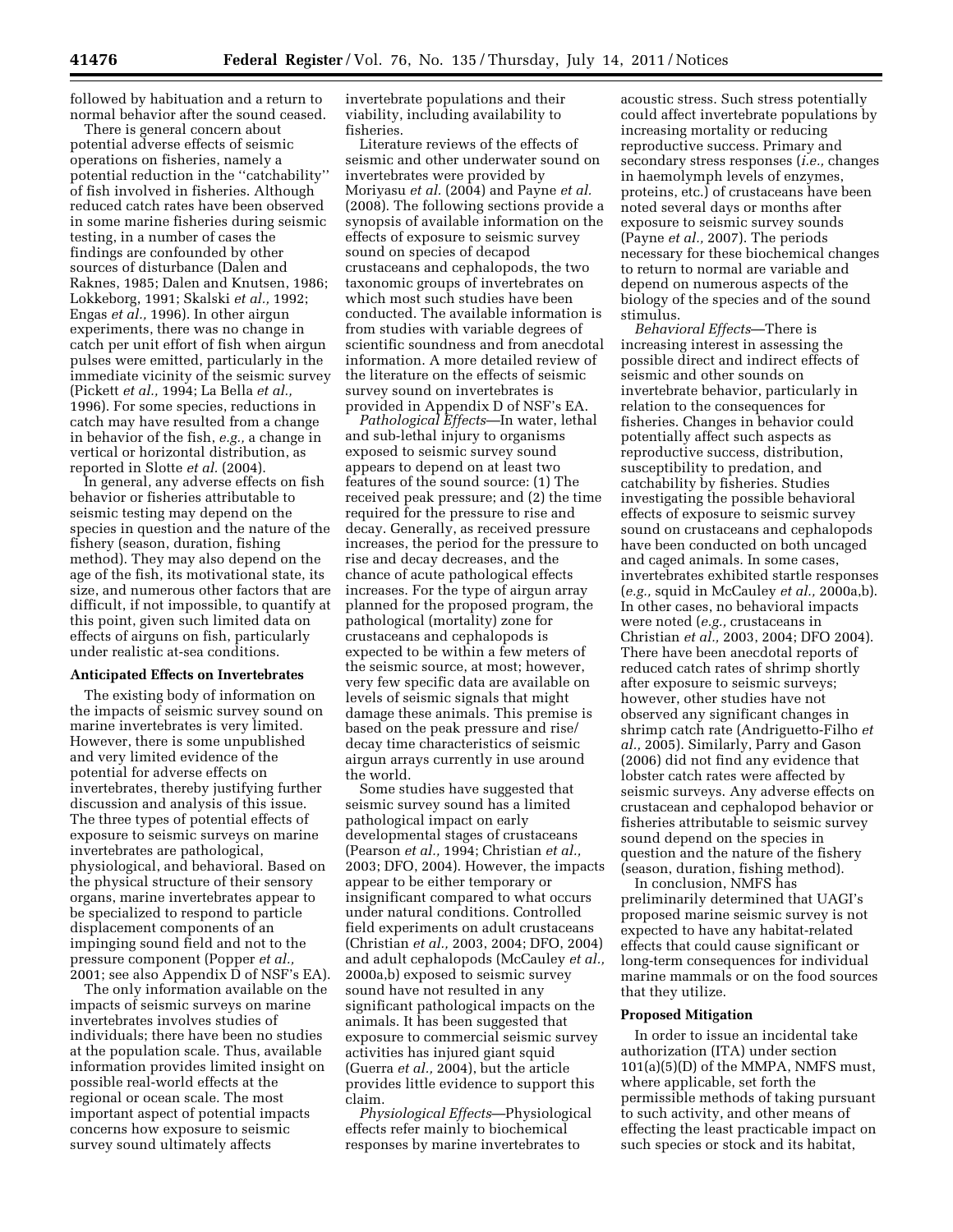followed by habituation and a return to normal behavior after the sound ceased.

There is general concern about potential adverse effects of seismic operations on fisheries, namely a potential reduction in the ''catchability'' of fish involved in fisheries. Although reduced catch rates have been observed in some marine fisheries during seismic testing, in a number of cases the findings are confounded by other sources of disturbance (Dalen and Raknes, 1985; Dalen and Knutsen, 1986; Lokkeborg, 1991; Skalski *et al.,* 1992; Engas *et al.,* 1996). In other airgun experiments, there was no change in catch per unit effort of fish when airgun pulses were emitted, particularly in the immediate vicinity of the seismic survey (Pickett *et al.,* 1994; La Bella *et al.,* 1996). For some species, reductions in catch may have resulted from a change in behavior of the fish, *e.g.,* a change in vertical or horizontal distribution, as reported in Slotte *et al.* (2004).

In general, any adverse effects on fish behavior or fisheries attributable to seismic testing may depend on the species in question and the nature of the fishery (season, duration, fishing method). They may also depend on the age of the fish, its motivational state, its size, and numerous other factors that are difficult, if not impossible, to quantify at this point, given such limited data on effects of airguns on fish, particularly under realistic at-sea conditions.

**Anticipated Effects on Invertebrates**

The existing body of information on the impacts of seismic survey sound on marine invertebrates is very limited. However, there is some unpublished and very limited evidence of the potential for adverse effects on invertebrates, thereby justifying further discussion and analysis of this issue. The three types of potential effects of exposure to seismic surveys on marine invertebrates are pathological, physiological, and behavioral. Based on the physical structure of their sensory organs, marine invertebrates appear to be specialized to respond to particle displacement components of an impinging sound field and not to the pressure component (Popper *et al.,* 2001; see also Appendix D of NSF's EA).

The only information available on the impacts of seismic surveys on marine invertebrates involves studies of individuals; there have been no studies at the population scale. Thus, available information provides limited insight on possible real-world effects at the regional or ocean scale. The most important aspect of potential impacts concerns how exposure to seismic survey sound ultimately affects invertebrate populations and their viability, including availability to fisheries.

Literature reviews of the effects of seismic and other underwater sound on invertebrates were provided by Moriyasu *et al.* (2004) and Payne *et al.* (2008). The following sections provide a synopsis of available information on the effects of exposure to seismic survey sound on species of decapod crustaceans and cephalopods, the two taxonomic groups of invertebrates on which most such studies have been conducted. The available information is from studies with variable degrees of scientific soundness and from anecdotal information. A more detailed review of the literature on the effects of seismic survey sound on invertebrates is provided in Appendix D of NSF's EA.

*Pathological Effects*—In water, lethal and sub-lethal injury to organisms exposed to seismic survey sound appears to depend on at least two features of the sound source: (1) The received peak pressure; and (2) the time required for the pressure to rise and decay. Generally, as received pressure increases, the period for the pressure to rise and decay decreases, and the chance of acute pathological effects increases. For the type of airgun array planned for the proposed program, the pathological (mortality) zone for crustaceans and cephalopods is expected to be within a few meters of the seismic source, at most; however, very few specific data are available on levels of seismic signals that might damage these animals. This premise is based on the peak pressure and rise/decay time characteristics of seismic airgun arrays currently in use around the world.

Some studies have suggested that seismic survey sound has a limited pathological impact on early developmental stages of crustaceans (Pearson *et al.,* 1994; Christian *et al.,* 2003; DFO, 2004). However, the impacts appear to be either temporary or insignificant compared to what occurs under natural conditions. Controlled field experiments on adult crustaceans (Christian *et al.,* 2003, 2004; DFO, 2004) and adult cephalopods (McCauley *et al.,* 2000a,b) exposed to seismic survey sound have not resulted in any significant pathological impacts on the animals. It has been suggested that exposure to commercial seismic survey activities has injured giant squid (Guerra *et al.,* 2004), but the article provides little evidence to support this claim.

*Physiological Effects*—Physiological effects refer mainly to biochemical responses by marine invertebrates to acoustic stress. Such stress potentially could affect invertebrate populations by increasing mortality or reducing reproductive success. Primary and secondary stress responses (*i.e.,* changes in haemolymph levels of enzymes, proteins, etc.) of crustaceans have been noted several days or months after exposure to seismic survey sounds (Payne *et al.,* 2007). The periods necessary for these biochemical changes to return to normal are variable and depend on numerous aspects of the biology of the species and of the sound stimulus.

*Behavioral Effects*—There is increasing interest in assessing the possible direct and indirect effects of seismic and other sounds on invertebrate behavior, particularly in relation to the consequences for fisheries. Changes in behavior could potentially affect such aspects as reproductive success, distribution, susceptibility to predation, and catchability by fisheries. Studies investigating the possible behavioral effects of exposure to seismic survey sound on crustaceans and cephalopods have been conducted on both uncaged and caged animals. In some cases, invertebrates exhibited startle responses (*e.g.,* squid in McCauley *et al.,* 2000a,b). In other cases, no behavioral impacts were noted (*e.g.,* crustaceans in Christian *et al.,* 2003, 2004; DFO 2004). There have been anecdotal reports of reduced catch rates of shrimp shortly after exposure to seismic surveys; however, other studies have not observed any significant changes in shrimp catch rate (Andriguetto-Filho *et al.,* 2005). Similarly, Parry and Gason (2006) did not find any evidence that lobster catch rates were affected by seismic surveys. Any adverse effects on crustacean and cephalopod behavior or fisheries attributable to seismic survey sound depend on the species in question and the nature of the fishery (season, duration, fishing method).

In conclusion, NMFS has preliminarily determined that UAGI's proposed marine seismic survey is not expected to have any habitat-related effects that could cause significant or long-term consequences for individual marine mammals or on the food sources that they utilize.

**Proposed Mitigation**

In order to issue an incidental take authorization (ITA) under section 101(a)(5)(D) of the MMPA, NMFS must, where applicable, set forth the permissible methods of taking pursuant to such activity, and other means of effecting the least practicable impact on such species or stock and its habitat,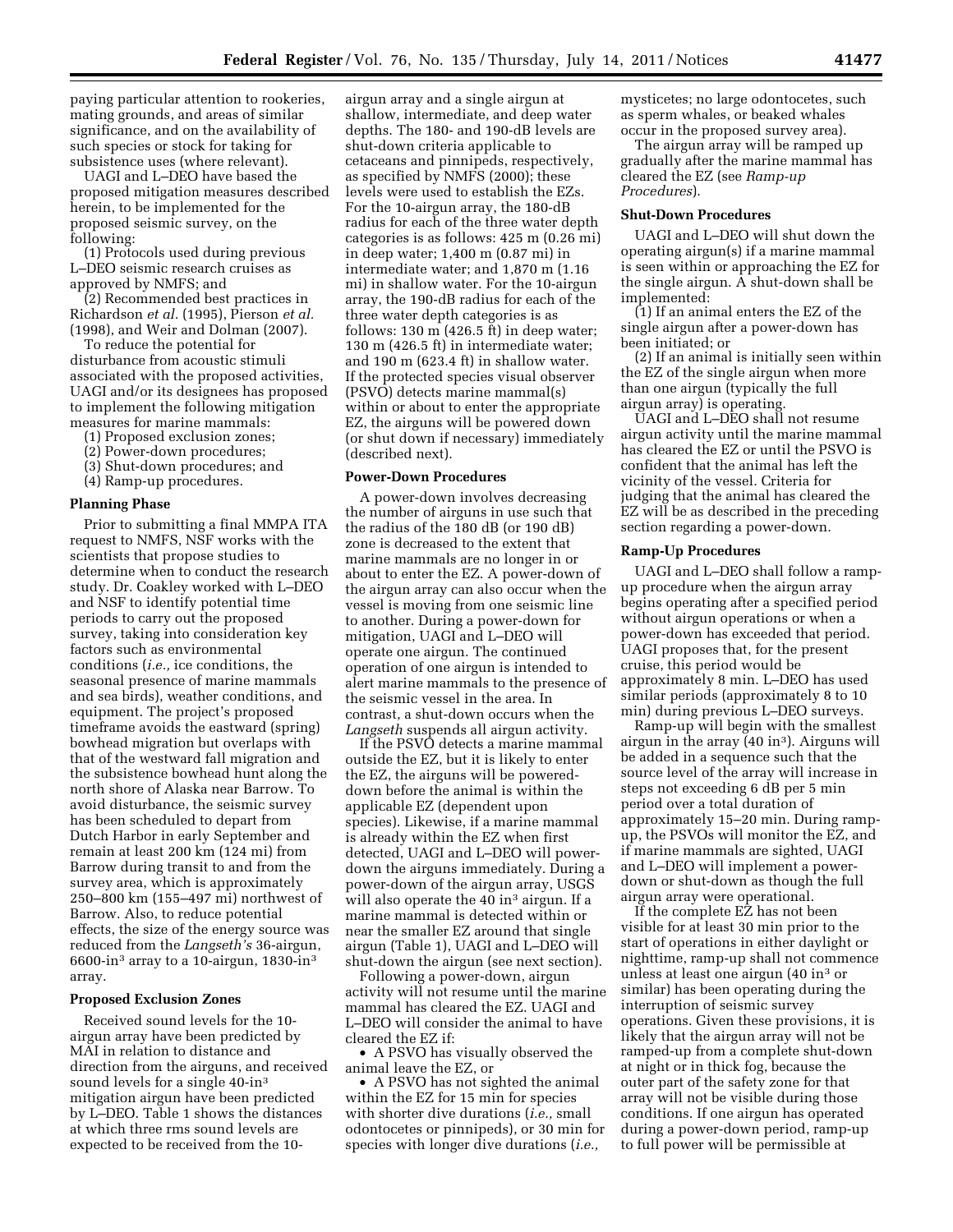paying particular attention to rookeries, mating grounds, and areas of similar significance, and on the availability of such species or stock for taking for subsistence uses (where relevant).

UAGI and L–DEO have based the proposed mitigation measures described herein, to be implemented for the proposed seismic survey, on the following:

(1) Protocols used during previous L–DEO seismic research cruises as approved by NMFS; and

(2) Recommended best practices in Richardson *et al.* (1995), Pierson *et al.* (1998), and Weir and Dolman (2007).

To reduce the potential for disturbance from acoustic stimuli associated with the proposed activities, UAGI and/or its designees has proposed to implement the following mitigation measures for marine mammals:

(1) Proposed exclusion zones;
(2) Power-down procedures;
(3) Shut-down procedures; and
(4) Ramp-up procedures.

## Planning Phase

Prior to submitting a final MMPA ITA request to NMFS, NSF works with the scientists that propose studies to determine when to conduct the research study. Dr. Coakley worked with L–DEO and NSF to identify potential time periods to carry out the proposed survey, taking into consideration key factors such as environmental conditions (*i.e.,* ice conditions, the seasonal presence of marine mammals and sea birds), weather conditions, and equipment. The project's proposed timeframe avoids the eastward (spring) bowhead migration but overlaps with that of the westward fall migration and the subsistence bowhead hunt along the north shore of Alaska near Barrow. To avoid disturbance, the seismic survey has been scheduled to depart from Dutch Harbor in early September and remain at least 200 km (124 mi) from Barrow during transit to and from the survey area, which is approximately 250–800 km (155–497 mi) northwest of Barrow. Also, to reduce potential effects, the size of the energy source was reduced from the *Langseth's* 36-airgun, 6600-in$^3$ array to a 10-airgun, 1830-in$^3$ array.

## Proposed Exclusion Zones

Received sound levels for the 10-airgun array have been predicted by MAI in relation to distance and direction from the airguns, and received sound levels for a single 40-in$^3$ mitigation airgun have been predicted by L–DEO. Table 1 shows the distances at which three rms sound levels are expected to be received from the 10-airgun array and a single airgun at shallow, intermediate, and deep water depths. The 180- and 190-dB levels are shut-down criteria applicable to cetaceans and pinnipeds, respectively, as specified by NMFS (2000); these levels were used to establish the EZs. For the 10-airgun array, the 180-dB radius for each of the three water depth categories is as follows: 425 m (0.26 mi) in deep water; 1,400 m (0.87 mi) in intermediate water; and 1,870 m (1.16 mi) in shallow water. For the 10-airgun array, the 190-dB radius for each of the three water depth categories is as follows: 130 m (426.5 ft) in deep water; 130 m (426.5 ft) in intermediate water; and 190 m (623.4 ft) in shallow water. If the protected species visual observer (PSVO) detects marine mammal(s) within or about to enter the appropriate EZ, the airguns will be powered down (or shut down if necessary) immediately (described next).

## Power-Down Procedures

A power-down involves decreasing the number of airguns in use such that the radius of the 180 dB (or 190 dB) zone is decreased to the extent that marine mammals are no longer in or about to enter the EZ. A power-down of the airgun array can also occur when the vessel is moving from one seismic line to another. During a power-down for mitigation, UAGI and L–DEO will operate one airgun. The continued operation of one airgun is intended to alert marine mammals to the presence of the seismic vessel in the area. In contrast, a shut-down occurs when the *Langseth* suspends all airgun activity.

If the PSVO detects a marine mammal outside the EZ, but it is likely to enter the EZ, the airguns will be powered-down before the animal is within the applicable EZ (dependent upon species). Likewise, if a marine mammal is already within the EZ when first detected, UAGI and L–DEO will power-down the airguns immediately. During a power-down of the airgun array, USGS will also operate the 40 in$^3$ airgun. If a marine mammal is detected within or near the smaller EZ around that single airgun (Table 1), UAGI and L–DEO will shut-down the airgun (see next section).

Following a power-down, airgun activity will not resume until the marine mammal has cleared the EZ. UAGI and L–DEO will consider the animal to have cleared the EZ if:

- A PSVO has visually observed the animal leave the EZ, or
- A PSVO has not sighted the animal within the EZ for 15 min for species with shorter dive durations (*i.e.,* small odontocetes or pinnipeds), or 30 min for species with longer dive durations (*i.e.,* mysticetes; no large odontocetes, such as sperm whales, or beaked whales occur in the proposed survey area).

The airgun array will be ramped up gradually after the marine mammal has cleared the EZ (see *Ramp-up Procedures*).

## Shut-Down Procedures

UAGI and L–DEO will shut down the operating airgun(s) if a marine mammal is seen within or approaching the EZ for the single airgun. A shut-down shall be implemented:

(1) If an animal enters the EZ of the single airgun after a power-down has been initiated; or

(2) If an animal is initially seen within the EZ of the single airgun when more than one airgun (typically the full airgun array) is operating.

UAGI and L–DEO shall not resume airgun activity until the marine mammal has cleared the EZ or until the PSVO is confident that the animal has left the vicinity of the vessel. Criteria for judging that the animal has cleared the EZ will be as described in the preceding section regarding a power-down.

## Ramp-Up Procedures

UAGI and L–DEO shall follow a ramp-up procedure when the airgun array begins operating after a specified period without airgun operations or when a power-down has exceeded that period. UAGI proposes that, for the present cruise, this period would be approximately 8 min. L–DEO has used similar periods (approximately 8 to 10 min) during previous L–DEO surveys.

Ramp-up will begin with the smallest airgun in the array (40 in$^3$). Airguns will be added in a sequence such that the source level of the array will increase in steps not exceeding 6 dB per 5 min period over a total duration of approximately 15–20 min. During ramp-up, the PSVOs will monitor the EZ, and if marine mammals are sighted, UAGI and L–DEO will implement a power-down or shut-down as though the full airgun array were operational.

If the complete EZ has not been visible for at least 30 min prior to the start of operations in either daylight or nighttime, ramp-up shall not commence unless at least one airgun (40 in$^3$ or similar) has been operating during the interruption of seismic survey operations. Given these provisions, it is likely that the airgun array will not be ramped-up from a complete shut-down at night or in thick fog, because the outer part of the safety zone for that array will not be visible during those conditions. If one airgun has operated during a power-down period, ramp-up to full power will be permissible at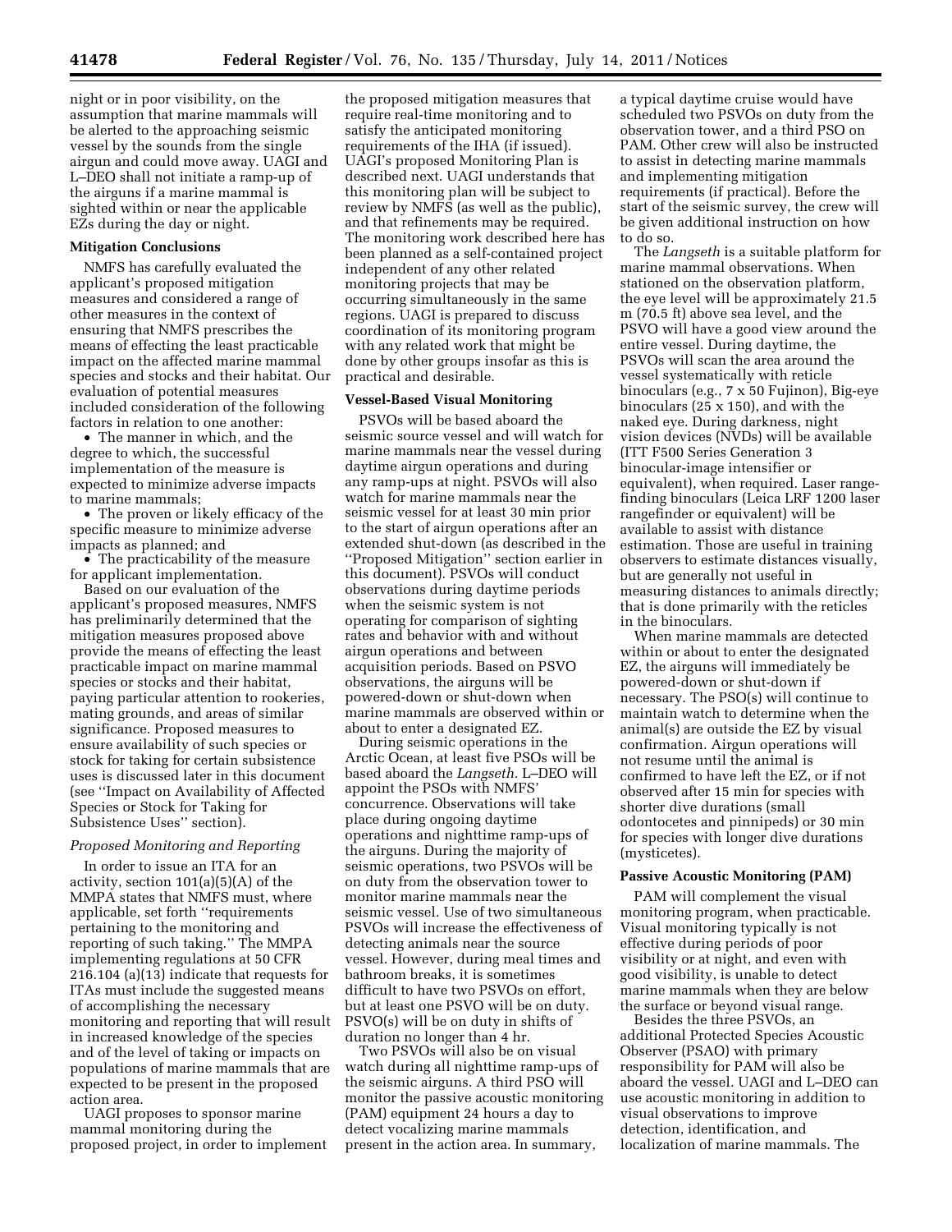night or in poor visibility, on the assumption that marine mammals will be alerted to the approaching seismic vessel by the sounds from the single airgun and could move away. UAGI and L–DEO shall not initiate a ramp-up of the airguns if a marine mammal is sighted within or near the applicable EZs during the day or night.

**Mitigation Conclusions**

NMFS has carefully evaluated the applicant's proposed mitigation measures and considered a range of other measures in the context of ensuring that NMFS prescribes the means of effecting the least practicable impact on the affected marine mammal species and stocks and their habitat. Our evaluation of potential measures included consideration of the following factors in relation to one another:

- The manner in which, and the degree to which, the successful implementation of the measure is expected to minimize adverse impacts to marine mammals;
- The proven or likely efficacy of the specific measure to minimize adverse impacts as planned; and
- The practicability of the measure for applicant implementation.

Based on our evaluation of the applicant's proposed measures, NMFS has preliminarily determined that the mitigation measures proposed above provide the means of effecting the least practicable impact on marine mammal species or stocks and their habitat, paying particular attention to rookeries, mating grounds, and areas of similar significance. Proposed measures to ensure availability of such species or stock for taking for certain subsistence uses is discussed later in this document (see ''Impact on Availability of Affected Species or Stock for Taking for Subsistence Uses'' section).

*Proposed Monitoring and Reporting*

In order to issue an ITA for an activity, section 101(a)(5)(A) of the MMPA states that NMFS must, where applicable, set forth ''requirements pertaining to the monitoring and reporting of such taking.'' The MMPA implementing regulations at 50 CFR 216.104 (a)(13) indicate that requests for ITAs must include the suggested means of accomplishing the necessary monitoring and reporting that will result in increased knowledge of the species and of the level of taking or impacts on populations of marine mammals that are expected to be present in the proposed action area.

UAGI proposes to sponsor marine mammal monitoring during the proposed project, in order to implement the proposed mitigation measures that require real-time monitoring and to satisfy the anticipated monitoring requirements of the IHA (if issued). UAGI's proposed Monitoring Plan is described next. UAGI understands that this monitoring plan will be subject to review by NMFS (as well as the public), and that refinements may be required. The monitoring work described here has been planned as a self-contained project independent of any other related monitoring projects that may be occurring simultaneously in the same regions. UAGI is prepared to discuss coordination of its monitoring program with any related work that might be done by other groups insofar as this is practical and desirable.

**Vessel-Based Visual Monitoring**

PSVOs will be based aboard the seismic source vessel and will watch for marine mammals near the vessel during daytime airgun operations and during any ramp-ups at night. PSVOs will also watch for marine mammals near the seismic vessel for at least 30 min prior to the start of airgun operations after an extended shut-down (as described in the ''Proposed Mitigation'' section earlier in this document). PSVOs will conduct observations during daytime periods when the seismic system is not operating for comparison of sighting rates and behavior with and without airgun operations and between acquisition periods. Based on PSVO observations, the airguns will be powered-down or shut-down when marine mammals are observed within or about to enter a designated EZ.

During seismic operations in the Arctic Ocean, at least five PSOs will be based aboard the *Langseth.* L–DEO will appoint the PSOs with NMFS' concurrence. Observations will take place during ongoing daytime operations and nighttime ramp-ups of the airguns. During the majority of seismic operations, two PSVOs will be on duty from the observation tower to monitor marine mammals near the seismic vessel. Use of two simultaneous PSVOs will increase the effectiveness of detecting animals near the source vessel. However, during meal times and bathroom breaks, it is sometimes difficult to have two PSVOs on effort, but at least one PSVO will be on duty. PSVO(s) will be on duty in shifts of duration no longer than 4 hr.

Two PSVOs will also be on visual watch during all nighttime ramp-ups of the seismic airguns. A third PSO will monitor the passive acoustic monitoring (PAM) equipment 24 hours a day to detect vocalizing marine mammals present in the action area. In summary, a typical daytime cruise would have scheduled two PSVOs on duty from the observation tower, and a third PSO on PAM. Other crew will also be instructed to assist in detecting marine mammals and implementing mitigation requirements (if practical). Before the start of the seismic survey, the crew will be given additional instruction on how to do so.

The *Langseth* is a suitable platform for marine mammal observations. When stationed on the observation platform, the eye level will be approximately 21.5 m (70.5 ft) above sea level, and the PSVO will have a good view around the entire vessel. During daytime, the PSVOs will scan the area around the vessel systematically with reticle binoculars (e.g., 7 x 50 Fujinon), Big-eye binoculars (25 x 150), and with the naked eye. During darkness, night vision devices (NVDs) will be available (ITT F500 Series Generation 3 binocular-image intensifier or equivalent), when required. Laser range-finding binoculars (Leica LRF 1200 laser rangefinder or equivalent) will be available to assist with distance estimation. Those are useful in training observers to estimate distances visually, but are generally not useful in measuring distances to animals directly; that is done primarily with the reticles in the binoculars.

When marine mammals are detected within or about to enter the designated EZ, the airguns will immediately be powered-down or shut-down if necessary. The PSO(s) will continue to maintain watch to determine when the animal(s) are outside the EZ by visual confirmation. Airgun operations will not resume until the animal is confirmed to have left the EZ, or if not observed after 15 min for species with shorter dive durations (small odontocetes and pinnipeds) or 30 min for species with longer dive durations (mysticetes).

**Passive Acoustic Monitoring (PAM)**

PAM will complement the visual monitoring program, when practicable. Visual monitoring typically is not effective during periods of poor visibility or at night, and even with good visibility, is unable to detect marine mammals when they are below the surface or beyond visual range.

Besides the three PSVOs, an additional Protected Species Acoustic Observer (PSAO) with primary responsibility for PAM will also be aboard the vessel. UAGI and L–DEO can use acoustic monitoring in addition to visual observations to improve detection, identification, and localization of marine mammals. The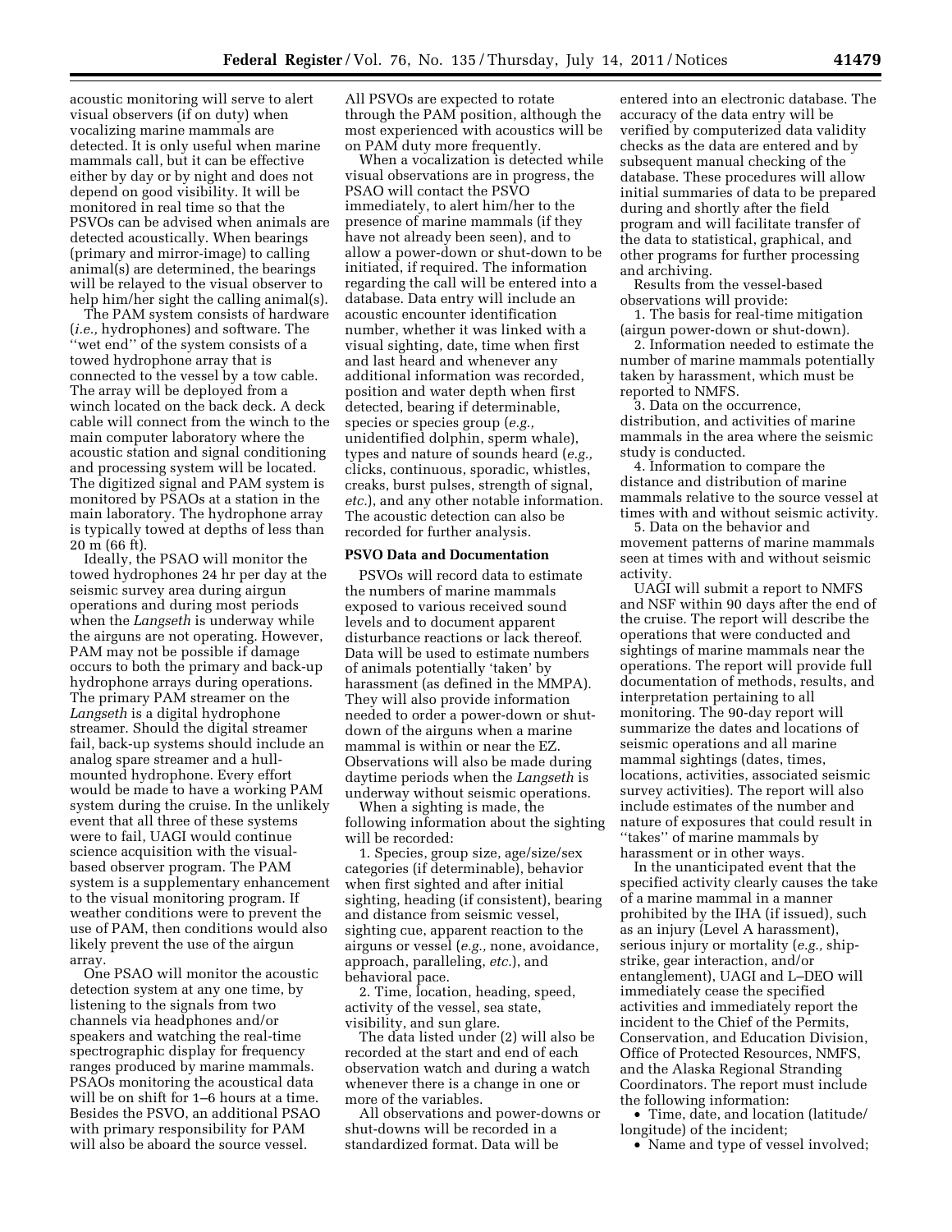acoustic monitoring will serve to alert visual observers (if on duty) when vocalizing marine mammals are detected. It is only useful when marine mammals call, but it can be effective either by day or by night and does not depend on good visibility. It will be monitored in real time so that the PSVOs can be advised when animals are detected acoustically. When bearings (primary and mirror-image) to calling animal(s) are determined, the bearings will be relayed to the visual observer to help him/her sight the calling animal(s).

The PAM system consists of hardware (*i.e.,* hydrophones) and software. The ''wet end'' of the system consists of a towed hydrophone array that is connected to the vessel by a tow cable. The array will be deployed from a winch located on the back deck. A deck cable will connect from the winch to the main computer laboratory where the acoustic station and signal conditioning and processing system will be located. The digitized signal and PAM system is monitored by PSAOs at a station in the main laboratory. The hydrophone array is typically towed at depths of less than 20 m (66 ft).

Ideally, the PSAO will monitor the towed hydrophones 24 hr per day at the seismic survey area during airgun operations and during most periods when the *Langseth* is underway while the airguns are not operating. However, PAM may not be possible if damage occurs to both the primary and back-up hydrophone arrays during operations. The primary PAM streamer on the *Langseth* is a digital hydrophone streamer. Should the digital streamer fail, back-up systems should include an analog spare streamer and a hull-mounted hydrophone. Every effort would be made to have a working PAM system during the cruise. In the unlikely event that all three of these systems were to fail, UAGI would continue science acquisition with the visual-based observer program. The PAM system is a supplementary enhancement to the visual monitoring program. If weather conditions were to prevent the use of PAM, then conditions would also likely prevent the use of the airgun array.

One PSAO will monitor the acoustic detection system at any one time, by listening to the signals from two channels via headphones and/or speakers and watching the real-time spectrographic display for frequency ranges produced by marine mammals. PSAOs monitoring the acoustical data will be on shift for 1–6 hours at a time. Besides the PSVO, an additional PSAO with primary responsibility for PAM will also be aboard the source vessel. All PSVOs are expected to rotate through the PAM position, although the most experienced with acoustics will be on PAM duty more frequently.

When a vocalization is detected while visual observations are in progress, the PSAO will contact the PSVO immediately, to alert him/her to the presence of marine mammals (if they have not already been seen), and to allow a power-down or shut-down to be initiated, if required. The information regarding the call will be entered into a database. Data entry will include an acoustic encounter identification number, whether it was linked with a visual sighting, date, time when first and last heard and whenever any additional information was recorded, position and water depth when first detected, bearing if determinable, species or species group (*e.g.,* unidentified dolphin, sperm whale), types and nature of sounds heard (*e.g.,* clicks, continuous, sporadic, whistles, creaks, burst pulses, strength of signal, *etc.*), and any other notable information. The acoustic detection can also be recorded for further analysis.

**PSVO Data and Documentation**

PSVOs will record data to estimate the numbers of marine mammals exposed to various received sound levels and to document apparent disturbance reactions or lack thereof. Data will be used to estimate numbers of animals potentially 'taken' by harassment (as defined in the MMPA). They will also provide information needed to order a power-down or shut-down of the airguns when a marine mammal is within or near the EZ. Observations will also be made during daytime periods when the *Langseth* is underway without seismic operations.

When a sighting is made, the following information about the sighting will be recorded:

1. Species, group size, age/size/sex categories (if determinable), behavior when first sighted and after initial sighting, heading (if consistent), bearing and distance from seismic vessel, sighting cue, apparent reaction to the airguns or vessel (*e.g.,* none, avoidance, approach, paralleling, *etc.*), and behavioral pace.
2. Time, location, heading, speed, activity of the vessel, sea state, visibility, and sun glare.

The data listed under (2) will also be recorded at the start and end of each observation watch and during a watch whenever there is a change in one or more of the variables.

All observations and power-downs or shut-downs will be recorded in a standardized format. Data will be entered into an electronic database. The accuracy of the data entry will be verified by computerized data validity checks as the data are entered and by subsequent manual checking of the database. These procedures will allow initial summaries of data to be prepared during and shortly after the field program and will facilitate transfer of the data to statistical, graphical, and other programs for further processing and archiving.

Results from the vessel-based observations will provide:

1. The basis for real-time mitigation (airgun power-down or shut-down).
2. Information needed to estimate the number of marine mammals potentially taken by harassment, which must be reported to NMFS.
3. Data on the occurrence, distribution, and activities of marine mammals in the area where the seismic study is conducted.
4. Information to compare the distance and distribution of marine mammals relative to the source vessel at times with and without seismic activity.
5. Data on the behavior and movement patterns of marine mammals seen at times with and without seismic activity.

UAGI will submit a report to NMFS and NSF within 90 days after the end of the cruise. The report will describe the operations that were conducted and sightings of marine mammals near the operations. The report will provide full documentation of methods, results, and interpretation pertaining to all monitoring. The 90-day report will summarize the dates and locations of seismic operations and all marine mammal sightings (dates, times, locations, activities, associated seismic survey activities). The report will also include estimates of the number and nature of exposures that could result in ''takes'' of marine mammals by harassment or in other ways.

In the unanticipated event that the specified activity clearly causes the take of a marine mammal in a manner prohibited by the IHA (if issued), such as an injury (Level A harassment), serious injury or mortality (*e.g.,* ship-strike, gear interaction, and/or entanglement), UAGI and L–DEO will immediately cease the specified activities and immediately report the incident to the Chief of the Permits, Conservation, and Education Division, Office of Protected Resources, NMFS, and the Alaska Regional Stranding Coordinators. The report must include the following information:

- Time, date, and location (latitude/longitude) of the incident;
- Name and type of vessel involved;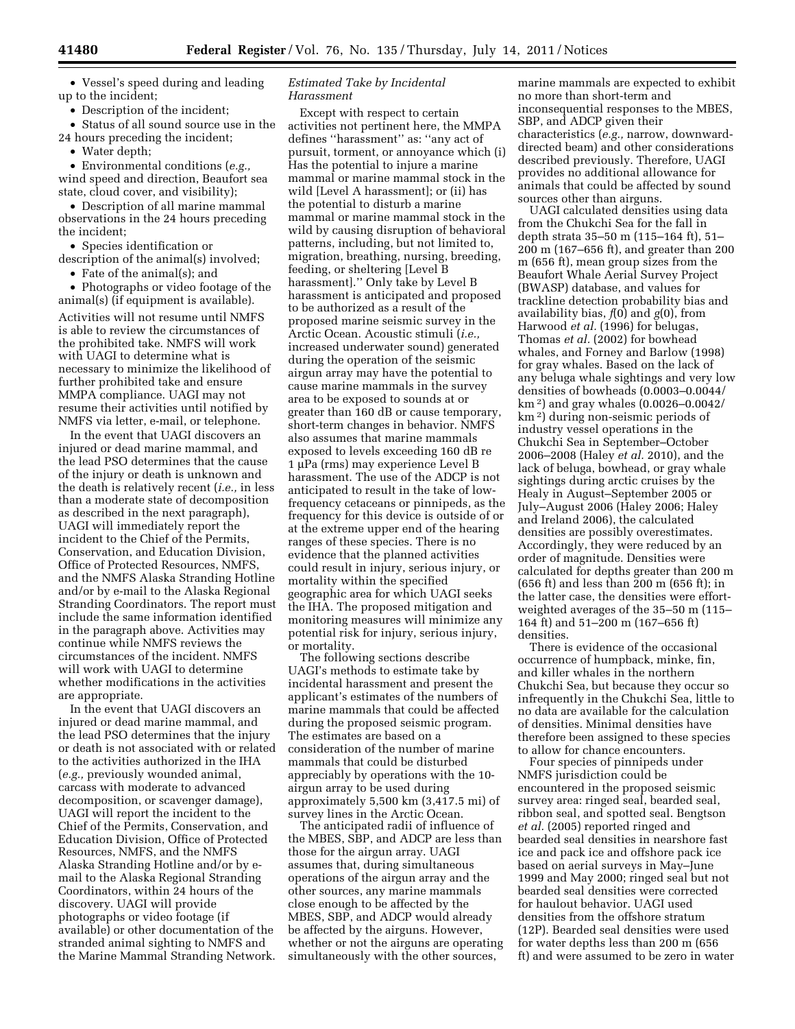- Vessel's speed during and leading up to the incident;
- Description of the incident;
- Status of all sound source use in the 24 hours preceding the incident;
- Water depth;
- Environmental conditions (*e.g.,* wind speed and direction, Beaufort sea state, cloud cover, and visibility);
- Description of all marine mammal observations in the 24 hours preceding the incident;
- Species identification or description of the animal(s) involved;
- Fate of the animal(s); and
- Photographs or video footage of the animal(s) (if equipment is available).

Activities will not resume until NMFS is able to review the circumstances of the prohibited take. NMFS will work with UAGI to determine what is necessary to minimize the likelihood of further prohibited take and ensure MMPA compliance. UAGI may not resume their activities until notified by NMFS via letter, e-mail, or telephone.

In the event that UAGI discovers an injured or dead marine mammal, and the lead PSO determines that the cause of the injury or death is unknown and the death is relatively recent (*i.e.,* in less than a moderate state of decomposition as described in the next paragraph), UAGI will immediately report the incident to the Chief of the Permits, Conservation, and Education Division, Office of Protected Resources, NMFS, and the NMFS Alaska Stranding Hotline and/or by e-mail to the Alaska Regional Stranding Coordinators. The report must include the same information identified in the paragraph above. Activities may continue while NMFS reviews the circumstances of the incident. NMFS will work with UAGI to determine whether modifications in the activities are appropriate.

In the event that UAGI discovers an injured or dead marine mammal, and the lead PSO determines that the injury or death is not associated with or related to the activities authorized in the IHA (*e.g.,* previously wounded animal, carcass with moderate to advanced decomposition, or scavenger damage), UAGI will report the incident to the Chief of the Permits, Conservation, and Education Division, Office of Protected Resources, NMFS, and the NMFS Alaska Stranding Hotline and/or by e-mail to the Alaska Regional Stranding Coordinators, within 24 hours of the discovery. UAGI will provide photographs or video footage (if available) or other documentation of the stranded animal sighting to NMFS and the Marine Mammal Stranding Network.

*Estimated Take by Incidental Harassment*

Except with respect to certain activities not pertinent here, the MMPA defines ''harassment'' as: ''any act of pursuit, torment, or annoyance which (i) Has the potential to injure a marine mammal or marine mammal stock in the wild [Level A harassment]; or (ii) has the potential to disturb a marine mammal or marine mammal stock in the wild by causing disruption of behavioral patterns, including, but not limited to, migration, breathing, nursing, breeding, feeding, or sheltering [Level B harassment].'' Only take by Level B harassment is anticipated and proposed to be authorized as a result of the proposed marine seismic survey in the Arctic Ocean. Acoustic stimuli (*i.e.,* increased underwater sound) generated during the operation of the seismic airgun array may have the potential to cause marine mammals in the survey area to be exposed to sounds at or greater than 160 dB or cause temporary, short-term changes in behavior. NMFS also assumes that marine mammals exposed to levels exceeding 160 dB re 1 μPa (rms) may experience Level B harassment. The use of the ADCP is not anticipated to result in the take of low-frequency cetaceans or pinnipeds, as the frequency for this device is outside of or at the extreme upper end of the hearing ranges of these species. There is no evidence that the planned activities could result in injury, serious injury, or mortality within the specified geographic area for which UAGI seeks the IHA. The proposed mitigation and monitoring measures will minimize any potential risk for injury, serious injury, or mortality.

The following sections describe UAGI's methods to estimate take by incidental harassment and present the applicant's estimates of the numbers of marine mammals that could be affected during the proposed seismic program. The estimates are based on a consideration of the number of marine mammals that could be disturbed appreciably by operations with the 10-airgun array to be used during approximately 5,500 km (3,417.5 mi) of survey lines in the Arctic Ocean.

The anticipated radii of influence of the MBES, SBP, and ADCP are less than those for the airgun array. UAGI assumes that, during simultaneous operations of the airgun array and the other sources, any marine mammals close enough to be affected by the MBES, SBP, and ADCP would already be affected by the airguns. However, whether or not the airguns are operating simultaneously with the other sources, marine mammals are expected to exhibit no more than short-term and inconsequential responses to the MBES, SBP, and ADCP given their characteristics (*e.g.,* narrow, downward-directed beam) and other considerations described previously. Therefore, UAGI provides no additional allowance for animals that could be affected by sound sources other than airguns.

UAGI calculated densities using data from the Chukchi Sea for the fall in depth strata 35–50 m (115–164 ft), 51–200 m (167–656 ft), and greater than 200 m (656 ft), mean group sizes from the Beaufort Whale Aerial Survey Project (BWASP) database, and values for trackline detection probability bias and availability bias, *f*(0) and *g*(0), from Harwood *et al.* (1996) for belugas, Thomas *et al.* (2002) for bowhead whales, and Forney and Barlow (1998) for gray whales. Based on the lack of any beluga whale sightings and very low densities of bowheads (0.0003–0.0044/km$^2$) and gray whales (0.0026–0.0042/km$^2$) during non-seismic periods of industry vessel operations in the Chukchi Sea in September–October 2006–2008 (Haley *et al.* 2010), and the lack of beluga, bowhead, or gray whale sightings during arctic cruises by the Healy in August–September 2005 or July–August 2006 (Haley 2006; Haley and Ireland 2006), the calculated densities are possibly overestimates. Accordingly, they were reduced by an order of magnitude. Densities were calculated for depths greater than 200 m (656 ft) and less than 200 m (656 ft); in the latter case, the densities were effort-weighted averages of the 35–50 m (115–164 ft) and 51–200 m (167–656 ft) densities.

There is evidence of the occasional occurrence of humpback, minke, fin, and killer whales in the northern Chukchi Sea, but because they occur so infrequently in the Chukchi Sea, little to no data are available for the calculation of densities. Minimal densities have therefore been assigned to these species to allow for chance encounters.

Four species of pinnipeds under NMFS jurisdiction could be encountered in the proposed seismic survey area: ringed seal, bearded seal, ribbon seal, and spotted seal. Bengtson *et al.* (2005) reported ringed and bearded seal densities in nearshore fast ice and pack ice and offshore pack ice based on aerial surveys in May–June 1999 and May 2000; ringed seal but not bearded seal densities were corrected for haulout behavior. UAGI used densities from the offshore stratum (12P). Bearded seal densities were used for water depths less than 200 m (656 ft) and were assumed to be zero in water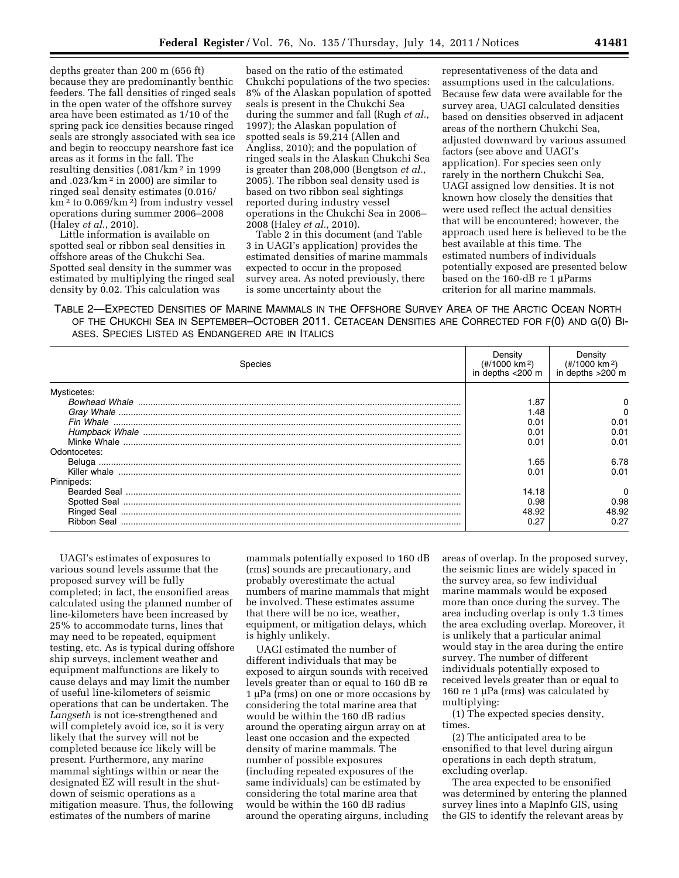depths greater than 200 m (656 ft) because they are predominantly benthic feeders. The fall densities of ringed seals in the open water of the offshore survey area have been estimated as 1/10 of the spring pack ice densities because ringed seals are strongly associated with sea ice and begin to reoccupy nearshore fast ice areas as it forms in the fall. The resulting densities (.081/km$^2$ in 1999 and .023/km$^2$ in 2000) are similar to ringed seal density estimates (0.016/km$^2$ to 0.069/km$^2$) from industry vessel operations during summer 2006–2008 (Haley *et al.*, 2010).

Little information is available on spotted seal or ribbon seal densities in offshore areas of the Chukchi Sea. Spotted seal density in the summer was estimated by multiplying the ringed seal density by 0.02. This calculation was based on the ratio of the estimated Chukchi populations of the two species: 8% of the Alaskan population of spotted seals is present in the Chukchi Sea during the summer and fall (Rugh *et al.,* 1997); the Alaskan population of spotted seals is 59,214 (Allen and Angliss, 2010); and the population of ringed seals in the Alaskan Chukchi Sea is greater than 208,000 (Bengtson *et al.,* 2005). The ribbon seal density used is based on two ribbon seal sightings reported during industry vessel operations in the Chukchi Sea in 2006–2008 (Haley *et al.,* 2010).

Table 2 in this document (and Table 3 in UAGI's application) provides the estimated densities of marine mammals expected to occur in the proposed survey area. As noted previously, there is some uncertainty about the representativeness of the data and assumptions used in the calculations. Because few data were available for the survey area, UAGI calculated densities based on densities observed in adjacent areas of the northern Chukchi Sea, adjusted downward by various assumed factors (see above and UAGI's application). For species seen only rarely in the northern Chukchi Sea, UAGI assigned low densities. It is not known how closely the densities that were used reflect the actual densities that will be encountered; however, the approach used here is believed to be the best available at this time. The estimated numbers of individuals potentially exposed are presented below based on the 160-dB re 1 μParms criterion for all marine mammals.

TABLE 2—EXPECTED DENSITIES OF MARINE MAMMALS IN THE OFFSHORE SURVEY AREA OF THE ARCTIC OCEAN NORTH OF THE CHUKCHI SEA IN SEPTEMBER–OCTOBER 2011. CETACEAN DENSITIES ARE CORRECTED FOR F(0) AND G(0) BIASES. SPECIES LISTED AS ENDANGERED ARE IN ITALICS

| Species | Density (#/1000 km$^2$) in depths <200 m | Density (#/1000 km$^2$) in depths >200 m |
|---|---|---|
| Mysticetes: | | |
| *Bowhead Whale* | 1.87 | 0 |
| Gray Whale | 1.48 | 0 |
| *Fin Whale* | 0.01 | 0.01 |
| *Humpback Whale* | 0.01 | 0.01 |
| Minke Whale | 0.01 | 0.01 |
| Odontocetes: | | |
| Beluga | 1.65 | 6.78 |
| Killer whale | 0.01 | 0.01 |
| Pinnipeds: | | |
| Bearded Seal | 14.18 | 0 |
| Spotted Seal | 0.98 | 0.98 |
| Ringed Seal | 48.92 | 48.92 |
| Ribbon Seal | 0.27 | 0.27 |

UAGI's estimates of exposures to various sound levels assume that the proposed survey will be fully completed; in fact, the ensonified areas calculated using the planned number of line-kilometers have been increased by 25% to accommodate turns, lines that may need to be repeated, equipment testing, etc. As is typical during offshore ship surveys, inclement weather and equipment malfunctions are likely to cause delays and may limit the number of useful line-kilometers of seismic operations that can be undertaken. The *Langseth* is not ice-strengthened and will completely avoid ice, so it is very likely that the survey will not be completed because ice likely will be present. Furthermore, any marine mammal sightings within or near the designated EZ will result in the shut-down of seismic operations as a mitigation measure. Thus, the following estimates of the numbers of marine mammals potentially exposed to 160 dB (rms) sounds are precautionary, and probably overestimate the actual numbers of marine mammals that might be involved. These estimates assume that there will be no ice, weather, equipment, or mitigation delays, which is highly unlikely.

UAGI estimated the number of different individuals that may be exposed to airgun sounds with received levels greater than or equal to 160 dB re 1 μPa (rms) on one or more occasions by considering the total marine area that would be within the 160 dB radius around the operating airgun array on at least one occasion and the expected density of marine mammals. The number of possible exposures (including repeated exposures of the same individuals) can be estimated by considering the total marine area that would be within the 160 dB radius around the operating airguns, including areas of overlap. In the proposed survey, the seismic lines are widely spaced in the survey area, so few individual marine mammals would be exposed more than once during the survey. The area including overlap is only 1.3 times the area excluding overlap. Moreover, it is unlikely that a particular animal would stay in the area during the entire survey. The number of different individuals potentially exposed to received levels greater than or equal to 160 re 1 μPa (rms) was calculated by multiplying:

(1) The expected species density, times.

(2) The anticipated area to be ensonified to that level during airgun operations in each depth stratum, excluding overlap.

The area expected to be ensonified was determined by entering the planned survey lines into a MapInfo GIS, using the GIS to identify the relevant areas by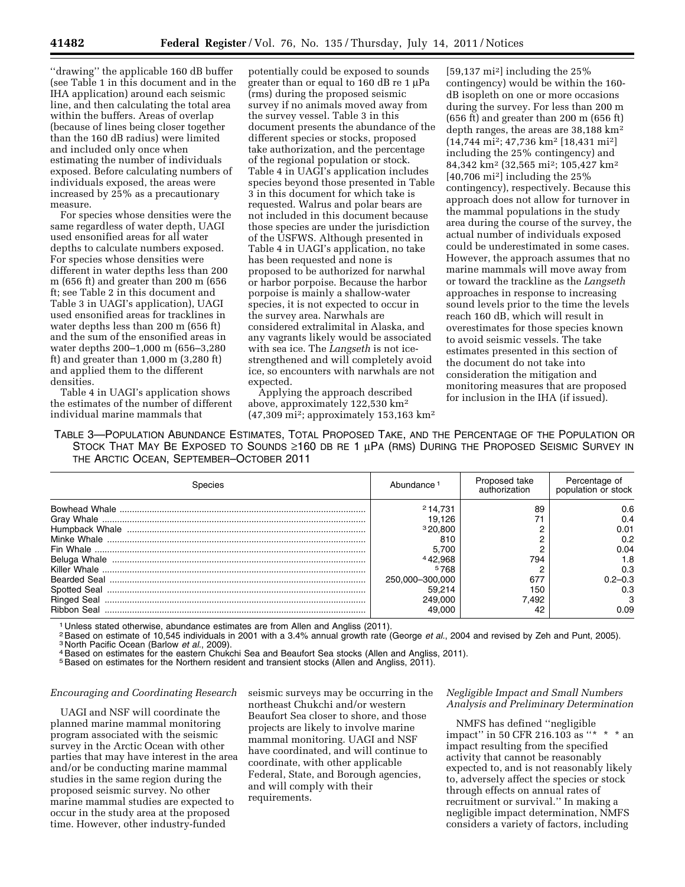''drawing'' the applicable 160 dB buffer (see Table 1 in this document and in the IHA application) around each seismic line, and then calculating the total area within the buffers. Areas of overlap (because of lines being closer together than the 160 dB radius) were limited and included only once when estimating the number of individuals exposed. Before calculating numbers of individuals exposed, the areas were increased by 25% as a precautionary measure.

For species whose densities were the same regardless of water depth, UAGI used ensonified areas for all water depths to calculate numbers exposed. For species whose densities were different in water depths less than 200 m (656 ft) and greater than 200 m (656 ft; see Table 2 in this document and Table 3 in UAGI's application), UAGI used ensonified areas for tracklines in water depths less than 200 m (656 ft) and the sum of the ensonified areas in water depths 200–1,000 m (656–3,280 ft) and greater than 1,000 m (3,280 ft) and applied them to the different densities.

Table 4 in UAGI's application shows the estimates of the number of different individual marine mammals that potentially could be exposed to sounds greater than or equal to 160 dB re 1 μPa (rms) during the proposed seismic survey if no animals moved away from the survey vessel. Table 3 in this document presents the abundance of the different species or stocks, proposed take authorization, and the percentage of the regional population or stock. Table 4 in UAGI's application includes species beyond those presented in Table 3 in this document for which take is requested. Walrus and polar bears are not included in this document because those species are under the jurisdiction of the USFWS. Although presented in Table 4 in UAGI's application, no take has been requested and none is proposed to be authorized for narwhal or harbor porpoise. Because the harbor porpoise is mainly a shallow-water species, it is not expected to occur in the survey area. Narwhals are considered extralimital in Alaska, and any vagrants likely would be associated with sea ice. The *Langseth* is not ice-strengthened and will completely avoid ice, so encounters with narwhals are not expected.

Applying the approach described above, approximately 122,530 km² (47,309 mi²; approximately 153,163 km² [59,137 mi²] including the 25% contingency) would be within the 160-dB isopleth on one or more occasions during the survey. For less than 200 m (656 ft) and greater than 200 m (656 ft) depth ranges, the areas are 38,188 km² (14,744 mi²; 47,736 km² [18,431 mi²] including the 25% contingency) and 84,342 km² (32,565 mi²; 105,427 km² [40,706 mi²] including the 25% contingency), respectively. Because this approach does not allow for turnover in the mammal populations in the study area during the course of the survey, the actual number of individuals exposed could be underestimated in some cases. However, the approach assumes that no marine mammals will move away from or toward the trackline as the *Langseth* approaches in response to increasing sound levels prior to the time the levels reach 160 dB, which will result in overestimates for those species known to avoid seismic vessels. The take estimates presented in this section of the document do not take into consideration the mitigation and monitoring measures that are proposed for inclusion in the IHA (if issued).

TABLE 3—POPULATION ABUNDANCE ESTIMATES, TOTAL PROPOSED TAKE, AND THE PERCENTAGE OF THE POPULATION OR STOCK THAT MAY BE EXPOSED TO SOUNDS ≥160 DB RE 1 μPA (RMS) DURING THE PROPOSED SEISMIC SURVEY IN THE ARCTIC OCEAN, SEPTEMBER–OCTOBER 2011

| Species | Abundance [1] | Proposed take authorization | Percentage of population or stock |
|---|---|---|---|
| Bowhead Whale | [2] 14,731 | 89 | 0.6 |
| Gray Whale | 19,126 | 71 | 0.4 |
| Humpback Whale | [3] 20,800 | 2 | 0.01 |
| Minke Whale | 810 | 2 | 0.2 |
| Fin Whale | 5,700 | 2 | 0.04 |
| Beluga Whale | [4] 42,968 | 794 | 1.8 |
| Killer Whale | [5] 768 | 2 | 0.3 |
| Bearded Seal | 250,000–300,000 | 677 | 0.2–0.3 |
| Spotted Seal | 59,214 | 150 | 0.3 |
| Ringed Seal | 249,000 | 7,492 | 3 |
| Ribbon Seal | 49,000 | 42 | 0.09 |

[1] Unless stated otherwise, abundance estimates are from Allen and Angliss (2011).
[2] Based on estimate of 10,545 individuals in 2001 with a 3.4% annual growth rate (George *et al.*, 2004 and revised by Zeh and Punt, 2005).
[3] North Pacific Ocean (Barlow *et al.*, 2009).
[4] Based on estimates for the eastern Chukchi Sea and Beaufort Sea stocks (Allen and Angliss, 2011).
[5] Based on estimates for the Northern resident and transient stocks (Allen and Angliss, 2011).

*Encouraging and Coordinating Research*

UAGI and NSF will coordinate the planned marine mammal monitoring program associated with the seismic survey in the Arctic Ocean with other parties that may have interest in the area and/or be conducting marine mammal studies in the same region during the proposed seismic survey. No other marine mammal studies are expected to occur in the study area at the proposed time. However, other industry-funded seismic surveys may be occurring in the northeast Chukchi and/or western Beaufort Sea closer to shore, and those projects are likely to involve marine mammal monitoring. UAGI and NSF have coordinated, and will continue to coordinate, with other applicable Federal, State, and Borough agencies, and will comply with their requirements.

*Negligible Impact and Small Numbers Analysis and Preliminary Determination*

NMFS has defined ''negligible impact'' in 50 CFR 216.103 as ''* * * an impact resulting from the specified activity that cannot be reasonably expected to, and is not reasonably likely to, adversely affect the species or stock through effects on annual rates of recruitment or survival.'' In making a negligible impact determination, NMFS considers a variety of factors, including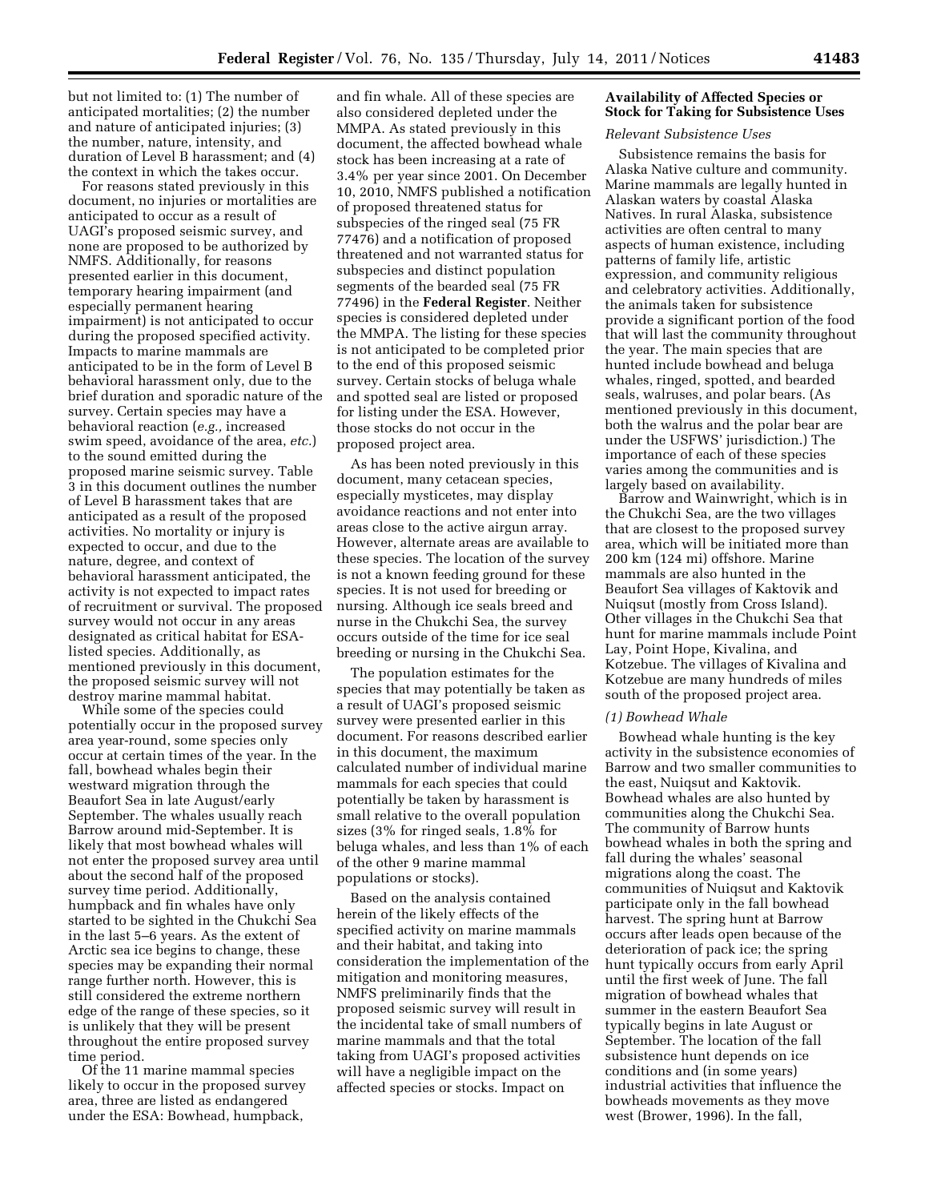but not limited to: (1) The number of anticipated mortalities; (2) the number and nature of anticipated injuries; (3) the number, nature, intensity, and duration of Level B harassment; and (4) the context in which the takes occur.

For reasons stated previously in this document, no injuries or mortalities are anticipated to occur as a result of UAGI's proposed seismic survey, and none are proposed to be authorized by NMFS. Additionally, for reasons presented earlier in this document, temporary hearing impairment (and especially permanent hearing impairment) is not anticipated to occur during the proposed specified activity. Impacts to marine mammals are anticipated to be in the form of Level B behavioral harassment only, due to the brief duration and sporadic nature of the survey. Certain species may have a behavioral reaction (*e.g.,* increased swim speed, avoidance of the area, *etc.*) to the sound emitted during the proposed marine seismic survey. Table 3 in this document outlines the number of Level B harassment takes that are anticipated as a result of the proposed activities. No mortality or injury is expected to occur, and due to the nature, degree, and context of behavioral harassment anticipated, the activity is not expected to impact rates of recruitment or survival. The proposed survey would not occur in any areas designated as critical habitat for ESA-listed species. Additionally, as mentioned previously in this document, the proposed seismic survey will not destroy marine mammal habitat.

While some of the species could potentially occur in the proposed survey area year-round, some species only occur at certain times of the year. In the fall, bowhead whales begin their westward migration through the Beaufort Sea in late August/early September. The whales usually reach Barrow around mid-September. It is likely that most bowhead whales will not enter the proposed survey area until about the second half of the proposed survey time period. Additionally, humpback and fin whales have only started to be sighted in the Chukchi Sea in the last 5–6 years. As the extent of Arctic sea ice begins to change, these species may be expanding their normal range further north. However, this is still considered the extreme northern edge of the range of these species, so it is unlikely that they will be present throughout the entire proposed survey time period.

Of the 11 marine mammal species likely to occur in the proposed survey area, three are listed as endangered under the ESA: Bowhead, humpback, and fin whale. All of these species are also considered depleted under the MMPA. As stated previously in this document, the affected bowhead whale stock has been increasing at a rate of 3.4% per year since 2001. On December 10, 2010, NMFS published a notification of proposed threatened status for subspecies of the ringed seal (75 FR 77476) and a notification of proposed threatened and not warranted status for subspecies and distinct population segments of the bearded seal (75 FR 77496) in the **Federal Register**. Neither species is considered depleted under the MMPA. The listing for these species is not anticipated to be completed prior to the end of this proposed seismic survey. Certain stocks of beluga whale and spotted seal are listed or proposed for listing under the ESA. However, those stocks do not occur in the proposed project area.

As has been noted previously in this document, many cetacean species, especially mysticetes, may display avoidance reactions and not enter into areas close to the active airgun array. However, alternate areas are available to these species. The location of the survey is not a known feeding ground for these species. It is not used for breeding or nursing. Although ice seals breed and nurse in the Chukchi Sea, the survey occurs outside of the time for ice seal breeding or nursing in the Chukchi Sea.

The population estimates for the species that may potentially be taken as a result of UAGI's proposed seismic survey were presented earlier in this document. For reasons described earlier in this document, the maximum calculated number of individual marine mammals for each species that could potentially be taken by harassment is small relative to the overall population sizes (3% for ringed seals, 1.8% for beluga whales, and less than 1% of each of the other 9 marine mammal populations or stocks).

Based on the analysis contained herein of the likely effects of the specified activity on marine mammals and their habitat, and taking into consideration the implementation of the mitigation and monitoring measures, NMFS preliminarily finds that the proposed seismic survey will result in the incidental take of small numbers of marine mammals and that the total taking from UAGI's proposed activities will have a negligible impact on the affected species or stocks. Impact on

## Availability of Affected Species or Stock for Taking for Subsistence Uses

### *Relevant Subsistence Uses*

Subsistence remains the basis for Alaska Native culture and community. Marine mammals are legally hunted in Alaskan waters by coastal Alaska Natives. In rural Alaska, subsistence activities are often central to many aspects of human existence, including patterns of family life, artistic expression, and community religious and celebratory activities. Additionally, the animals taken for subsistence provide a significant portion of the food that will last the community throughout the year. The main species that are hunted include bowhead and beluga whales, ringed, spotted, and bearded seals, walruses, and polar bears. (As mentioned previously in this document, both the walrus and the polar bear are under the USFWS' jurisdiction.) The importance of each of these species varies among the communities and is largely based on availability.

Barrow and Wainwright, which is in the Chukchi Sea, are the two villages that are closest to the proposed survey area, which will be initiated more than 200 km (124 mi) offshore. Marine mammals are also hunted in the Beaufort Sea villages of Kaktovik and Nuiqsut (mostly from Cross Island). Other villages in the Chukchi Sea that hunt for marine mammals include Point Lay, Point Hope, Kivalina, and Kotzebue. The villages of Kivalina and Kotzebue are many hundreds of miles south of the proposed project area.

#### *(1) Bowhead Whale*

Bowhead whale hunting is the key activity in the subsistence economies of Barrow and two smaller communities to the east, Nuiqsut and Kaktovik. Bowhead whales are also hunted by communities along the Chukchi Sea. The community of Barrow hunts bowhead whales in both the spring and fall during the whales' seasonal migrations along the coast. The communities of Nuiqsut and Kaktovik participate only in the fall bowhead harvest. The spring hunt at Barrow occurs after leads open because of the deterioration of pack ice; the spring hunt typically occurs from early April until the first week of June. The fall migration of bowhead whales that summer in the eastern Beaufort Sea typically begins in late August or September. The location of the fall subsistence hunt depends on ice conditions and (in some years) industrial activities that influence the bowheads movements as they move west (Brower, 1996). In the fall,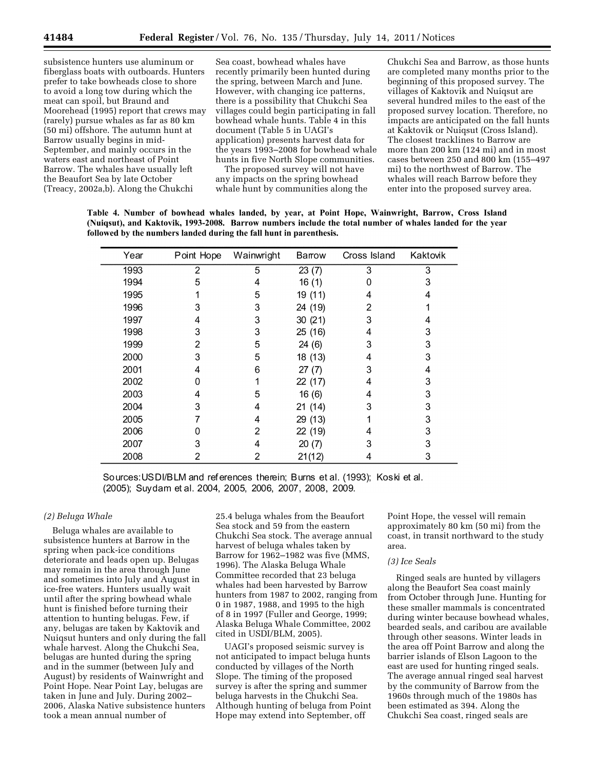subsistence hunters use aluminum or fiberglass boats with outboards. Hunters prefer to take bowheads close to shore to avoid a long tow during which the meat can spoil, but Braund and Moorehead (1995) report that crews may (rarely) pursue whales as far as 80 km (50 mi) offshore. The autumn hunt at Barrow usually begins in mid-September, and mainly occurs in the waters east and northeast of Point Barrow. The whales have usually left the Beaufort Sea by late October (Treacy, 2002a,b). Along the Chukchi Sea coast, bowhead whales have recently primarily been hunted during the spring, between March and June. However, with changing ice patterns, there is a possibility that Chukchi Sea villages could begin participating in fall bowhead whale hunts. Table 4 in this document (Table 5 in UAGI's application) presents harvest data for the years 1993–2008 for bowhead whale hunts in five North Slope communities.

The proposed survey will not have any impacts on the spring bowhead whale hunt by communities along the Chukchi Sea and Barrow, as those hunts are completed many months prior to the beginning of this proposed survey. The villages of Kaktovik and Nuiqsut are several hundred miles to the east of the proposed survey location. Therefore, no impacts are anticipated on the fall hunts at Kaktovik or Nuiqsut (Cross Island). The closest tracklines to Barrow are more than 200 km (124 mi) and in most cases between 250 and 800 km (155–497 mi) to the northwest of Barrow. The whales will reach Barrow before they enter into the proposed survey area.

**Table 4. Number of bowhead whales landed, by year, at Point Hope, Wainwright, Barrow, Cross Island (Nuiqsut), and Kaktovik, 1993-2008. Barrow numbers include the total number of whales landed for the year followed by the numbers landed during the fall hunt in parenthesis.**

| Year | Point Hope | Wainwright | Barrow | Cross Island | Kaktovik |
|---|---|---|---|---|---|
| 1993 | 2 | 5 | 23 (7) | 3 | 3 |
| 1994 | 5 | 4 | 16 (1) | 0 | 3 |
| 1995 | 1 | 5 | 19 (11) | 4 | 4 |
| 1996 | 3 | 3 | 24 (19) | 2 | 1 |
| 1997 | 4 | 3 | 30 (21) | 3 | 4 |
| 1998 | 3 | 3 | 25 (16) | 4 | 3 |
| 1999 | 2 | 5 | 24 (6) | 3 | 3 |
| 2000 | 3 | 5 | 18 (13) | 4 | 3 |
| 2001 | 4 | 6 | 27 (7) | 3 | 4 |
| 2002 | 0 | 1 | 22 (17) | 4 | 3 |
| 2003 | 4 | 5 | 16 (6) | 4 | 3 |
| 2004 | 3 | 4 | 21 (14) | 3 | 3 |
| 2005 | 7 | 4 | 29 (13) | 1 | 3 |
| 2006 | 0 | 2 | 22 (19) | 4 | 3 |
| 2007 | 3 | 4 | 20 (7) | 3 | 3 |
| 2008 | 2 | 2 | 21(12) | 4 | 3 |

Sources: USDI/BLM and references therein; Burns et al. (1993); Koski et al. (2005); Suydam et al. 2004, 2005, 2006, 2007, 2008, 2009.

*(2) Beluga Whale*

Beluga whales are available to subsistence hunters at Barrow in the spring when pack-ice conditions deteriorate and leads open up. Belugas may remain in the area through June and sometimes into July and August in ice-free waters. Hunters usually wait until after the spring bowhead whale hunt is finished before turning their attention to hunting belugas. Few, if any, belugas are taken by Kaktovik and Nuiqsut hunters and only during the fall whale harvest. Along the Chukchi Sea, belugas are hunted during the spring and in the summer (between July and August) by residents of Wainwright and Point Hope. Near Point Lay, belugas are taken in June and July. During 2002–2006, Alaska Native subsistence hunters took a mean annual number of 25.4 beluga whales from the Beaufort Sea stock and 59 from the eastern Chukchi Sea stock. The average annual harvest of beluga whales taken by Barrow for 1962–1982 was five (MMS, 1996). The Alaska Beluga Whale Committee recorded that 23 beluga whales had been harvested by Barrow hunters from 1987 to 2002, ranging from 0 in 1987, 1988, and 1995 to the high of 8 in 1997 (Fuller and George, 1999; Alaska Beluga Whale Committee, 2002 cited in USDI/BLM, 2005).

UAGI's proposed seismic survey is not anticipated to impact beluga hunts conducted by villages of the North Slope. The timing of the proposed survey is after the spring and summer beluga harvests in the Chukchi Sea. Although hunting of beluga from Point Hope may extend into September, off Point Hope, the vessel will remain approximately 80 km (50 mi) from the coast, in transit northward to the study area.

*(3) Ice Seals*

Ringed seals are hunted by villagers along the Beaufort Sea coast mainly from October through June. Hunting for these smaller mammals is concentrated during winter because bowhead whales, bearded seals, and caribou are available through other seasons. Winter leads in the area off Point Barrow and along the barrier islands of Elson Lagoon to the east are used for hunting ringed seals. The average annual ringed seal harvest by the community of Barrow from the 1960s through much of the 1980s has been estimated as 394. Along the Chukchi Sea coast, ringed seals are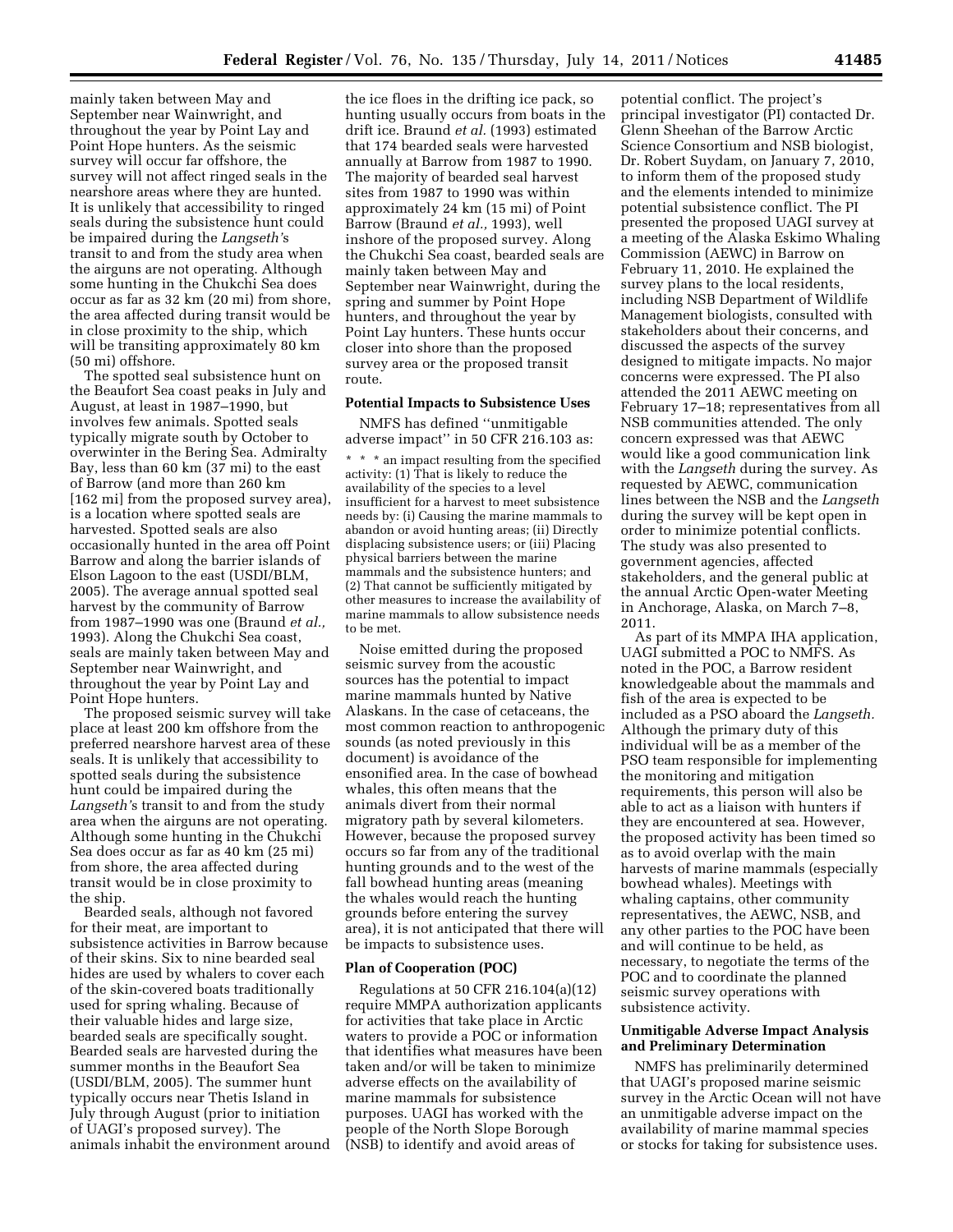mainly taken between May and September near Wainwright, and throughout the year by Point Lay and Point Hope hunters. As the seismic survey will occur far offshore, the survey will not affect ringed seals in the nearshore areas where they are hunted. It is unlikely that accessibility to ringed seals during the subsistence hunt could be impaired during the *Langseth'*s transit to and from the study area when the airguns are not operating. Although some hunting in the Chukchi Sea does occur as far as 32 km (20 mi) from shore, the area affected during transit would be in close proximity to the ship, which will be transiting approximately 80 km (50 mi) offshore.

The spotted seal subsistence hunt on the Beaufort Sea coast peaks in July and August, at least in 1987–1990, but involves few animals. Spotted seals typically migrate south by October to overwinter in the Bering Sea. Admiralty Bay, less than 60 km (37 mi) to the east of Barrow (and more than 260 km [162 mi] from the proposed survey area), is a location where spotted seals are harvested. Spotted seals are also occasionally hunted in the area off Point Barrow and along the barrier islands of Elson Lagoon to the east (USDI/BLM, 2005). The average annual spotted seal harvest by the community of Barrow from 1987–1990 was one (Braund *et al.,* 1993). Along the Chukchi Sea coast, seals are mainly taken between May and September near Wainwright, and throughout the year by Point Lay and Point Hope hunters.

The proposed seismic survey will take place at least 200 km offshore from the preferred nearshore harvest area of these seals. It is unlikely that accessibility to spotted seals during the subsistence hunt could be impaired during the *Langseth'*s transit to and from the study area when the airguns are not operating. Although some hunting in the Chukchi Sea does occur as far as 40 km (25 mi) from shore, the area affected during transit would be in close proximity to the ship.

Bearded seals, although not favored for their meat, are important to subsistence activities in Barrow because of their skins. Six to nine bearded seal hides are used by whalers to cover each of the skin-covered boats traditionally used for spring whaling. Because of their valuable hides and large size, bearded seals are specifically sought. Bearded seals are harvested during the summer months in the Beaufort Sea (USDI/BLM, 2005). The summer hunt typically occurs near Thetis Island in July through August (prior to initiation of UAGI's proposed survey). The animals inhabit the environment around the ice floes in the drifting ice pack, so hunting usually occurs from boats in the drift ice. Braund *et al.* (1993) estimated that 174 bearded seals were harvested annually at Barrow from 1987 to 1990. The majority of bearded seal harvest sites from 1987 to 1990 was within approximately 24 km (15 mi) of Point Barrow (Braund *et al.,* 1993), well inshore of the proposed survey. Along the Chukchi Sea coast, bearded seals are mainly taken between May and September near Wainwright, during the spring and summer by Point Hope hunters, and throughout the year by Point Lay hunters. These hunts occur closer into shore than the proposed survey area or the proposed transit route.

**Potential Impacts to Subsistence Uses**

NMFS has defined ''unmitigable adverse impact'' in 50 CFR 216.103 as:

* * * an impact resulting from the specified activity: (1) That is likely to reduce the availability of the species to a level insufficient for a harvest to meet subsistence needs by: (i) Causing the marine mammals to abandon or avoid hunting areas; (ii) Directly displacing subsistence users; or (iii) Placing physical barriers between the marine mammals and the subsistence hunters; and (2) That cannot be sufficiently mitigated by other measures to increase the availability of marine mammals to allow subsistence needs to be met.

Noise emitted during the proposed seismic survey from the acoustic sources has the potential to impact marine mammals hunted by Native Alaskans. In the case of cetaceans, the most common reaction to anthropogenic sounds (as noted previously in this document) is avoidance of the ensonified area. In the case of bowhead whales, this often means that the animals divert from their normal migratory path by several kilometers. However, because the proposed survey occurs so far from any of the traditional hunting grounds and to the west of the fall bowhead hunting areas (meaning the whales would reach the hunting grounds before entering the survey area), it is not anticipated that there will be impacts to subsistence uses.

**Plan of Cooperation (POC)**

Regulations at 50 CFR 216.104(a)(12) require MMPA authorization applicants for activities that take place in Arctic waters to provide a POC or information that identifies what measures have been taken and/or will be taken to minimize adverse effects on the availability of marine mammals for subsistence purposes. UAGI has worked with the people of the North Slope Borough (NSB) to identify and avoid areas of potential conflict. The project's principal investigator (PI) contacted Dr. Glenn Sheehan of the Barrow Arctic Science Consortium and NSB biologist, Dr. Robert Suydam, on January 7, 2010, to inform them of the proposed study and the elements intended to minimize potential subsistence conflict. The PI presented the proposed UAGI survey at a meeting of the Alaska Eskimo Whaling Commission (AEWC) in Barrow on February 11, 2010. He explained the survey plans to the local residents, including NSB Department of Wildlife Management biologists, consulted with stakeholders about their concerns, and discussed the aspects of the survey designed to mitigate impacts. No major concerns were expressed. The PI also attended the 2011 AEWC meeting on February 17–18; representatives from all NSB communities attended. The only concern expressed was that AEWC would like a good communication link with the *Langseth* during the survey. As requested by AEWC, communication lines between the NSB and the *Langseth* during the survey will be kept open in order to minimize potential conflicts. The study was also presented to government agencies, affected stakeholders, and the general public at the annual Arctic Open-water Meeting in Anchorage, Alaska, on March 7–8, 2011.

As part of its MMPA IHA application, UAGI submitted a POC to NMFS. As noted in the POC, a Barrow resident knowledgeable about the mammals and fish of the area is expected to be included as a PSO aboard the *Langseth.* Although the primary duty of this individual will be as a member of the PSO team responsible for implementing the monitoring and mitigation requirements, this person will also be able to act as a liaison with hunters if they are encountered at sea. However, the proposed activity has been timed so as to avoid overlap with the main harvests of marine mammals (especially bowhead whales). Meetings with whaling captains, other community representatives, the AEWC, NSB, and any other parties to the POC have been and will continue to be held, as necessary, to negotiate the terms of the POC and to coordinate the planned seismic survey operations with subsistence activity.

**Unmitigable Adverse Impact Analysis and Preliminary Determination**

NMFS has preliminarily determined that UAGI's proposed marine seismic survey in the Arctic Ocean will not have an unmitigable adverse impact on the availability of marine mammal species or stocks for taking for subsistence uses.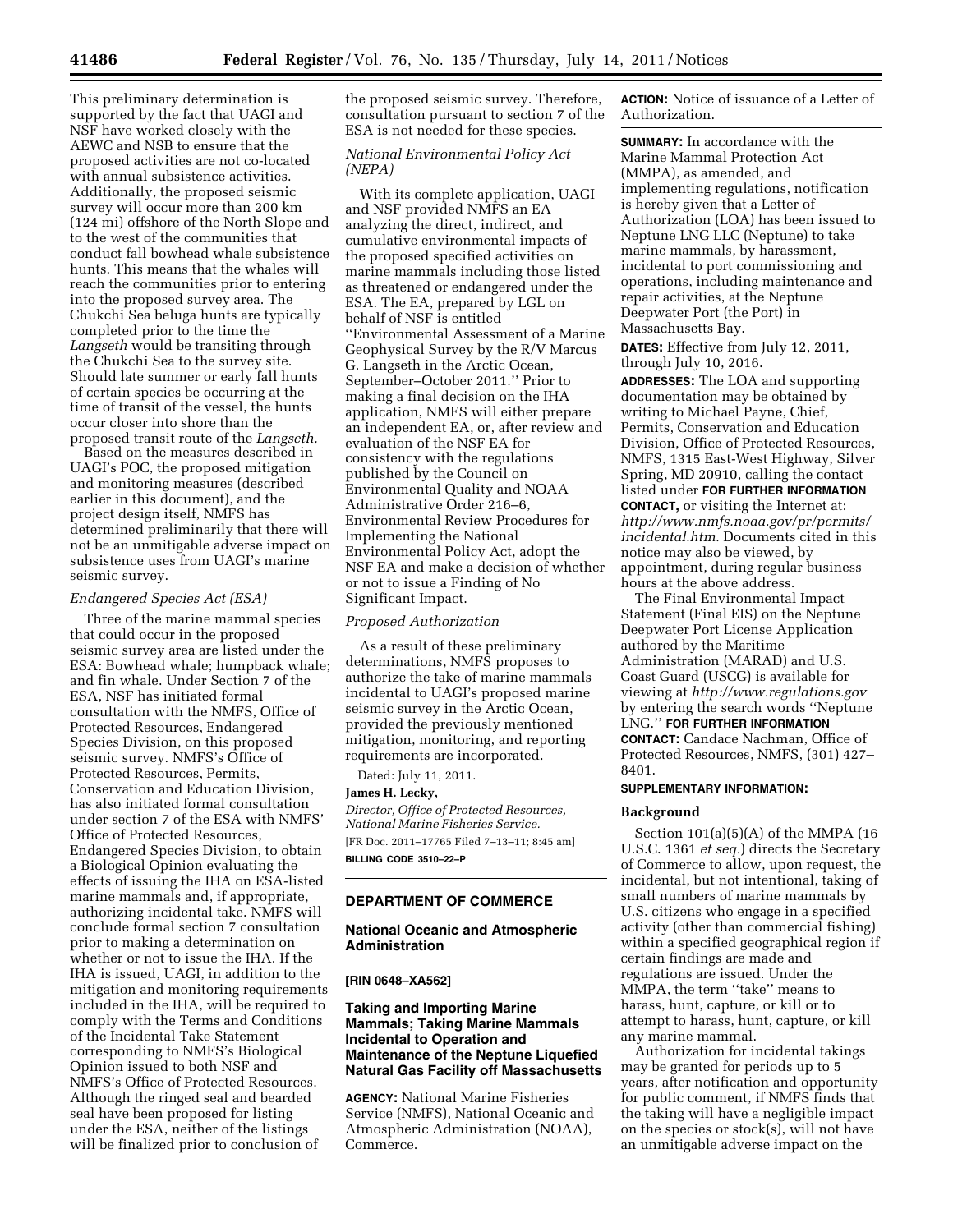This preliminary determination is supported by the fact that UAGI and NSF have worked closely with the AEWC and NSB to ensure that the proposed activities are not co-located with annual subsistence activities. Additionally, the proposed seismic survey will occur more than 200 km (124 mi) offshore of the North Slope and to the west of the communities that conduct fall bowhead whale subsistence hunts. This means that the whales will reach the communities prior to entering into the proposed survey area. The Chukchi Sea beluga hunts are typically completed prior to the time the *Langseth* would be transiting through the Chukchi Sea to the survey site. Should late summer or early fall hunts of certain species be occurring at the time of transit of the vessel, the hunts occur closer into shore than the proposed transit route of the *Langseth.*

Based on the measures described in UAGI's POC, the proposed mitigation and monitoring measures (described earlier in this document), and the project design itself, NMFS has determined preliminarily that there will not be an unmitigable adverse impact on subsistence uses from UAGI's marine seismic survey.

*Endangered Species Act (ESA)*

Three of the marine mammal species that could occur in the proposed seismic survey area are listed under the ESA: Bowhead whale; humpback whale; and fin whale. Under Section 7 of the ESA, NSF has initiated formal consultation with the NMFS, Office of Protected Resources, Endangered Species Division, on this proposed seismic survey. NMFS's Office of Protected Resources, Permits, Conservation and Education Division, has also initiated formal consultation under section 7 of the ESA with NMFS' Office of Protected Resources, Endangered Species Division, to obtain a Biological Opinion evaluating the effects of issuing the IHA on ESA-listed marine mammals and, if appropriate, authorizing incidental take. NMFS will conclude formal section 7 consultation prior to making a determination on whether or not to issue the IHA. If the IHA is issued, UAGI, in addition to the mitigation and monitoring requirements included in the IHA, will be required to comply with the Terms and Conditions of the Incidental Take Statement corresponding to NMFS's Biological Opinion issued to both NSF and NMFS's Office of Protected Resources. Although the ringed seal and bearded seal have been proposed for listing under the ESA, neither of the listings will be finalized prior to conclusion of the proposed seismic survey. Therefore, consultation pursuant to section 7 of the ESA is not needed for these species.

*National Environmental Policy Act (NEPA)*

With its complete application, UAGI and NSF provided NMFS an EA analyzing the direct, indirect, and cumulative environmental impacts of the proposed specified activities on marine mammals including those listed as threatened or endangered under the ESA. The EA, prepared by LGL on behalf of NSF is entitled "Environmental Assessment of a Marine Geophysical Survey by the R/V Marcus G. Langseth in the Arctic Ocean, September–October 2011." Prior to making a final decision on the IHA application, NMFS will either prepare an independent EA, or, after review and evaluation of the NSF EA for consistency with the regulations published by the Council on Environmental Quality and NOAA Administrative Order 216–6, Environmental Review Procedures for Implementing the National Environmental Policy Act, adopt the NSF EA and make a decision of whether or not to issue a Finding of No Significant Impact.

*Proposed Authorization*

As a result of these preliminary determinations, NMFS proposes to authorize the take of marine mammals incidental to UAGI's proposed marine seismic survey in the Arctic Ocean, provided the previously mentioned mitigation, monitoring, and reporting requirements are incorporated.

Dated: July 11, 2011.

**James H. Lecky,**

*Director, Office of Protected Resources, National Marine Fisheries Service.*

[FR Doc. 2011–17765 Filed 7–13–11; 8:45 am]

**BILLING CODE 3510–22–P**

## DEPARTMENT OF COMMERCE

### National Oceanic and Atmospheric Administration

**[RIN 0648–XA562]**

### Taking and Importing Marine Mammals; Taking Marine Mammals Incidental to Operation and Maintenance of the Neptune Liquefied Natural Gas Facility off Massachusetts

**AGENCY:** National Marine Fisheries Service (NMFS), National Oceanic and Atmospheric Administration (NOAA), Commerce.

**ACTION:** Notice of issuance of a Letter of Authorization.

**SUMMARY:** In accordance with the Marine Mammal Protection Act (MMPA), as amended, and implementing regulations, notification is hereby given that a Letter of Authorization (LOA) has been issued to Neptune LNG LLC (Neptune) to take marine mammals, by harassment, incidental to port commissioning and operations, including maintenance and repair activities, at the Neptune Deepwater Port (the Port) in Massachusetts Bay.

**DATES:** Effective from July 12, 2011, through July 10, 2016.

**ADDRESSES:** The LOA and supporting documentation may be obtained by writing to Michael Payne, Chief, Permits, Conservation and Education Division, Office of Protected Resources, NMFS, 1315 East-West Highway, Silver Spring, MD 20910, calling the contact listed under **FOR FURTHER INFORMATION CONTACT,** or visiting the Internet at: *http://www.nmfs.noaa.gov/pr/permits/incidental.htm.* Documents cited in this notice may also be viewed, by appointment, during regular business hours at the above address.

The Final Environmental Impact Statement (Final EIS) on the Neptune Deepwater Port License Application authored by the Maritime Administration (MARAD) and U.S. Coast Guard (USCG) is available for viewing at *http://www.regulations.gov* by entering the search words "Neptune LNG."

**FOR FURTHER INFORMATION CONTACT:** Candace Nachman, Office of Protected Resources, NMFS, (301) 427–8401.

**SUPPLEMENTARY INFORMATION:**

### Background

Section 101(a)(5)(A) of the MMPA (16 U.S.C. 1361 *et seq.*) directs the Secretary of Commerce to allow, upon request, the incidental, but not intentional, taking of small numbers of marine mammals by U.S. citizens who engage in a specified activity (other than commercial fishing) within a specified geographical region if certain findings are made and regulations are issued. Under the MMPA, the term "take" means to harass, hunt, capture, or kill or to attempt to harass, hunt, capture, or kill any marine mammal.

Authorization for incidental takings may be granted for periods up to 5 years, after notification and opportunity for public comment, if NMFS finds that the taking will have a negligible impact on the species or stock(s), will not have an unmitigable adverse impact on the